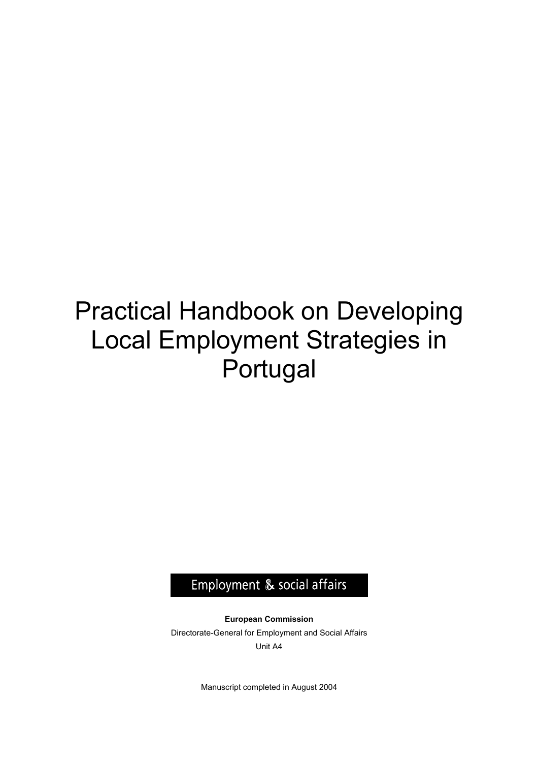# Practical Handbook on Developing Local Employment Strategies in Portugal

Employment & social affairs

**European Commission**

Directorate-General for Employment and Social Affairs

Unit A4

Manuscript completed in August 2004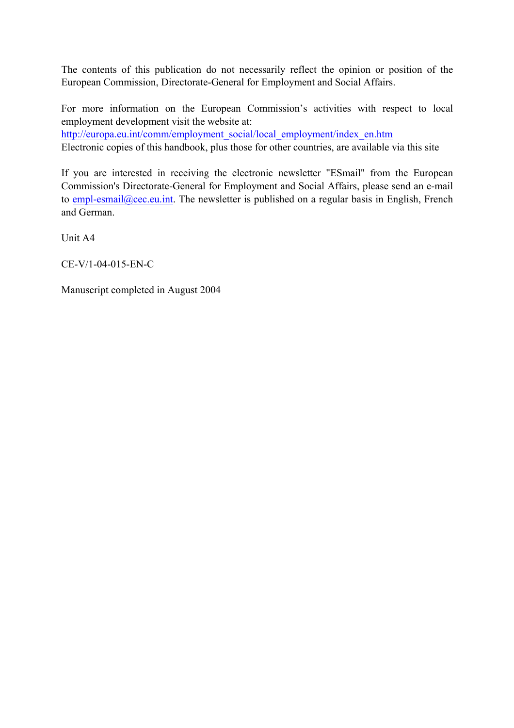The contents of this publication do not necessarily reflect the opinion or position of the European Commission, Directorate-General for Employment and Social Affairs.

For more information on the European Commission's activities with respect to local employment development visit the website at:
http://europa.eu.int/comm/employment_social/local_employment/index_en.htm
Electronic copies of this handbook, plus those for other countries, are available via this site

If you are interested in receiving the electronic newsletter "ESmail" from the European Commission's Directorate-General for Employment and Social Affairs, please send an e-mail to empl-esmail@cec.eu.int. The newsletter is published on a regular basis in English, French and German.

Unit A4

CE-V/1-04-015-EN-C

Manuscript completed in August 2004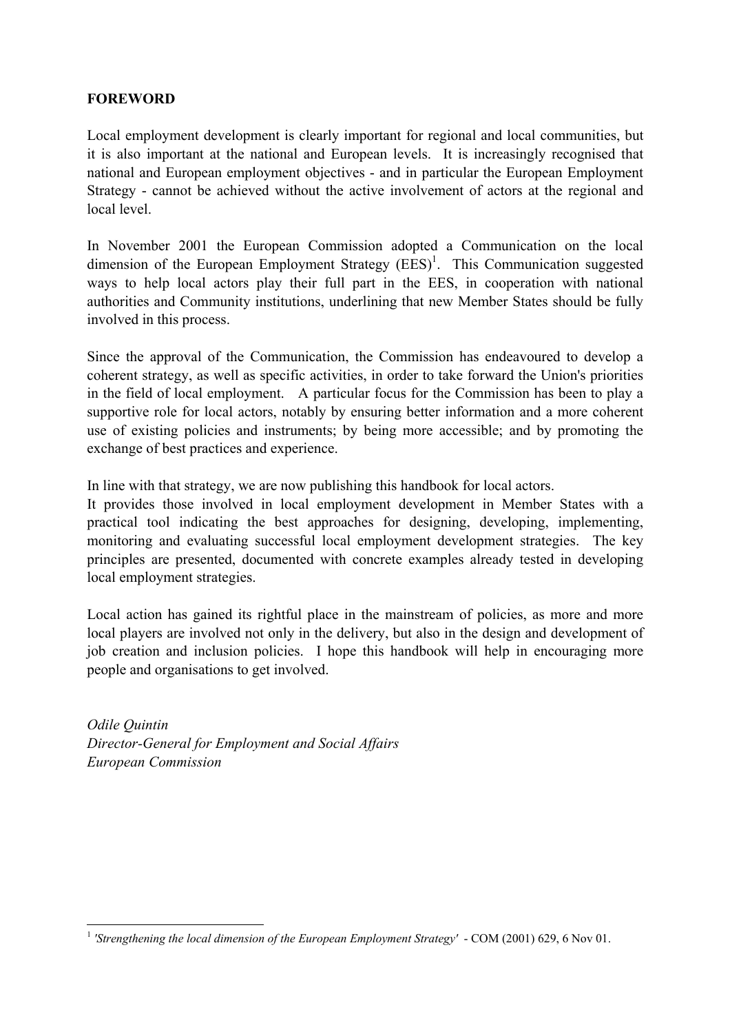**FOREWORD**

Local employment development is clearly important for regional and local communities, but it is also important at the national and European levels. It is increasingly recognised that national and European employment objectives - and in particular the European Employment Strategy - cannot be achieved without the active involvement of actors at the regional and local level.

In November 2001 the European Commission adopted a Communication on the local dimension of the European Employment Strategy (EES)[1]. This Communication suggested ways to help local actors play their full part in the EES, in cooperation with national authorities and Community institutions, underlining that new Member States should be fully involved in this process.

Since the approval of the Communication, the Commission has endeavoured to develop a coherent strategy, as well as specific activities, in order to take forward the Union's priorities in the field of local employment. A particular focus for the Commission has been to play a supportive role for local actors, notably by ensuring better information and a more coherent use of existing policies and instruments; by being more accessible; and by promoting the exchange of best practices and experience.

In line with that strategy, we are now publishing this handbook for local actors.
It provides those involved in local employment development in Member States with a practical tool indicating the best approaches for designing, developing, implementing, monitoring and evaluating successful local employment development strategies. The key principles are presented, documented with concrete examples already tested in developing local employment strategies.

Local action has gained its rightful place in the mainstream of policies, as more and more local players are involved not only in the delivery, but also in the design and development of job creation and inclusion policies. I hope this handbook will help in encouraging more people and organisations to get involved.

*Odile Quintin*
*Director-General for Employment and Social Affairs*
*European Commission*

---

[1] *'Strengthening the local dimension of the European Employment Strategy'* - COM (2001) 629, 6 Nov 01.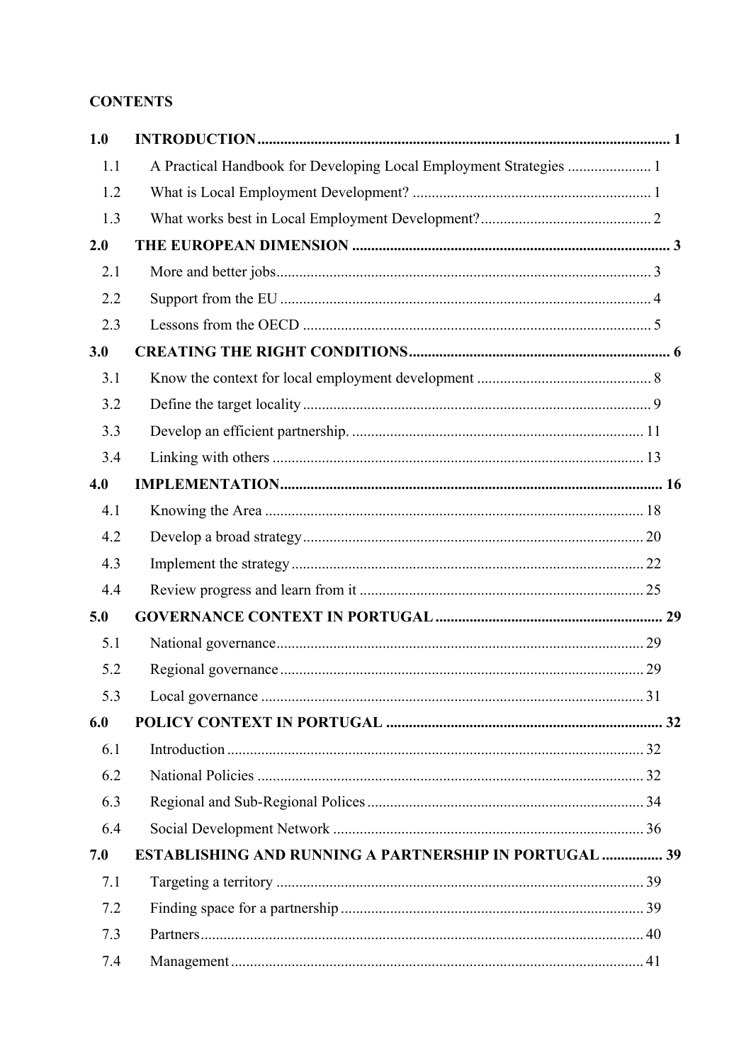**CONTENTS**

| | | |
|---|---|---|
| **1.0** | **INTRODUCTION** | **1** |
| 1.1 | A Practical Handbook for Developing Local Employment Strategies | 1 |
| 1.2 | What is Local Employment Development? | 1 |
| 1.3 | What works best in Local Employment Development? | 2 |
| **2.0** | **THE EUROPEAN DIMENSION** | **3** |
| 2.1 | More and better jobs | 3 |
| 2.2 | Support from the EU | 4 |
| 2.3 | Lessons from the OECD | 5 |
| **3.0** | **CREATING THE RIGHT CONDITIONS** | **6** |
| 3.1 | Know the context for local employment development | 8 |
| 3.2 | Define the target locality | 9 |
| 3.3 | Develop an efficient partnership. | 11 |
| 3.4 | Linking with others | 13 |
| **4.0** | **IMPLEMENTATION** | **16** |
| 4.1 | Knowing the Area | 18 |
| 4.2 | Develop a broad strategy | 20 |
| 4.3 | Implement the strategy | 22 |
| 4.4 | Review progress and learn from it | 25 |
| **5.0** | **GOVERNANCE CONTEXT IN PORTUGAL** | **29** |
| 5.1 | National governance | 29 |
| 5.2 | Regional governance | 29 |
| 5.3 | Local governance | 31 |
| **6.0** | **POLICY CONTEXT IN PORTUGAL** | **32** |
| 6.1 | Introduction | 32 |
| 6.2 | National Policies | 32 |
| 6.3 | Regional and Sub-Regional Polices | 34 |
| 6.4 | Social Development Network | 36 |
| **7.0** | **ESTABLISHING AND RUNNING A PARTNERSHIP IN PORTUGAL** | **39** |
| 7.1 | Targeting a territory | 39 |
| 7.2 | Finding space for a partnership | 39 |
| 7.3 | Partners | 40 |
| 7.4 | Management | 41 |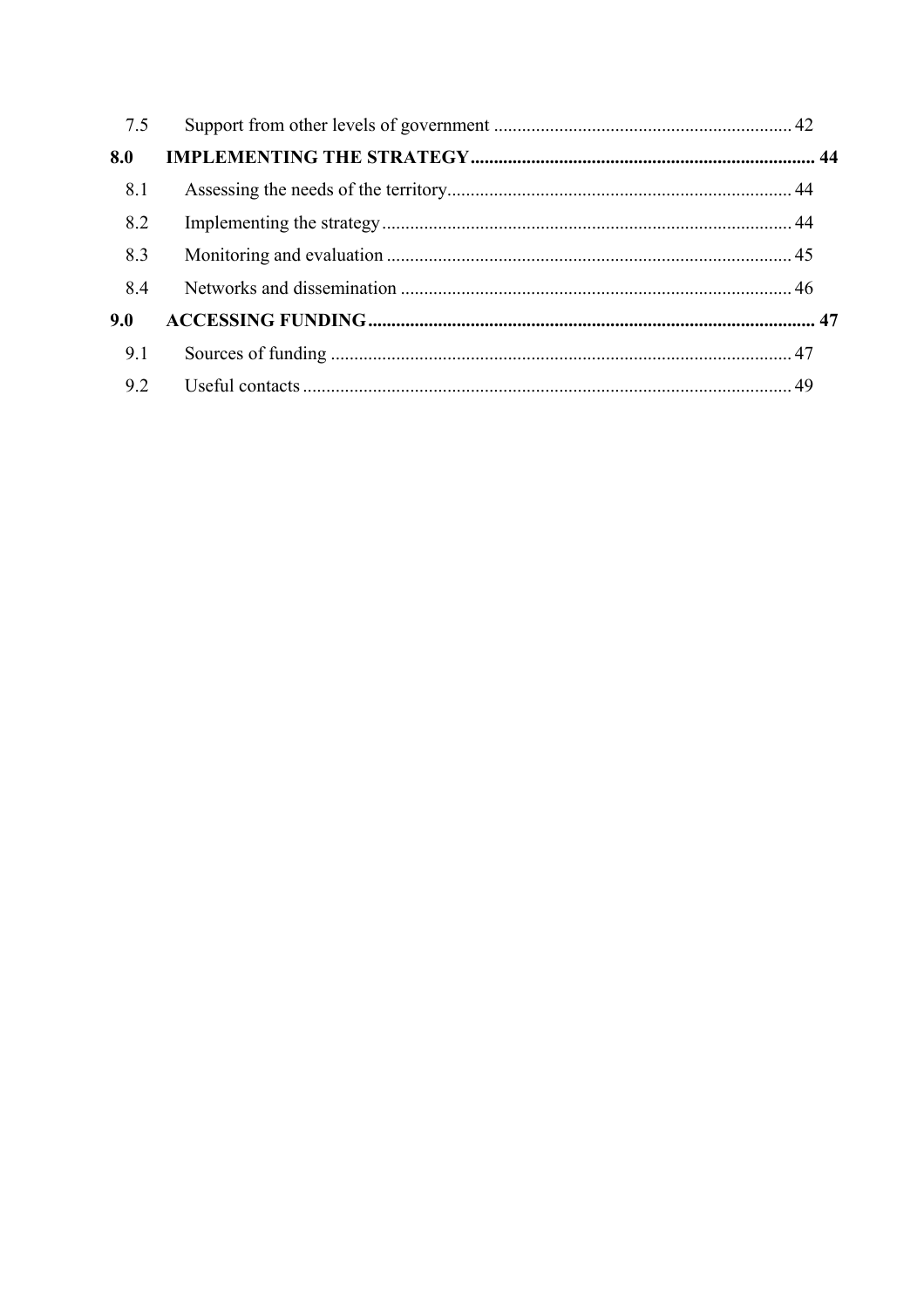| | | |
|---|---|---|
| 7.5 | Support from other levels of government | 42 |
| **8.0** | **IMPLEMENTING THE STRATEGY** | **44** |
| 8.1 | Assessing the needs of the territory | 44 |
| 8.2 | Implementing the strategy | 44 |
| 8.3 | Monitoring and evaluation | 45 |
| 8.4 | Networks and dissemination | 46 |
| **9.0** | **ACCESSING FUNDING** | **47** |
| 9.1 | Sources of funding | 47 |
| 9.2 | Useful contacts | 49 |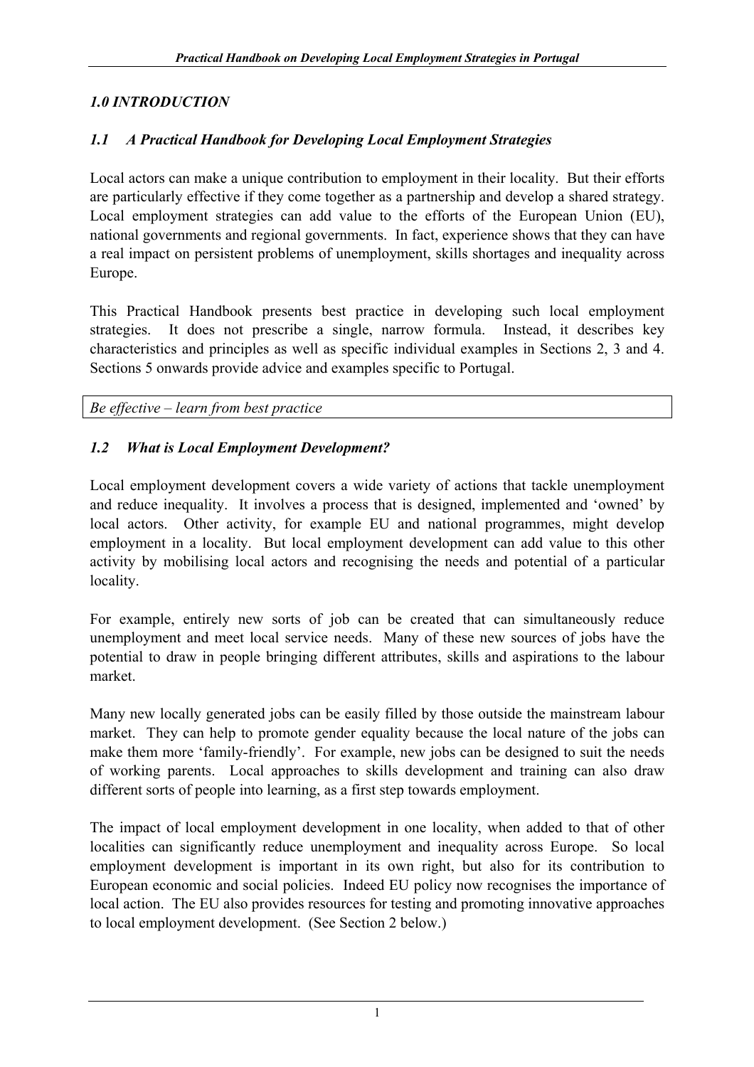## *1.0 INTRODUCTION*

### *1.1 A Practical Handbook for Developing Local Employment Strategies*

Local actors can make a unique contribution to employment in their locality. But their efforts are particularly effective if they come together as a partnership and develop a shared strategy. Local employment strategies can add value to the efforts of the European Union (EU), national governments and regional governments. In fact, experience shows that they can have a real impact on persistent problems of unemployment, skills shortages and inequality across Europe.

This Practical Handbook presents best practice in developing such local employment strategies. It does not prescribe a single, narrow formula. Instead, it describes key characteristics and principles as well as specific individual examples in Sections 2, 3 and 4. Sections 5 onwards provide advice and examples specific to Portugal.

*Be effective – learn from best practice*

### *1.2 What is Local Employment Development?*

Local employment development covers a wide variety of actions that tackle unemployment and reduce inequality. It involves a process that is designed, implemented and 'owned' by local actors. Other activity, for example EU and national programmes, might develop employment in a locality. But local employment development can add value to this other activity by mobilising local actors and recognising the needs and potential of a particular locality.

For example, entirely new sorts of job can be created that can simultaneously reduce unemployment and meet local service needs. Many of these new sources of jobs have the potential to draw in people bringing different attributes, skills and aspirations to the labour market.

Many new locally generated jobs can be easily filled by those outside the mainstream labour market. They can help to promote gender equality because the local nature of the jobs can make them more 'family-friendly'. For example, new jobs can be designed to suit the needs of working parents. Local approaches to skills development and training can also draw different sorts of people into learning, as a first step towards employment.

The impact of local employment development in one locality, when added to that of other localities can significantly reduce unemployment and inequality across Europe. So local employment development is important in its own right, but also for its contribution to European economic and social policies. Indeed EU policy now recognises the importance of local action. The EU also provides resources for testing and promoting innovative approaches to local employment development. (See Section 2 below.)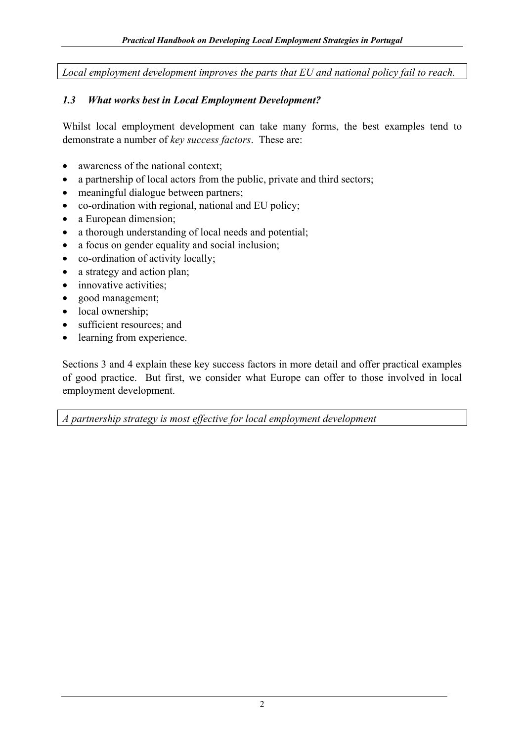*Local employment development improves the parts that EU and national policy fail to reach.*

### *1.3 What works best in Local Employment Development?*

Whilst local employment development can take many forms, the best examples tend to demonstrate a number of *key success factors*. These are:

- awareness of the national context;
- a partnership of local actors from the public, private and third sectors;
- meaningful dialogue between partners;
- co-ordination with regional, national and EU policy;
- a European dimension;
- a thorough understanding of local needs and potential;
- a focus on gender equality and social inclusion;
- co-ordination of activity locally;
- a strategy and action plan;
- innovative activities;
- good management;
- local ownership;
- sufficient resources; and
- learning from experience.

Sections 3 and 4 explain these key success factors in more detail and offer practical examples of good practice. But first, we consider what Europe can offer to those involved in local employment development.

*A partnership strategy is most effective for local employment development*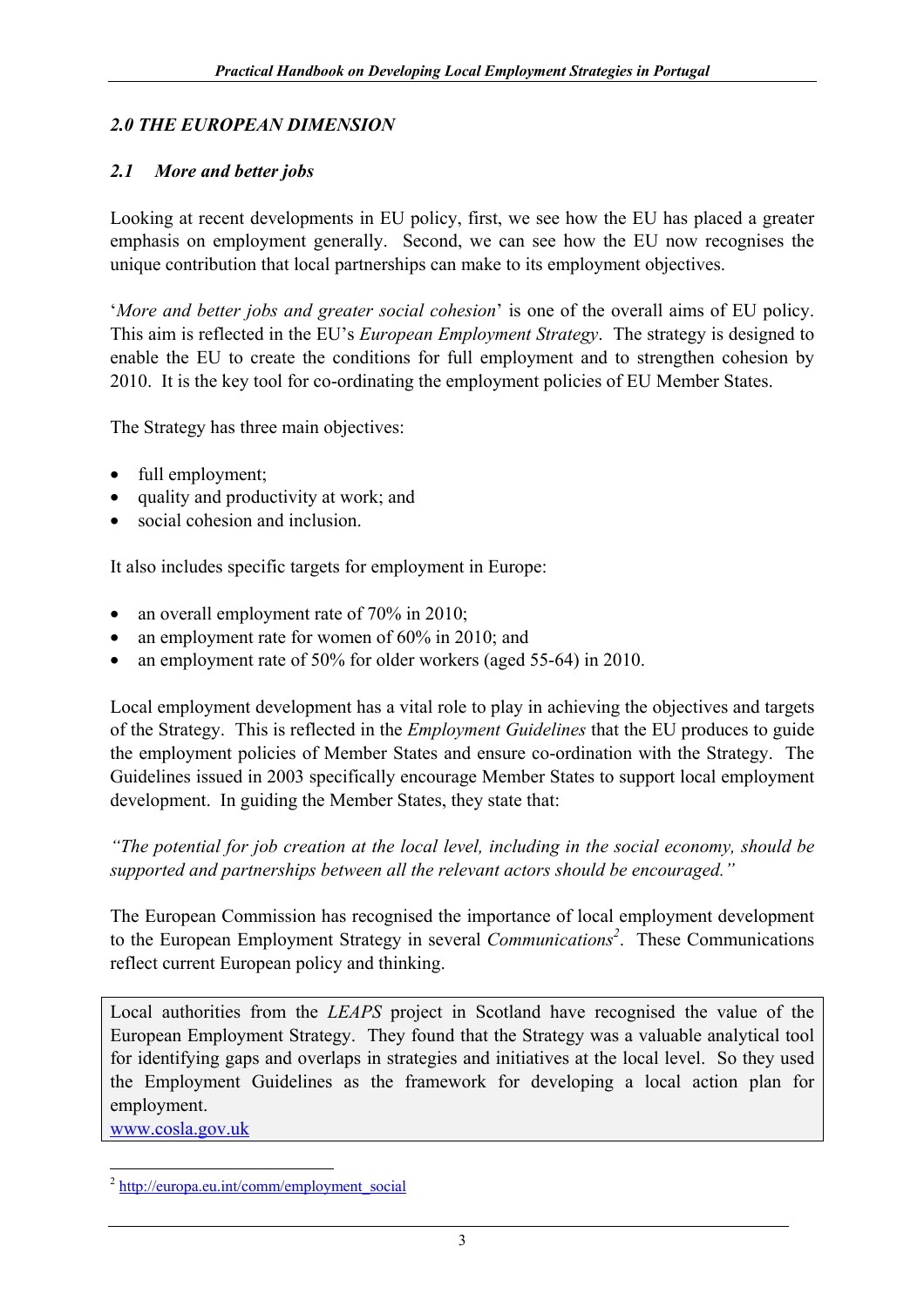## *2.0 THE EUROPEAN DIMENSION*

### *2.1 More and better jobs*

Looking at recent developments in EU policy, first, we see how the EU has placed a greater emphasis on employment generally. Second, we can see how the EU now recognises the unique contribution that local partnerships can make to its employment objectives.

'*More and better jobs and greater social cohesion*' is one of the overall aims of EU policy. This aim is reflected in the EU's *European Employment Strategy*. The strategy is designed to enable the EU to create the conditions for full employment and to strengthen cohesion by 2010. It is the key tool for co-ordinating the employment policies of EU Member States.

The Strategy has three main objectives:

- full employment;
- quality and productivity at work; and
- social cohesion and inclusion.

It also includes specific targets for employment in Europe:

- an overall employment rate of 70% in 2010;
- an employment rate for women of 60% in 2010; and
- an employment rate of 50% for older workers (aged 55-64) in 2010.

Local employment development has a vital role to play in achieving the objectives and targets of the Strategy. This is reflected in the *Employment Guidelines* that the EU produces to guide the employment policies of Member States and ensure co-ordination with the Strategy. The Guidelines issued in 2003 specifically encourage Member States to support local employment development. In guiding the Member States, they state that:

*"The potential for job creation at the local level, including in the social economy, should be supported and partnerships between all the relevant actors should be encouraged."*

The European Commission has recognised the importance of local employment development to the European Employment Strategy in several *Communications*[2]. These Communications reflect current European policy and thinking.

> Local authorities from the *LEAPS* project in Scotland have recognised the value of the European Employment Strategy. They found that the Strategy was a valuable analytical tool for identifying gaps and overlaps in strategies and initiatives at the local level. So they used the Employment Guidelines as the framework for developing a local action plan for employment.
> www.cosla.gov.uk

[2] http://europa.eu.int/comm/employment_social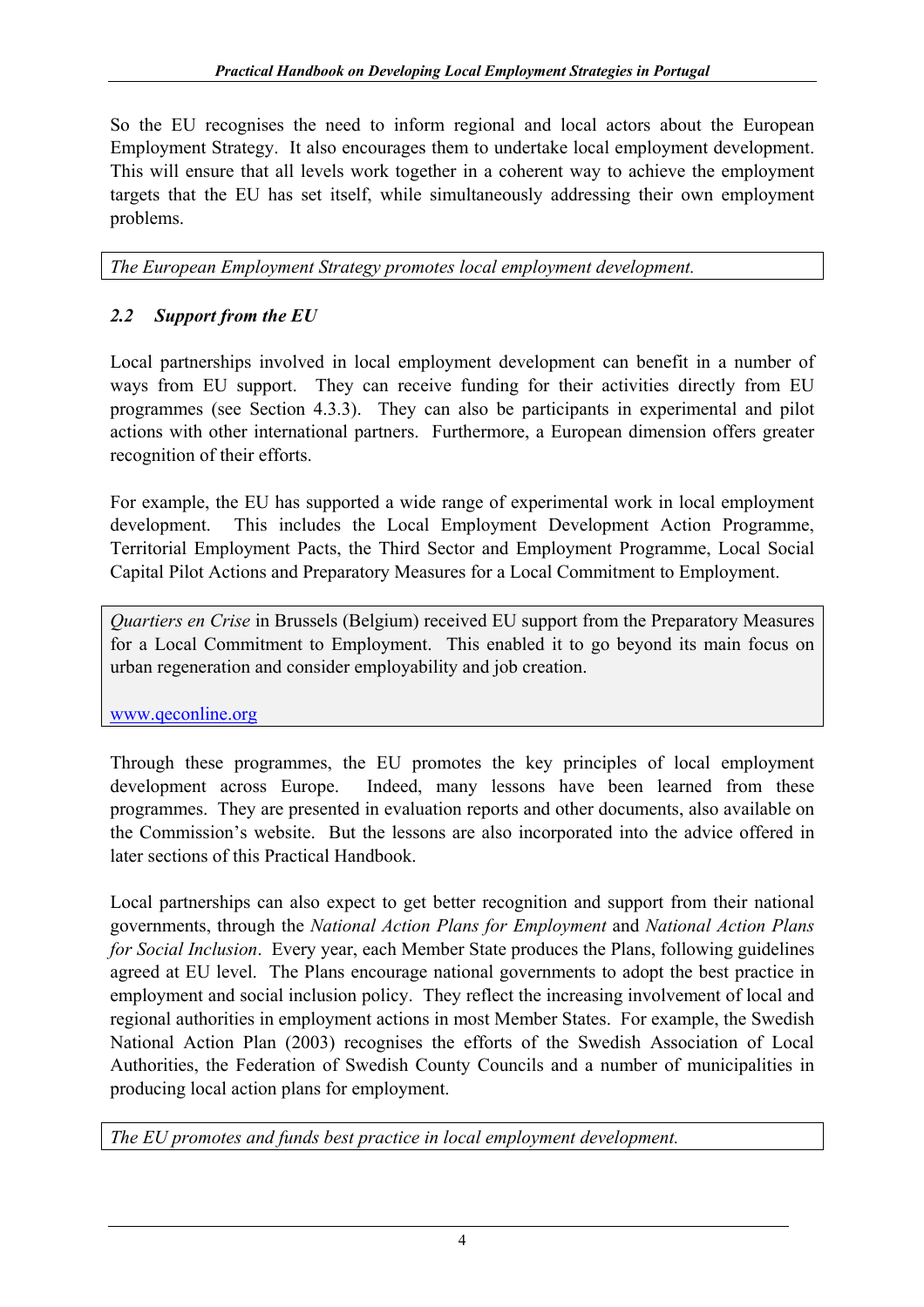So the EU recognises the need to inform regional and local actors about the European Employment Strategy. It also encourages them to undertake local employment development. This will ensure that all levels work together in a coherent way to achieve the employment targets that the EU has set itself, while simultaneously addressing their own employment problems.

*The European Employment Strategy promotes local employment development.*

## *2.2 Support from the EU*

Local partnerships involved in local employment development can benefit in a number of ways from EU support. They can receive funding for their activities directly from EU programmes (see Section 4.3.3). They can also be participants in experimental and pilot actions with other international partners. Furthermore, a European dimension offers greater recognition of their efforts.

For example, the EU has supported a wide range of experimental work in local employment development. This includes the Local Employment Development Action Programme, Territorial Employment Pacts, the Third Sector and Employment Programme, Local Social Capital Pilot Actions and Preparatory Measures for a Local Commitment to Employment.

*Quartiers en Crise* in Brussels (Belgium) received EU support from the Preparatory Measures for a Local Commitment to Employment. This enabled it to go beyond its main focus on urban regeneration and consider employability and job creation.

www.qeconline.org

Through these programmes, the EU promotes the key principles of local employment development across Europe. Indeed, many lessons have been learned from these programmes. They are presented in evaluation reports and other documents, also available on the Commission's website. But the lessons are also incorporated into the advice offered in later sections of this Practical Handbook.

Local partnerships can also expect to get better recognition and support from their national governments, through the *National Action Plans for Employment* and *National Action Plans for Social Inclusion*. Every year, each Member State produces the Plans, following guidelines agreed at EU level. The Plans encourage national governments to adopt the best practice in employment and social inclusion policy. They reflect the increasing involvement of local and regional authorities in employment actions in most Member States. For example, the Swedish National Action Plan (2003) recognises the efforts of the Swedish Association of Local Authorities, the Federation of Swedish County Councils and a number of municipalities in producing local action plans for employment.

*The EU promotes and funds best practice in local employment development.*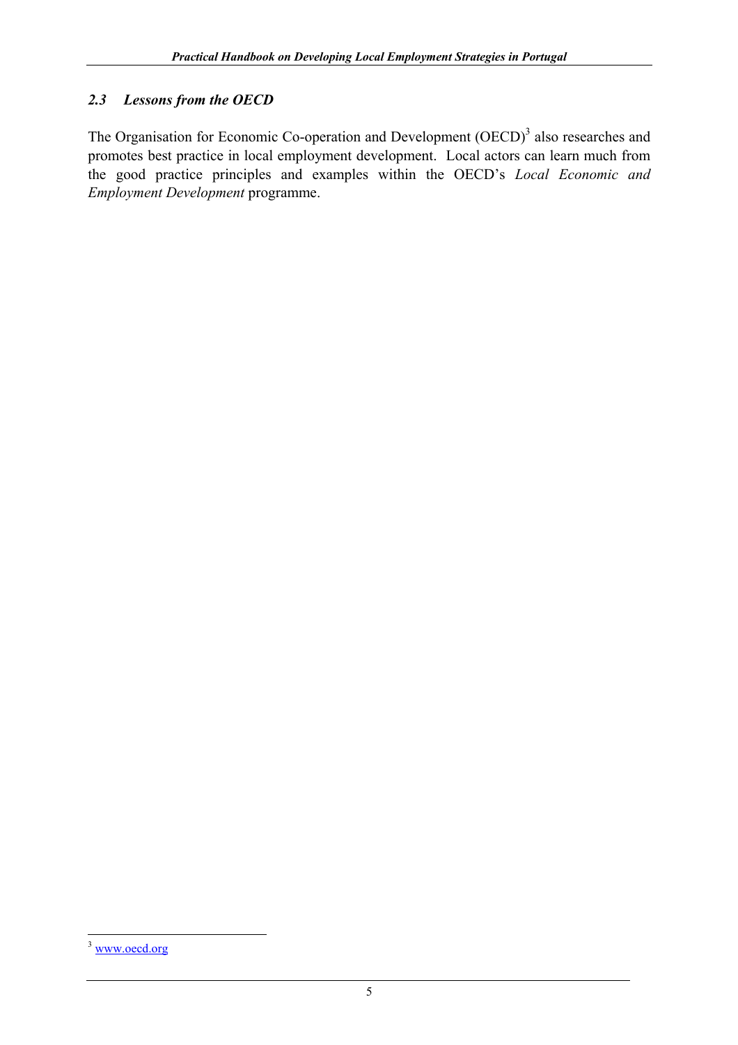## *2.3 Lessons from the OECD*

The Organisation for Economic Co-operation and Development (OECD)[3] also researches and promotes best practice in local employment development. Local actors can learn much from the good practice principles and examples within the OECD's *Local Economic and Employment Development* programme.

[3] www.oecd.org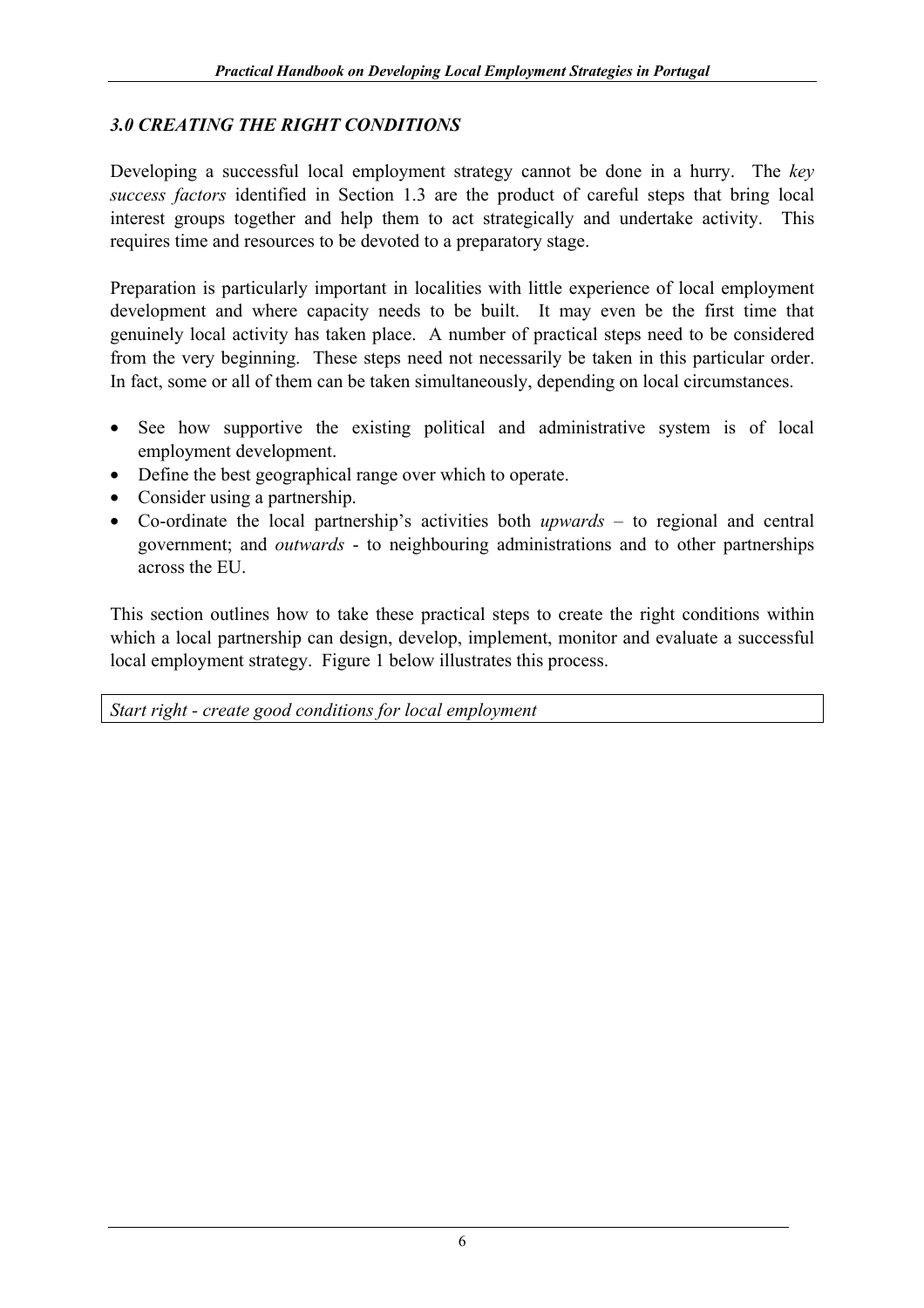## *3.0 CREATING THE RIGHT CONDITIONS*

Developing a successful local employment strategy cannot be done in a hurry. The *key success factors* identified in Section 1.3 are the product of careful steps that bring local interest groups together and help them to act strategically and undertake activity. This requires time and resources to be devoted to a preparatory stage.

Preparation is particularly important in localities with little experience of local employment development and where capacity needs to be built. It may even be the first time that genuinely local activity has taken place. A number of practical steps need to be considered from the very beginning. These steps need not necessarily be taken in this particular order. In fact, some or all of them can be taken simultaneously, depending on local circumstances.

- See how supportive the existing political and administrative system is of local employment development.
- Define the best geographical range over which to operate.
- Consider using a partnership.
- Co-ordinate the local partnership's activities both *upwards* – to regional and central government; and *outwards* - to neighbouring administrations and to other partnerships across the EU.

This section outlines how to take these practical steps to create the right conditions within which a local partnership can design, develop, implement, monitor and evaluate a successful local employment strategy. Figure 1 below illustrates this process.

*Start right - create good conditions for local employment*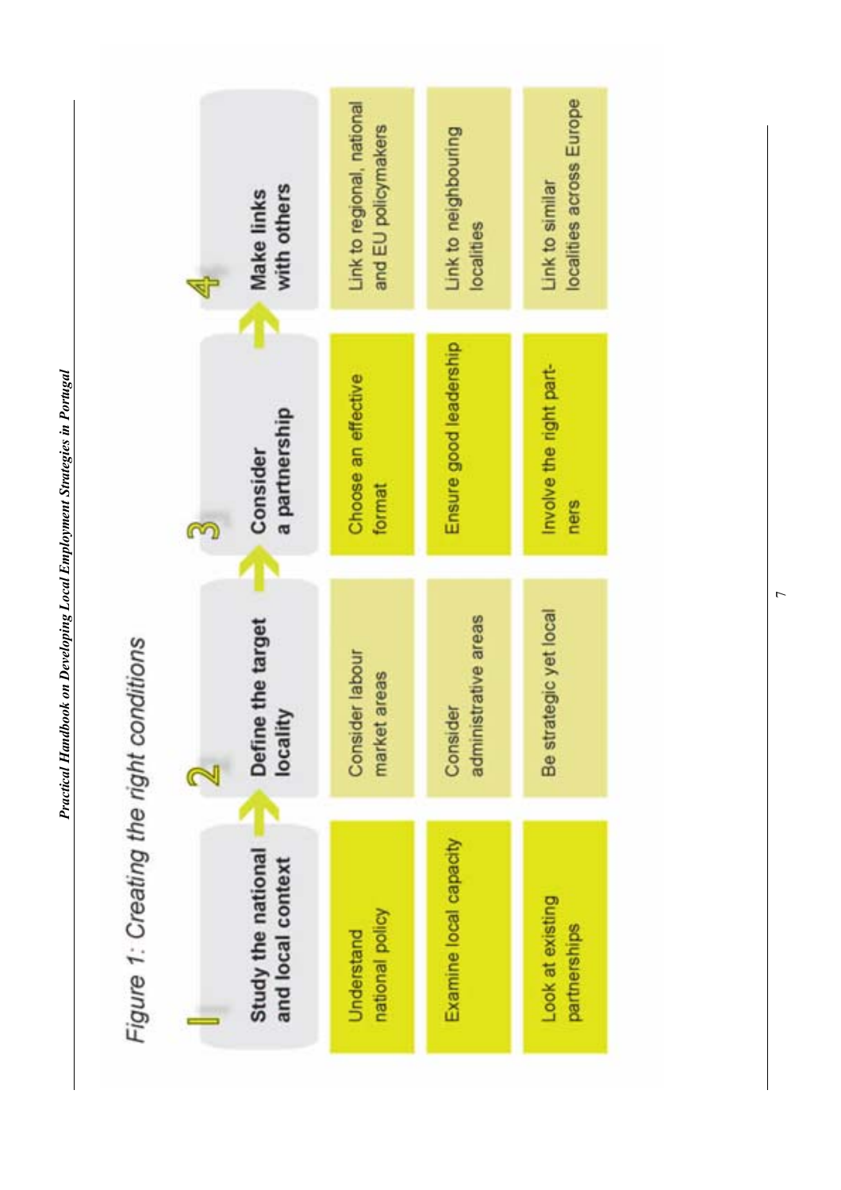*Figure 1: Creating the right conditions*

| 1 Study the national and local context | 2 Define the target locality | 3 Consider a partnership | 4 Make links with others |
|---|---|---|---|
| Understand national policy | Consider labour market areas | Choose an effective format | Link to regional, national and EU policymakers |
| Examine local capacity | Consider administrative areas | Ensure good leadership | Link to neighbouring localities |
| Look at existing partnerships | Be strategic yet local | Involve the right partners | Link to similar localities across Europe |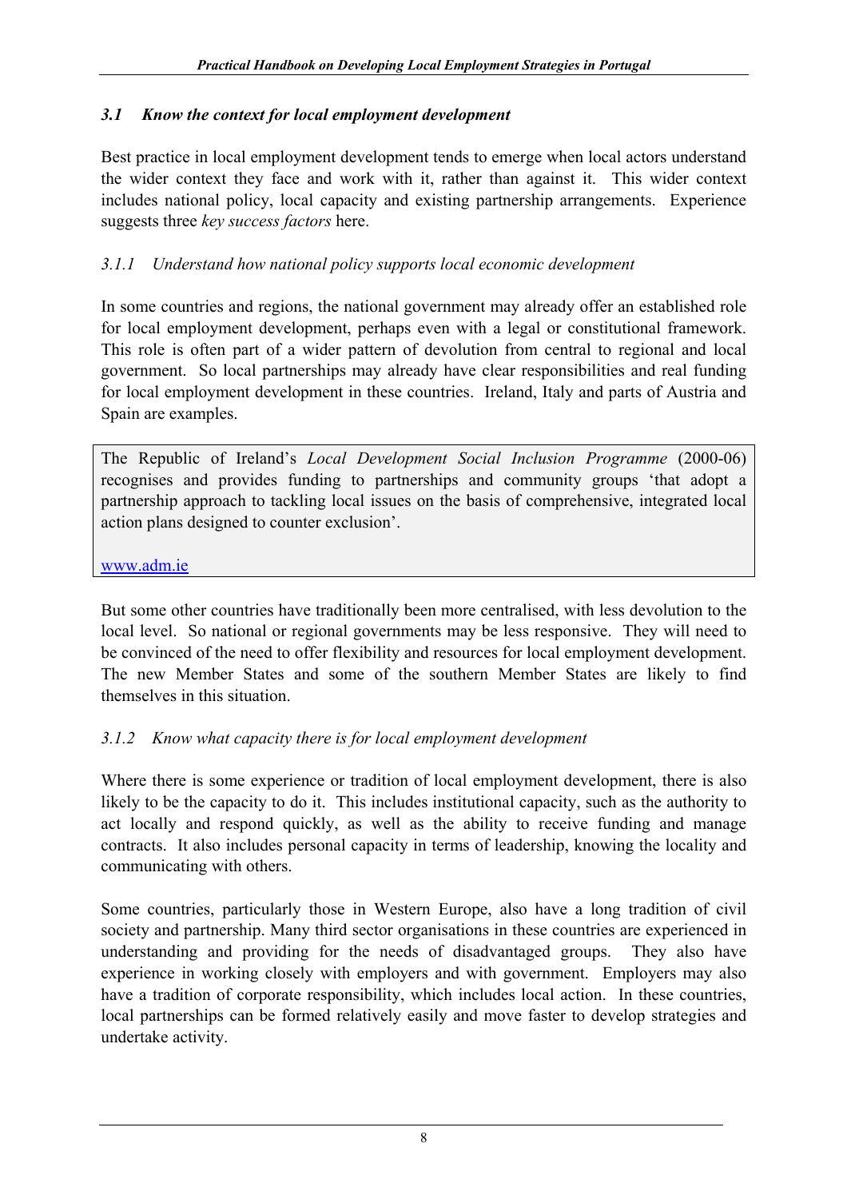### *3.1 Know the context for local employment development*

Best practice in local employment development tends to emerge when local actors understand the wider context they face and work with it, rather than against it. This wider context includes national policy, local capacity and existing partnership arrangements. Experience suggests three *key success factors* here.

#### *3.1.1 Understand how national policy supports local economic development*

In some countries and regions, the national government may already offer an established role for local employment development, perhaps even with a legal or constitutional framework. This role is often part of a wider pattern of devolution from central to regional and local government. So local partnerships may already have clear responsibilities and real funding for local employment development in these countries. Ireland, Italy and parts of Austria and Spain are examples.

> The Republic of Ireland's *Local Development Social Inclusion Programme* (2000-06) recognises and provides funding to partnerships and community groups 'that adopt a partnership approach to tackling local issues on the basis of comprehensive, integrated local action plans designed to counter exclusion'.
>
> www.adm.ie

But some other countries have traditionally been more centralised, with less devolution to the local level. So national or regional governments may be less responsive. They will need to be convinced of the need to offer flexibility and resources for local employment development. The new Member States and some of the southern Member States are likely to find themselves in this situation.

#### *3.1.2 Know what capacity there is for local employment development*

Where there is some experience or tradition of local employment development, there is also likely to be the capacity to do it. This includes institutional capacity, such as the authority to act locally and respond quickly, as well as the ability to receive funding and manage contracts. It also includes personal capacity in terms of leadership, knowing the locality and communicating with others.

Some countries, particularly those in Western Europe, also have a long tradition of civil society and partnership. Many third sector organisations in these countries are experienced in understanding and providing for the needs of disadvantaged groups. They also have experience in working closely with employers and with government. Employers may also have a tradition of corporate responsibility, which includes local action. In these countries, local partnerships can be formed relatively easily and move faster to develop strategies and undertake activity.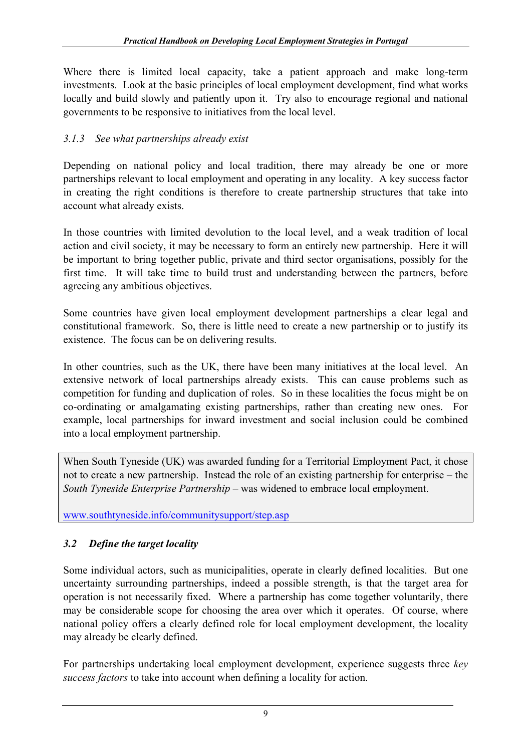Where there is limited local capacity, take a patient approach and make long-term investments. Look at the basic principles of local employment development, find what works locally and build slowly and patiently upon it. Try also to encourage regional and national governments to be responsive to initiatives from the local level.

### *3.1.3 See what partnerships already exist*

Depending on national policy and local tradition, there may already be one or more partnerships relevant to local employment and operating in any locality. A key success factor in creating the right conditions is therefore to create partnership structures that take into account what already exists.

In those countries with limited devolution to the local level, and a weak tradition of local action and civil society, it may be necessary to form an entirely new partnership. Here it will be important to bring together public, private and third sector organisations, possibly for the first time. It will take time to build trust and understanding between the partners, before agreeing any ambitious objectives.

Some countries have given local employment development partnerships a clear legal and constitutional framework. So, there is little need to create a new partnership or to justify its existence. The focus can be on delivering results.

In other countries, such as the UK, there have been many initiatives at the local level. An extensive network of local partnerships already exists. This can cause problems such as competition for funding and duplication of roles. So in these localities the focus might be on co-ordinating or amalgamating existing partnerships, rather than creating new ones. For example, local partnerships for inward investment and social inclusion could be combined into a local employment partnership.

> When South Tyneside (UK) was awarded funding for a Territorial Employment Pact, it chose not to create a new partnership. Instead the role of an existing partnership for enterprise – the *South Tyneside Enterprise Partnership* – was widened to embrace local employment.
>
> www.southtyneside.info/communitysupport/step.asp

## *3.2 Define the target locality*

Some individual actors, such as municipalities, operate in clearly defined localities. But one uncertainty surrounding partnerships, indeed a possible strength, is that the target area for operation is not necessarily fixed. Where a partnership has come together voluntarily, there may be considerable scope for choosing the area over which it operates. Of course, where national policy offers a clearly defined role for local employment development, the locality may already be clearly defined.

For partnerships undertaking local employment development, experience suggests three *key success factors* to take into account when defining a locality for action.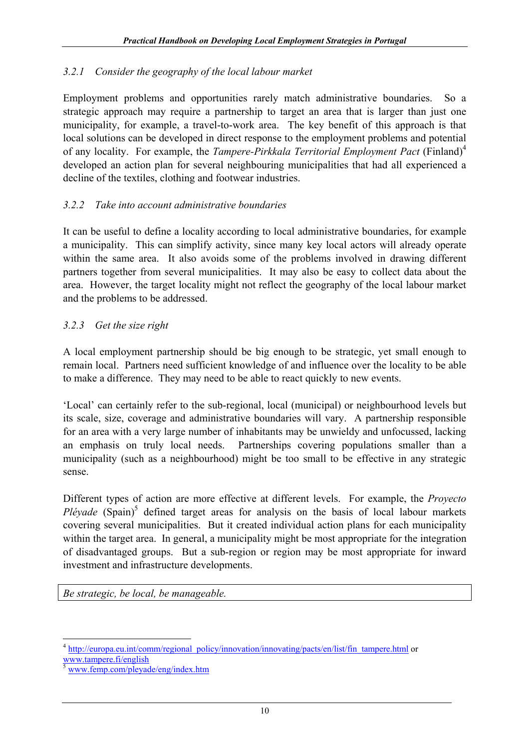### *3.2.1 Consider the geography of the local labour market*

Employment problems and opportunities rarely match administrative boundaries. So a strategic approach may require a partnership to target an area that is larger than just one municipality, for example, a travel-to-work area. The key benefit of this approach is that local solutions can be developed in direct response to the employment problems and potential of any locality. For example, the *Tampere-Pirkkala Territorial Employment Pact* (Finland)[4] developed an action plan for several neighbouring municipalities that had all experienced a decline of the textiles, clothing and footwear industries.

### *3.2.2 Take into account administrative boundaries*

It can be useful to define a locality according to local administrative boundaries, for example a municipality. This can simplify activity, since many key local actors will already operate within the same area. It also avoids some of the problems involved in drawing different partners together from several municipalities. It may also be easy to collect data about the area. However, the target locality might not reflect the geography of the local labour market and the problems to be addressed.

### *3.2.3 Get the size right*

A local employment partnership should be big enough to be strategic, yet small enough to remain local. Partners need sufficient knowledge of and influence over the locality to be able to make a difference. They may need to be able to react quickly to new events.

'Local' can certainly refer to the sub-regional, local (municipal) or neighbourhood levels but its scale, size, coverage and administrative boundaries will vary. A partnership responsible for an area with a very large number of inhabitants may be unwieldy and unfocussed, lacking an emphasis on truly local needs. Partnerships covering populations smaller than a municipality (such as a neighbourhood) might be too small to be effective in any strategic sense.

Different types of action are more effective at different levels. For example, the *Proyecto Pléyade* (Spain)[5] defined target areas for analysis on the basis of local labour markets covering several municipalities. But it created individual action plans for each municipality within the target area. In general, a municipality might be most appropriate for the integration of disadvantaged groups. But a sub-region or region may be most appropriate for inward investment and infrastructure developments.

*Be strategic, be local, be manageable.*

---

[4] http://europa.eu.int/comm/regional_policy/innovation/innovating/pacts/en/list/fin_tampere.html or www.tampere.fi/english

[5] www.femp.com/pleyade/eng/index.htm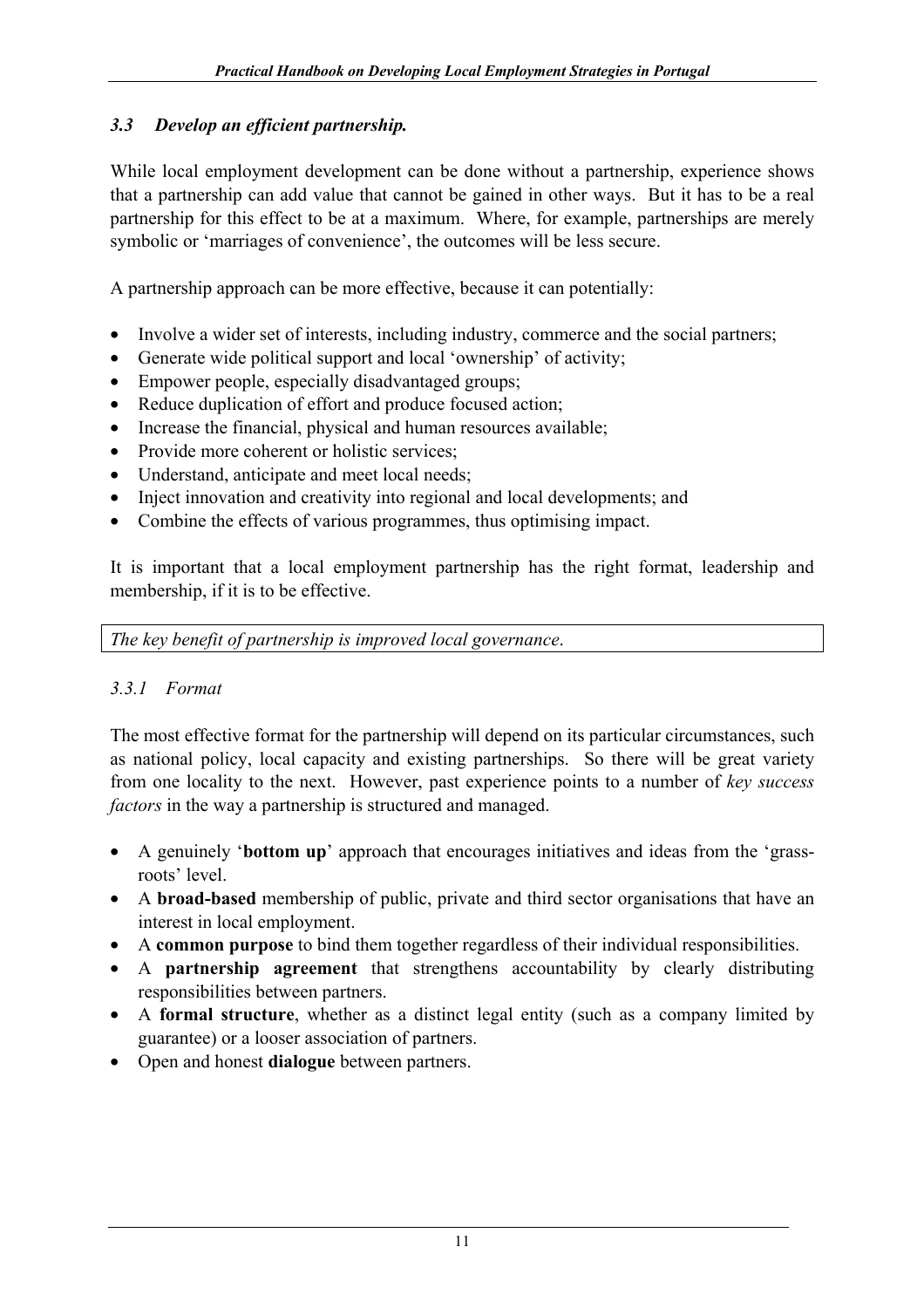### *3.3 Develop an efficient partnership.*

While local employment development can be done without a partnership, experience shows that a partnership can add value that cannot be gained in other ways. But it has to be a real partnership for this effect to be at a maximum. Where, for example, partnerships are merely symbolic or 'marriages of convenience', the outcomes will be less secure.

A partnership approach can be more effective, because it can potentially:

- Involve a wider set of interests, including industry, commerce and the social partners;
- Generate wide political support and local 'ownership' of activity;
- Empower people, especially disadvantaged groups;
- Reduce duplication of effort and produce focused action;
- Increase the financial, physical and human resources available;
- Provide more coherent or holistic services;
- Understand, anticipate and meet local needs;
- Inject innovation and creativity into regional and local developments; and
- Combine the effects of various programmes, thus optimising impact.

It is important that a local employment partnership has the right format, leadership and membership, if it is to be effective.

*The key benefit of partnership is improved local governance*.

#### *3.3.1 Format*

The most effective format for the partnership will depend on its particular circumstances, such as national policy, local capacity and existing partnerships. So there will be great variety from one locality to the next. However, past experience points to a number of *key success factors* in the way a partnership is structured and managed.

- A genuinely '**bottom up**' approach that encourages initiatives and ideas from the 'grass-roots' level.
- A **broad-based** membership of public, private and third sector organisations that have an interest in local employment.
- A **common purpose** to bind them together regardless of their individual responsibilities.
- A **partnership agreement** that strengthens accountability by clearly distributing responsibilities between partners.
- A **formal structure**, whether as a distinct legal entity (such as a company limited by guarantee) or a looser association of partners.
- Open and honest **dialogue** between partners.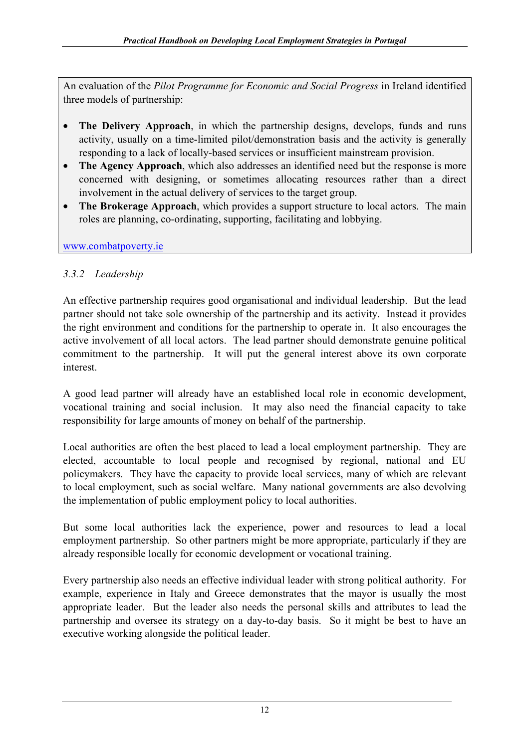An evaluation of the *Pilot Programme for Economic and Social Progress* in Ireland identified three models of partnership:

- **The Delivery Approach**, in which the partnership designs, develops, funds and runs activity, usually on a time-limited pilot/demonstration basis and the activity is generally responding to a lack of locally-based services or insufficient mainstream provision.
- **The Agency Approach**, which also addresses an identified need but the response is more concerned with designing, or sometimes allocating resources rather than a direct involvement in the actual delivery of services to the target group.
- **The Brokerage Approach**, which provides a support structure to local actors. The main roles are planning, co-ordinating, supporting, facilitating and lobbying.

www.combatpoverty.ie

### *3.3.2 Leadership*

An effective partnership requires good organisational and individual leadership. But the lead partner should not take sole ownership of the partnership and its activity. Instead it provides the right environment and conditions for the partnership to operate in. It also encourages the active involvement of all local actors. The lead partner should demonstrate genuine political commitment to the partnership. It will put the general interest above its own corporate interest.

A good lead partner will already have an established local role in economic development, vocational training and social inclusion. It may also need the financial capacity to take responsibility for large amounts of money on behalf of the partnership.

Local authorities are often the best placed to lead a local employment partnership. They are elected, accountable to local people and recognised by regional, national and EU policymakers. They have the capacity to provide local services, many of which are relevant to local employment, such as social welfare. Many national governments are also devolving the implementation of public employment policy to local authorities.

But some local authorities lack the experience, power and resources to lead a local employment partnership. So other partners might be more appropriate, particularly if they are already responsible locally for economic development or vocational training.

Every partnership also needs an effective individual leader with strong political authority. For example, experience in Italy and Greece demonstrates that the mayor is usually the most appropriate leader. But the leader also needs the personal skills and attributes to lead the partnership and oversee its strategy on a day-to-day basis. So it might be best to have an executive working alongside the political leader.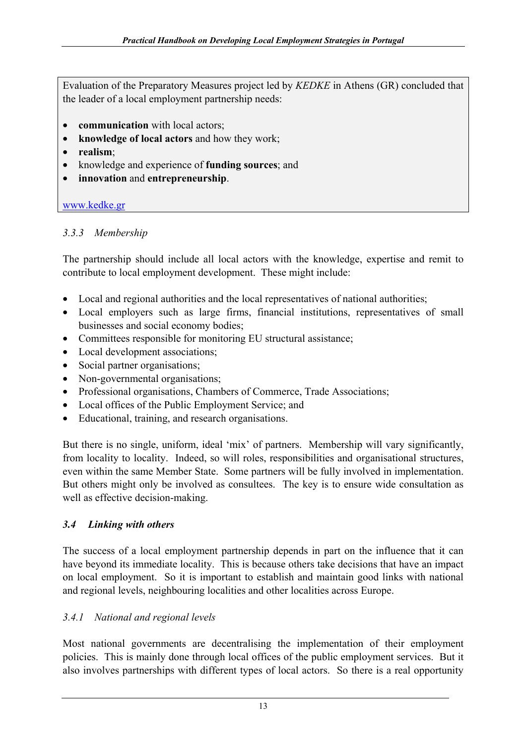Evaluation of the Preparatory Measures project led by *KEDKE* in Athens (GR) concluded that the leader of a local employment partnership needs:

- **communication** with local actors;
- **knowledge of local actors** and how they work;
- **realism**;
- knowledge and experience of **funding sources**; and
- **innovation** and **entrepreneurship**.

www.kedke.gr

### *3.3.3 Membership*

The partnership should include all local actors with the knowledge, expertise and remit to contribute to local employment development. These might include:

- Local and regional authorities and the local representatives of national authorities;
- Local employers such as large firms, financial institutions, representatives of small businesses and social economy bodies;
- Committees responsible for monitoring EU structural assistance;
- Local development associations;
- Social partner organisations;
- Non-governmental organisations;
- Professional organisations, Chambers of Commerce, Trade Associations;
- Local offices of the Public Employment Service; and
- Educational, training, and research organisations.

But there is no single, uniform, ideal 'mix' of partners. Membership will vary significantly, from locality to locality. Indeed, so will roles, responsibilities and organisational structures, even within the same Member State. Some partners will be fully involved in implementation. But others might only be involved as consultees. The key is to ensure wide consultation as well as effective decision-making.

## ***3.4 Linking with others***

The success of a local employment partnership depends in part on the influence that it can have beyond its immediate locality. This is because others take decisions that have an impact on local employment. So it is important to establish and maintain good links with national and regional levels, neighbouring localities and other localities across Europe.

### *3.4.1 National and regional levels*

Most national governments are decentralising the implementation of their employment policies. This is mainly done through local offices of the public employment services. But it also involves partnerships with different types of local actors. So there is a real opportunity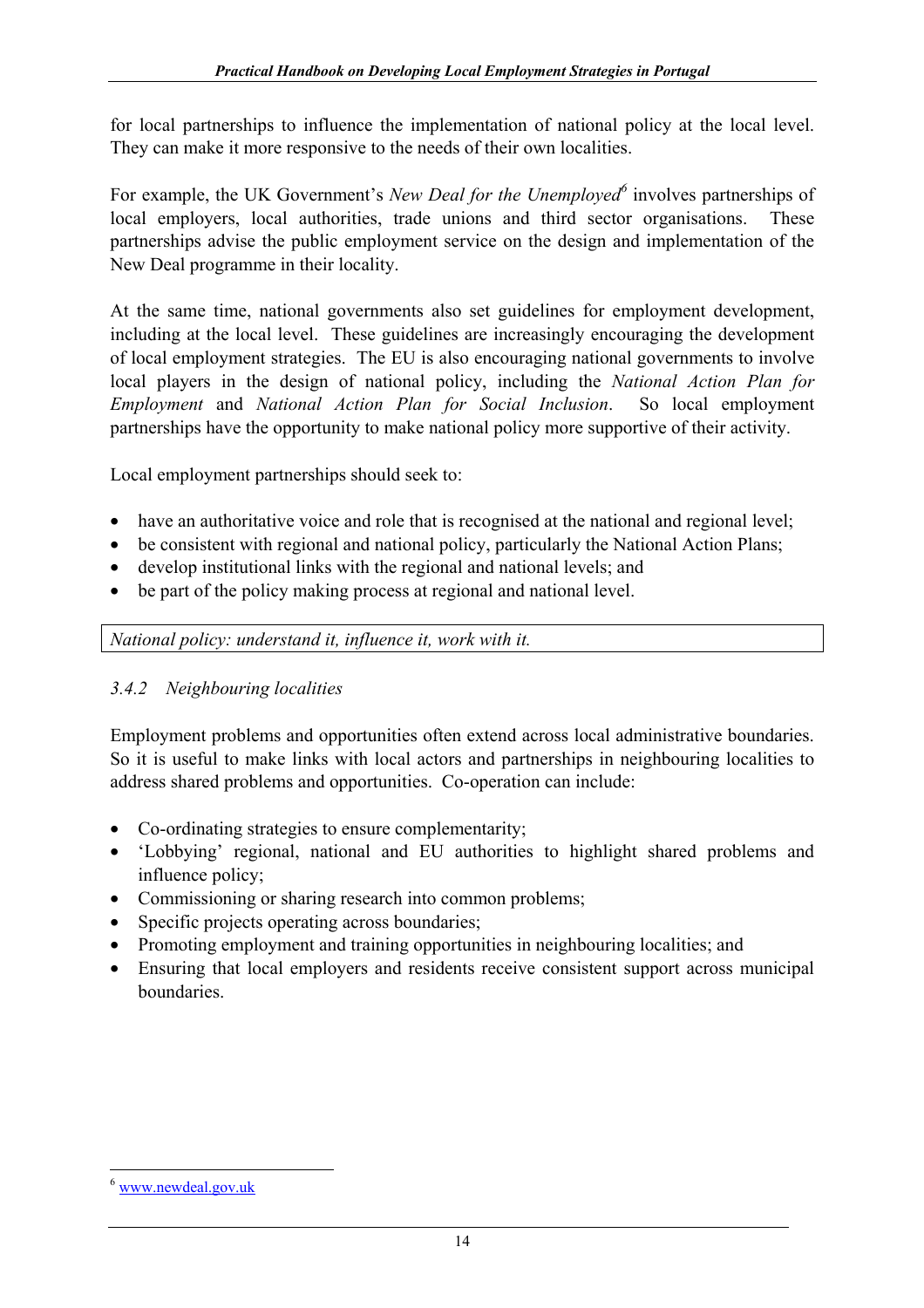for local partnerships to influence the implementation of national policy at the local level. They can make it more responsive to the needs of their own localities.

For example, the UK Government's *New Deal for the Unemployed*[6] involves partnerships of local employers, local authorities, trade unions and third sector organisations. These partnerships advise the public employment service on the design and implementation of the New Deal programme in their locality.

At the same time, national governments also set guidelines for employment development, including at the local level. These guidelines are increasingly encouraging the development of local employment strategies. The EU is also encouraging national governments to involve local players in the design of national policy, including the *National Action Plan for Employment* and *National Action Plan for Social Inclusion*. So local employment partnerships have the opportunity to make national policy more supportive of their activity.

Local employment partnerships should seek to:

- have an authoritative voice and role that is recognised at the national and regional level;
- be consistent with regional and national policy, particularly the National Action Plans;
- develop institutional links with the regional and national levels; and
- be part of the policy making process at regional and national level.

*National policy: understand it, influence it, work with it.*

### *3.4.2 Neighbouring localities*

Employment problems and opportunities often extend across local administrative boundaries. So it is useful to make links with local actors and partnerships in neighbouring localities to address shared problems and opportunities. Co-operation can include:

- Co-ordinating strategies to ensure complementarity;
- 'Lobbying' regional, national and EU authorities to highlight shared problems and influence policy;
- Commissioning or sharing research into common problems;
- Specific projects operating across boundaries;
- Promoting employment and training opportunities in neighbouring localities; and
- Ensuring that local employers and residents receive consistent support across municipal boundaries.

---

[6] www.newdeal.gov.uk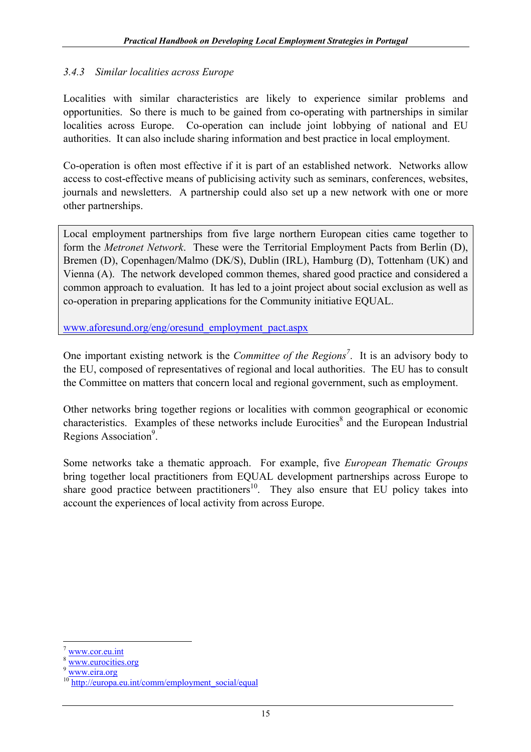### *3.4.3 Similar localities across Europe*

Localities with similar characteristics are likely to experience similar problems and opportunities. So there is much to be gained from co-operating with partnerships in similar localities across Europe. Co-operation can include joint lobbying of national and EU authorities. It can also include sharing information and best practice in local employment.

Co-operation is often most effective if it is part of an established network. Networks allow access to cost-effective means of publicising activity such as seminars, conferences, websites, journals and newsletters. A partnership could also set up a new network with one or more other partnerships.

> Local employment partnerships from five large northern European cities came together to form the *Metronet Network*. These were the Territorial Employment Pacts from Berlin (D), Bremen (D), Copenhagen/Malmo (DK/S), Dublin (IRL), Hamburg (D), Tottenham (UK) and Vienna (A). The network developed common themes, shared good practice and considered a common approach to evaluation. It has led to a joint project about social exclusion as well as co-operation in preparing applications for the Community initiative EQUAL.
>
> www.aforesund.org/eng/oresund_employment_pact.aspx

One important existing network is the *Committee of the Regions*[7]. It is an advisory body to the EU, composed of representatives of regional and local authorities. The EU has to consult the Committee on matters that concern local and regional government, such as employment.

Other networks bring together regions or localities with common geographical or economic characteristics. Examples of these networks include Eurocities[8] and the European Industrial Regions Association[9].

Some networks take a thematic approach. For example, five *European Thematic Groups* bring together local practitioners from EQUAL development partnerships across Europe to share good practice between practitioners[10]. They also ensure that EU policy takes into account the experiences of local activity from across Europe.

---

[7] www.cor.eu.int
[8] www.eurocities.org
[9] www.eira.org
[10] http://europa.eu.int/comm/employment_social/equal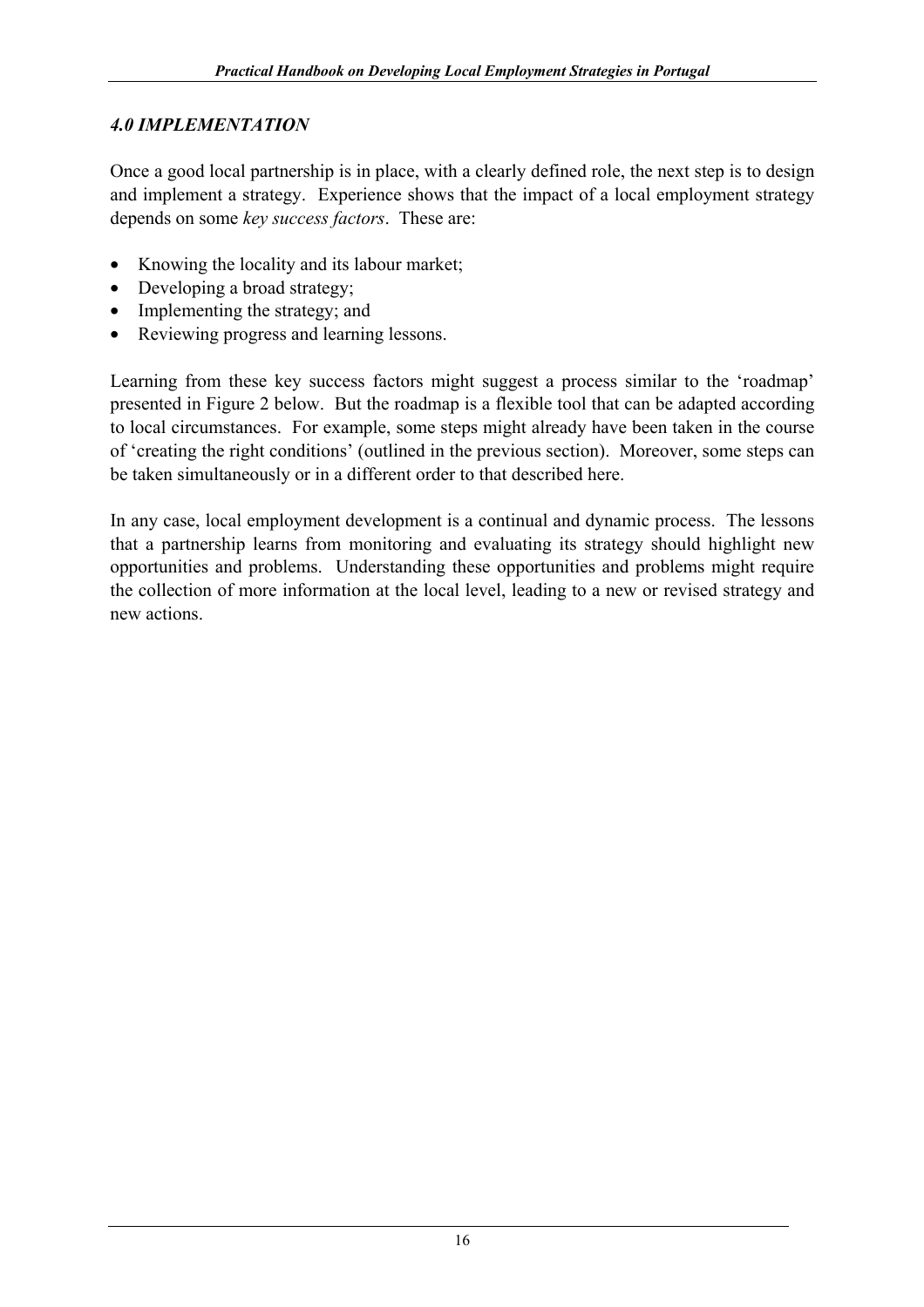## *4.0 IMPLEMENTATION*

Once a good local partnership is in place, with a clearly defined role, the next step is to design and implement a strategy. Experience shows that the impact of a local employment strategy depends on some *key success factors*. These are:

- Knowing the locality and its labour market;
- Developing a broad strategy;
- Implementing the strategy; and
- Reviewing progress and learning lessons.

Learning from these key success factors might suggest a process similar to the 'roadmap' presented in Figure 2 below. But the roadmap is a flexible tool that can be adapted according to local circumstances. For example, some steps might already have been taken in the course of 'creating the right conditions' (outlined in the previous section). Moreover, some steps can be taken simultaneously or in a different order to that described here.

In any case, local employment development is a continual and dynamic process. The lessons that a partnership learns from monitoring and evaluating its strategy should highlight new opportunities and problems. Understanding these opportunities and problems might require the collection of more information at the local level, leading to a new or revised strategy and new actions.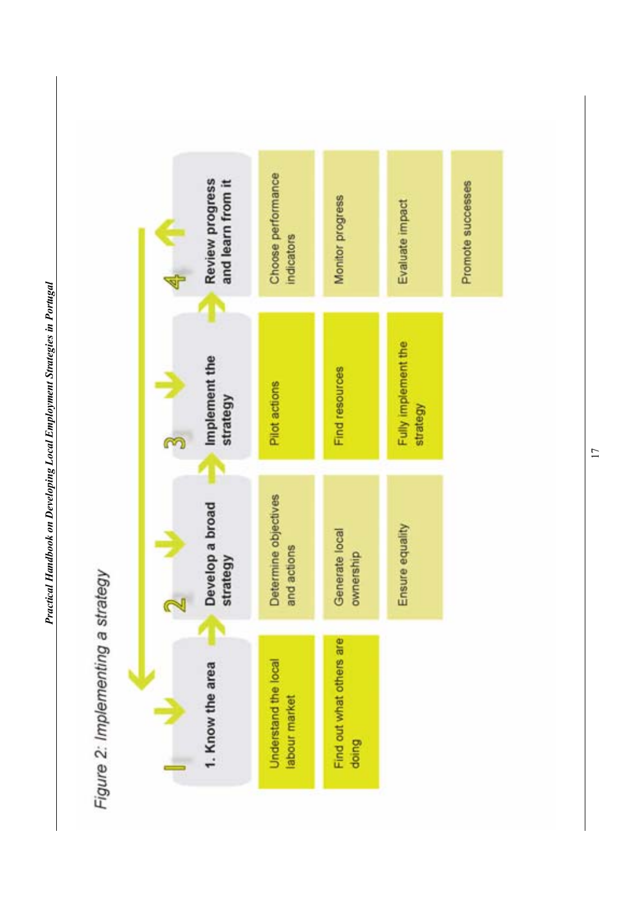Figure 2: Implementing a strategy

| 1. Know the area | 2. Develop a broad strategy | 3. Implement the strategy | 4. Review progress and learn from it |
| --- | --- | --- | --- |
| Understand the local labour market | Determine objectives and actions | Pilot actions | Choose performance indicators |
| Find out what others are doing | Generate local ownership | Find resources | Monitor progress |
| | Ensure equality | Fully implement the strategy | Evaluate impact |
| | | | Promote successes |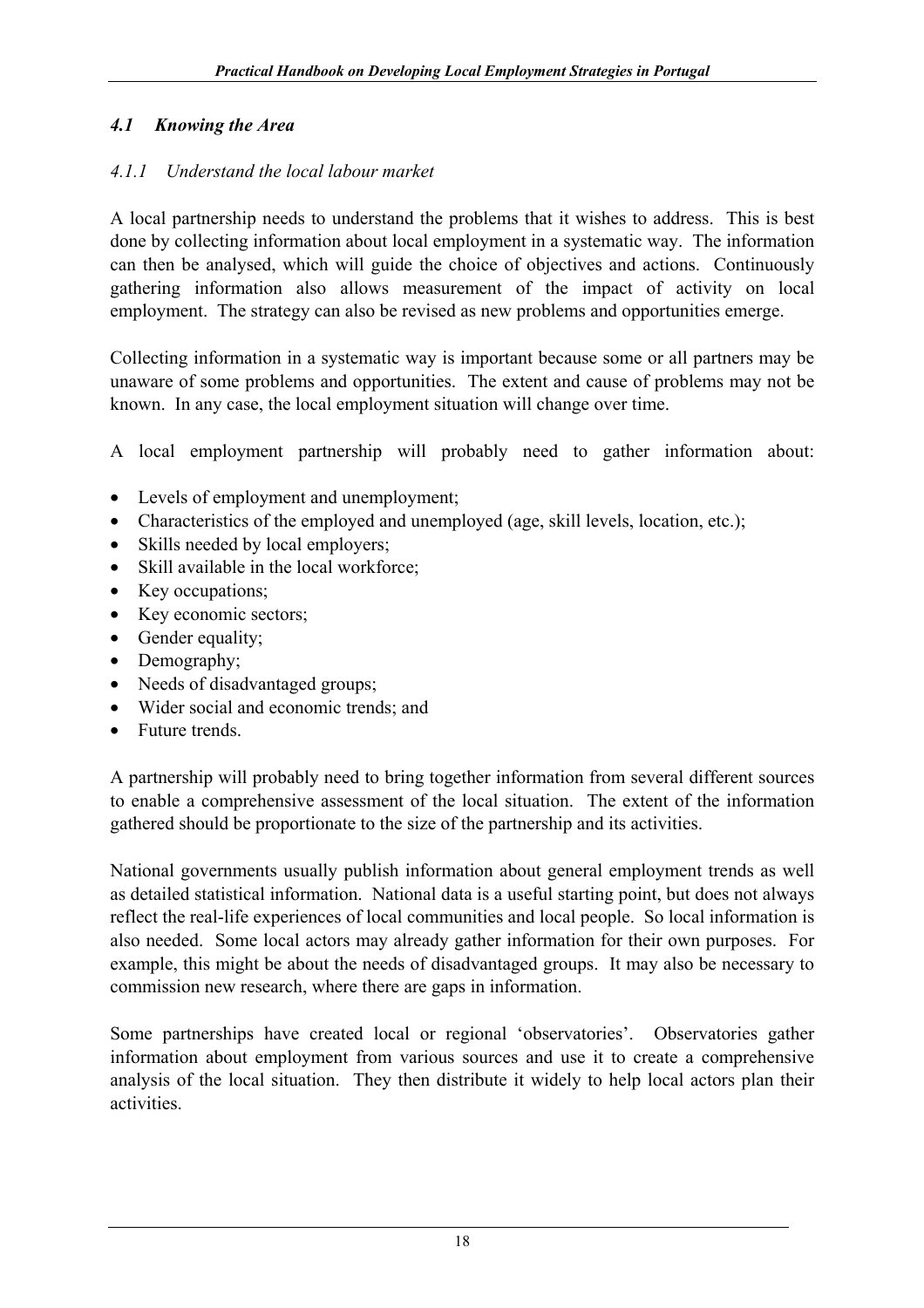## *4.1 Knowing the Area*

### *4.1.1 Understand the local labour market*

A local partnership needs to understand the problems that it wishes to address. This is best done by collecting information about local employment in a systematic way. The information can then be analysed, which will guide the choice of objectives and actions. Continuously gathering information also allows measurement of the impact of activity on local employment. The strategy can also be revised as new problems and opportunities emerge.

Collecting information in a systematic way is important because some or all partners may be unaware of some problems and opportunities. The extent and cause of problems may not be known. In any case, the local employment situation will change over time.

A local employment partnership will probably need to gather information about:

- Levels of employment and unemployment;
- Characteristics of the employed and unemployed (age, skill levels, location, etc.);
- Skills needed by local employers;
- Skill available in the local workforce;
- Key occupations;
- Key economic sectors;
- Gender equality;
- Demography;
- Needs of disadvantaged groups;
- Wider social and economic trends; and
- Future trends.

A partnership will probably need to bring together information from several different sources to enable a comprehensive assessment of the local situation. The extent of the information gathered should be proportionate to the size of the partnership and its activities.

National governments usually publish information about general employment trends as well as detailed statistical information. National data is a useful starting point, but does not always reflect the real-life experiences of local communities and local people. So local information is also needed. Some local actors may already gather information for their own purposes. For example, this might be about the needs of disadvantaged groups. It may also be necessary to commission new research, where there are gaps in information.

Some partnerships have created local or regional 'observatories'. Observatories gather information about employment from various sources and use it to create a comprehensive analysis of the local situation. They then distribute it widely to help local actors plan their activities.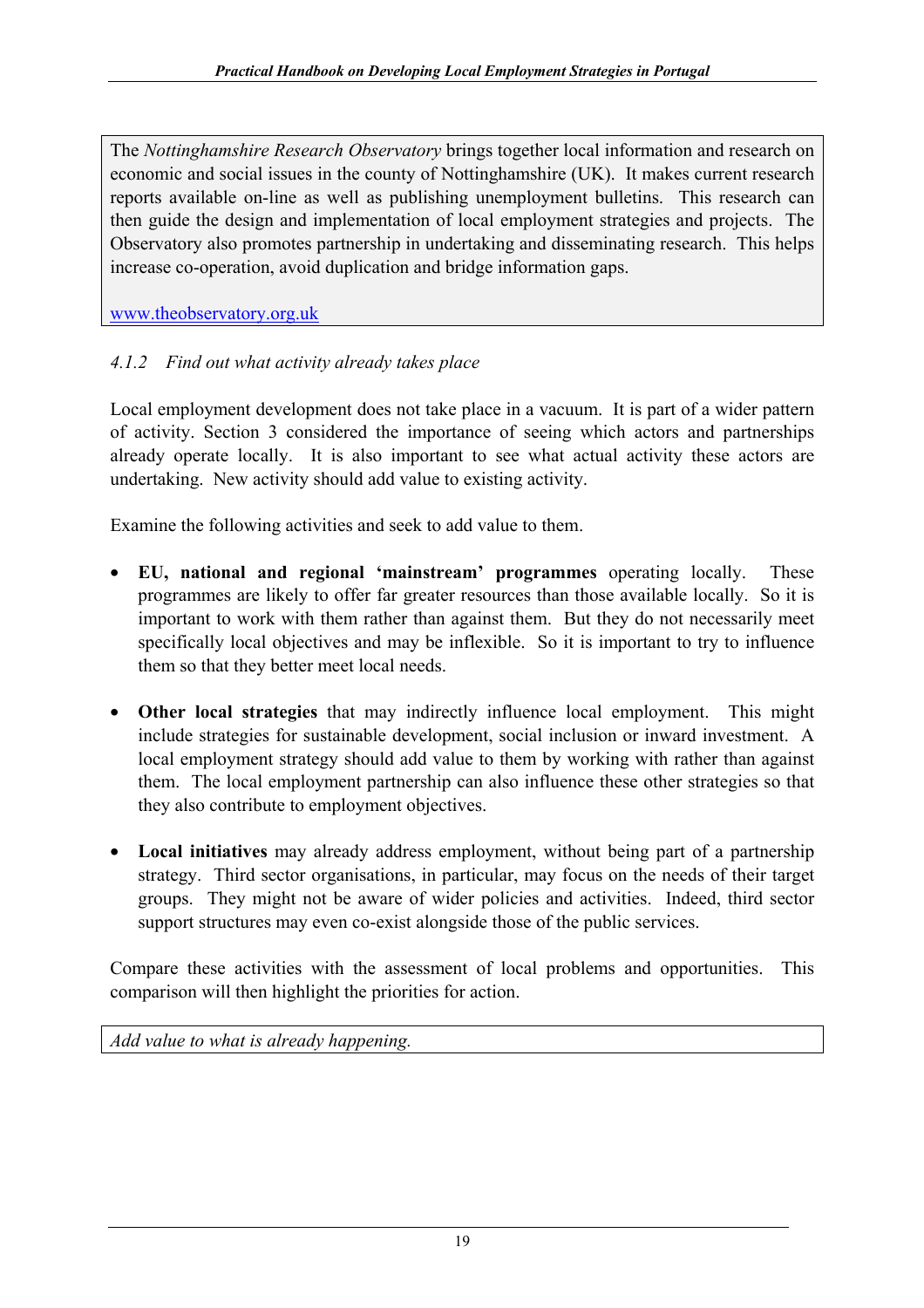The *Nottinghamshire Research Observatory* brings together local information and research on economic and social issues in the county of Nottinghamshire (UK). It makes current research reports available on-line as well as publishing unemployment bulletins. This research can then guide the design and implementation of local employment strategies and projects. The Observatory also promotes partnership in undertaking and disseminating research. This helps increase co-operation, avoid duplication and bridge information gaps.

www.theobservatory.org.uk

### *4.1.2 Find out what activity already takes place*

Local employment development does not take place in a vacuum. It is part of a wider pattern of activity. Section 3 considered the importance of seeing which actors and partnerships already operate locally. It is also important to see what actual activity these actors are undertaking. New activity should add value to existing activity.

Examine the following activities and seek to add value to them.

- **EU, national and regional 'mainstream' programmes** operating locally. These programmes are likely to offer far greater resources than those available locally. So it is important to work with them rather than against them. But they do not necessarily meet specifically local objectives and may be inflexible. So it is important to try to influence them so that they better meet local needs.

- **Other local strategies** that may indirectly influence local employment. This might include strategies for sustainable development, social inclusion or inward investment. A local employment strategy should add value to them by working with rather than against them. The local employment partnership can also influence these other strategies so that they also contribute to employment objectives.

- **Local initiatives** may already address employment, without being part of a partnership strategy. Third sector organisations, in particular, may focus on the needs of their target groups. They might not be aware of wider policies and activities. Indeed, third sector support structures may even co-exist alongside those of the public services.

Compare these activities with the assessment of local problems and opportunities. This comparison will then highlight the priorities for action.

*Add value to what is already happening.*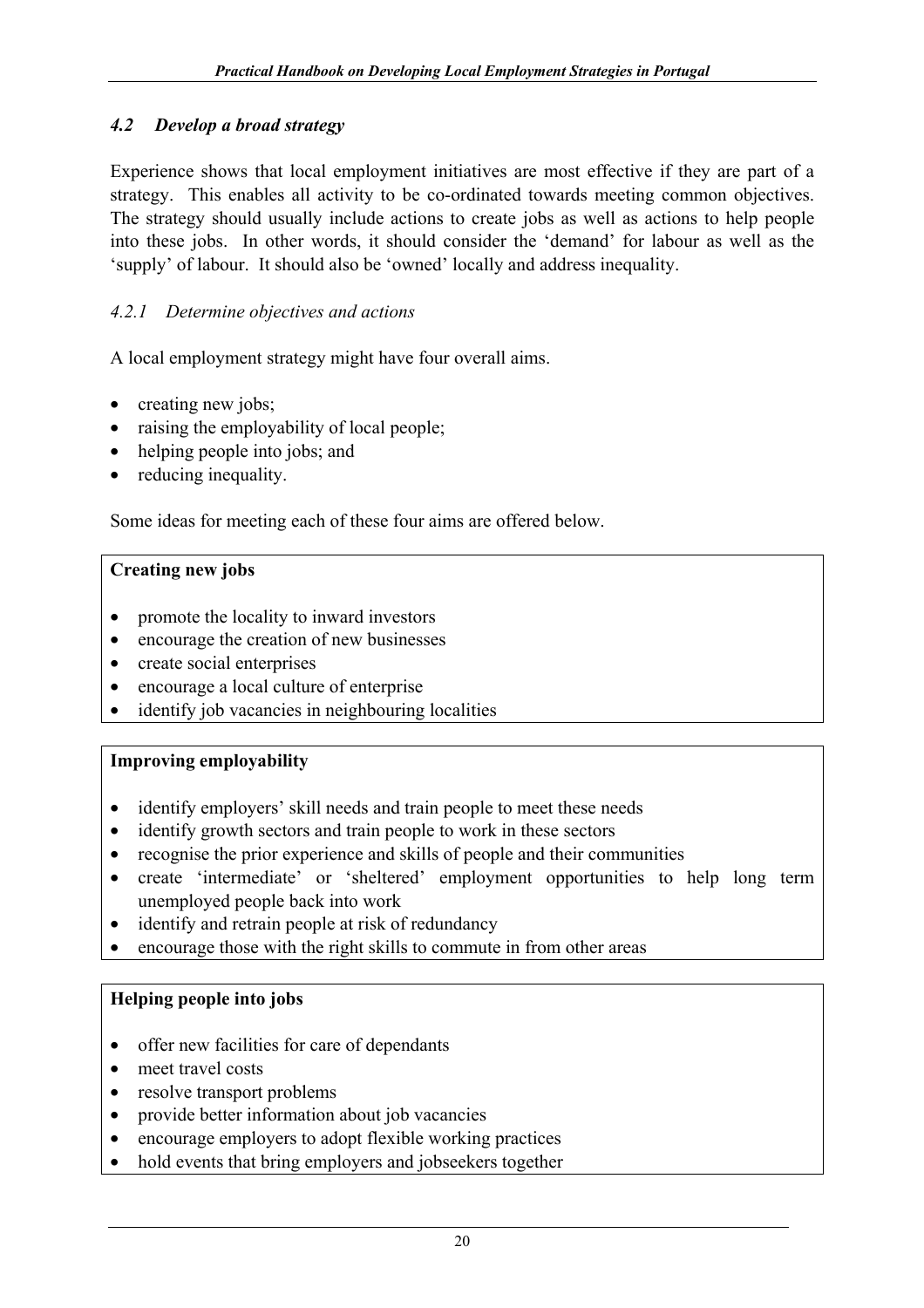## *4.2 Develop a broad strategy*

Experience shows that local employment initiatives are most effective if they are part of a strategy. This enables all activity to be co-ordinated towards meeting common objectives. The strategy should usually include actions to create jobs as well as actions to help people into these jobs. In other words, it should consider the 'demand' for labour as well as the 'supply' of labour. It should also be 'owned' locally and address inequality.

### *4.2.1 Determine objectives and actions*

A local employment strategy might have four overall aims.

- creating new jobs;
- raising the employability of local people;
- helping people into jobs; and
- reducing inequality.

Some ideas for meeting each of these four aims are offered below.

**Creating new jobs**

- promote the locality to inward investors
- encourage the creation of new businesses
- create social enterprises
- encourage a local culture of enterprise
- identify job vacancies in neighbouring localities

**Improving employability**

- identify employers' skill needs and train people to meet these needs
- identify growth sectors and train people to work in these sectors
- recognise the prior experience and skills of people and their communities
- create 'intermediate' or 'sheltered' employment opportunities to help long term unemployed people back into work
- identify and retrain people at risk of redundancy
- encourage those with the right skills to commute in from other areas

**Helping people into jobs**

- offer new facilities for care of dependants
- meet travel costs
- resolve transport problems
- provide better information about job vacancies
- encourage employers to adopt flexible working practices
- hold events that bring employers and jobseekers together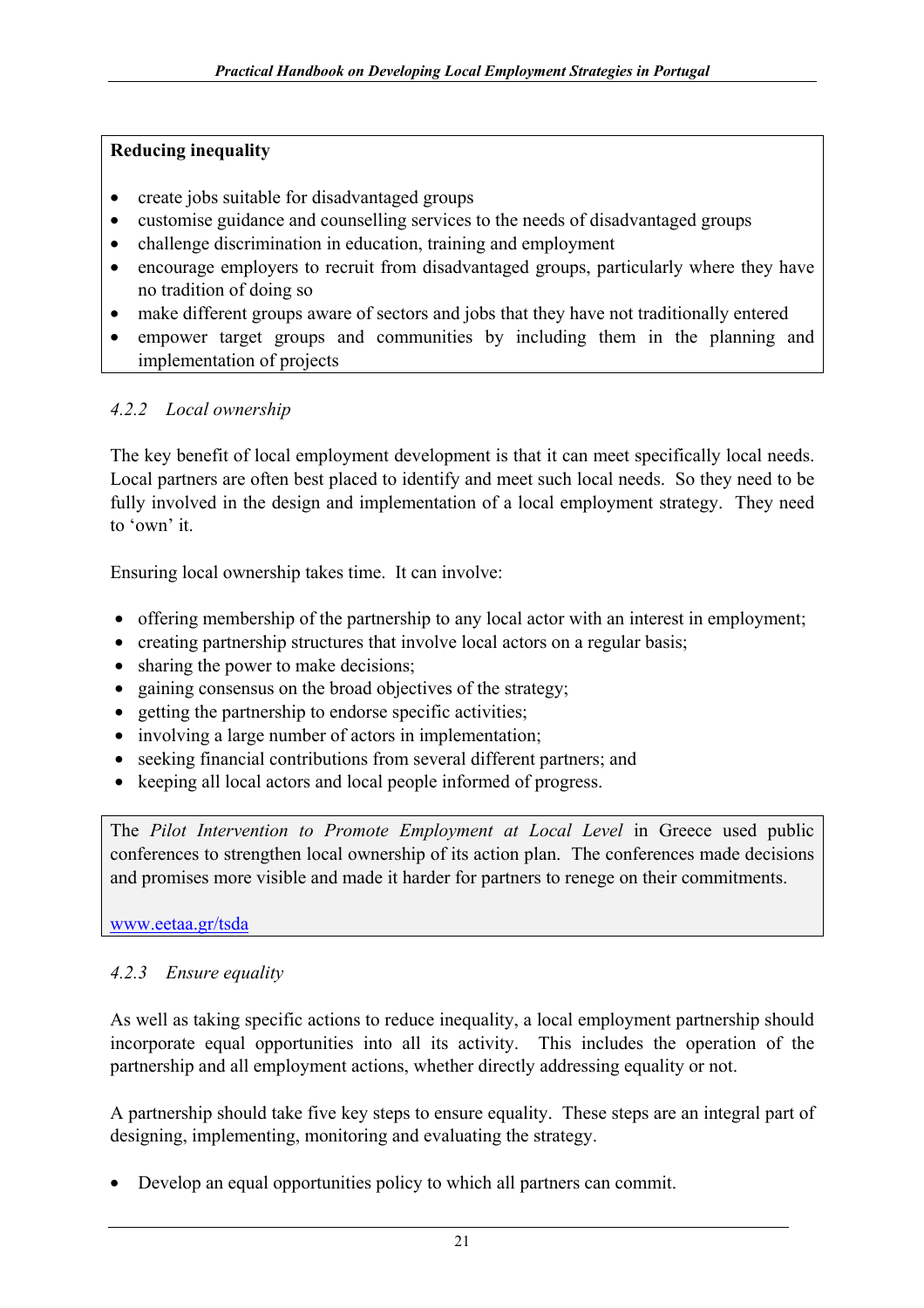**Reducing inequality**

- create jobs suitable for disadvantaged groups
- customise guidance and counselling services to the needs of disadvantaged groups
- challenge discrimination in education, training and employment
- encourage employers to recruit from disadvantaged groups, particularly where they have no tradition of doing so
- make different groups aware of sectors and jobs that they have not traditionally entered
- empower target groups and communities by including them in the planning and implementation of projects

### *4.2.2 Local ownership*

The key benefit of local employment development is that it can meet specifically local needs. Local partners are often best placed to identify and meet such local needs. So they need to be fully involved in the design and implementation of a local employment strategy. They need to 'own' it.

Ensuring local ownership takes time. It can involve:

- offering membership of the partnership to any local actor with an interest in employment;
- creating partnership structures that involve local actors on a regular basis;
- sharing the power to make decisions;
- gaining consensus on the broad objectives of the strategy;
- getting the partnership to endorse specific activities;
- involving a large number of actors in implementation;
- seeking financial contributions from several different partners; and
- keeping all local actors and local people informed of progress.

The *Pilot Intervention to Promote Employment at Local Level* in Greece used public conferences to strengthen local ownership of its action plan. The conferences made decisions and promises more visible and made it harder for partners to renege on their commitments.

www.eetaa.gr/tsda

### *4.2.3 Ensure equality*

As well as taking specific actions to reduce inequality, a local employment partnership should incorporate equal opportunities into all its activity. This includes the operation of the partnership and all employment actions, whether directly addressing equality or not.

A partnership should take five key steps to ensure equality. These steps are an integral part of designing, implementing, monitoring and evaluating the strategy.

- Develop an equal opportunities policy to which all partners can commit.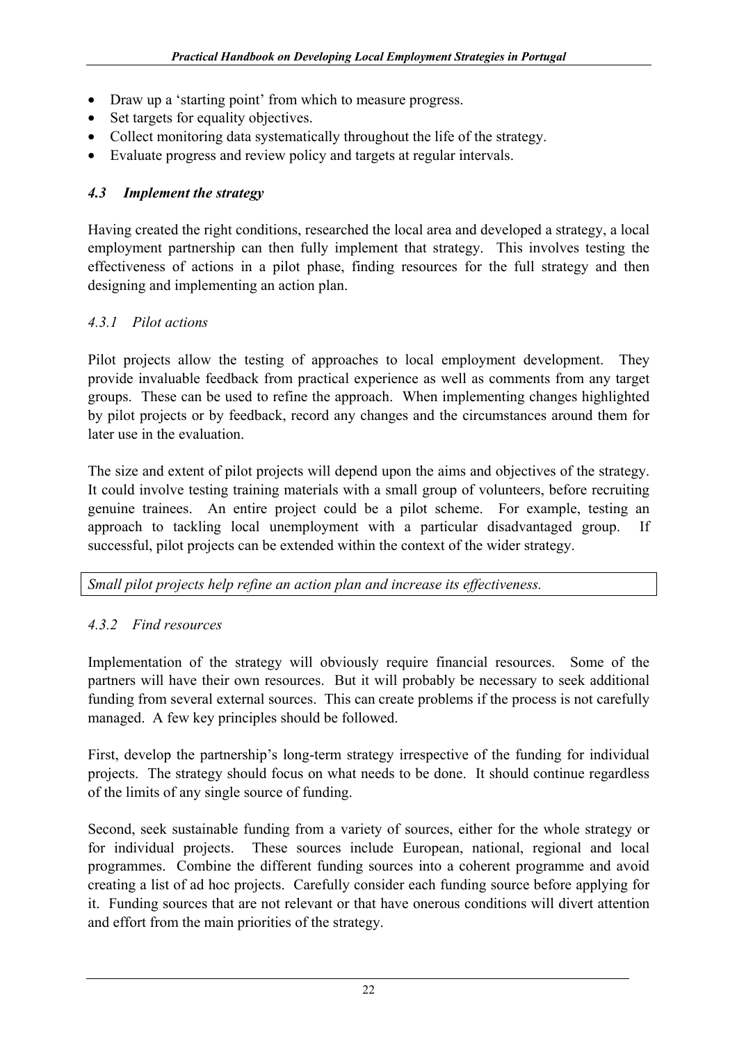- Draw up a 'starting point' from which to measure progress.
- Set targets for equality objectives.
- Collect monitoring data systematically throughout the life of the strategy.
- Evaluate progress and review policy and targets at regular intervals.

### *4.3 Implement the strategy*

Having created the right conditions, researched the local area and developed a strategy, a local employment partnership can then fully implement that strategy. This involves testing the effectiveness of actions in a pilot phase, finding resources for the full strategy and then designing and implementing an action plan.

#### *4.3.1 Pilot actions*

Pilot projects allow the testing of approaches to local employment development. They provide invaluable feedback from practical experience as well as comments from any target groups. These can be used to refine the approach. When implementing changes highlighted by pilot projects or by feedback, record any changes and the circumstances around them for later use in the evaluation.

The size and extent of pilot projects will depend upon the aims and objectives of the strategy. It could involve testing training materials with a small group of volunteers, before recruiting genuine trainees. An entire project could be a pilot scheme. For example, testing an approach to tackling local unemployment with a particular disadvantaged group. If successful, pilot projects can be extended within the context of the wider strategy.

*Small pilot projects help refine an action plan and increase its effectiveness.*

#### *4.3.2 Find resources*

Implementation of the strategy will obviously require financial resources. Some of the partners will have their own resources. But it will probably be necessary to seek additional funding from several external sources. This can create problems if the process is not carefully managed. A few key principles should be followed.

First, develop the partnership's long-term strategy irrespective of the funding for individual projects. The strategy should focus on what needs to be done. It should continue regardless of the limits of any single source of funding.

Second, seek sustainable funding from a variety of sources, either for the whole strategy or for individual projects. These sources include European, national, regional and local programmes. Combine the different funding sources into a coherent programme and avoid creating a list of ad hoc projects. Carefully consider each funding source before applying for it. Funding sources that are not relevant or that have onerous conditions will divert attention and effort from the main priorities of the strategy.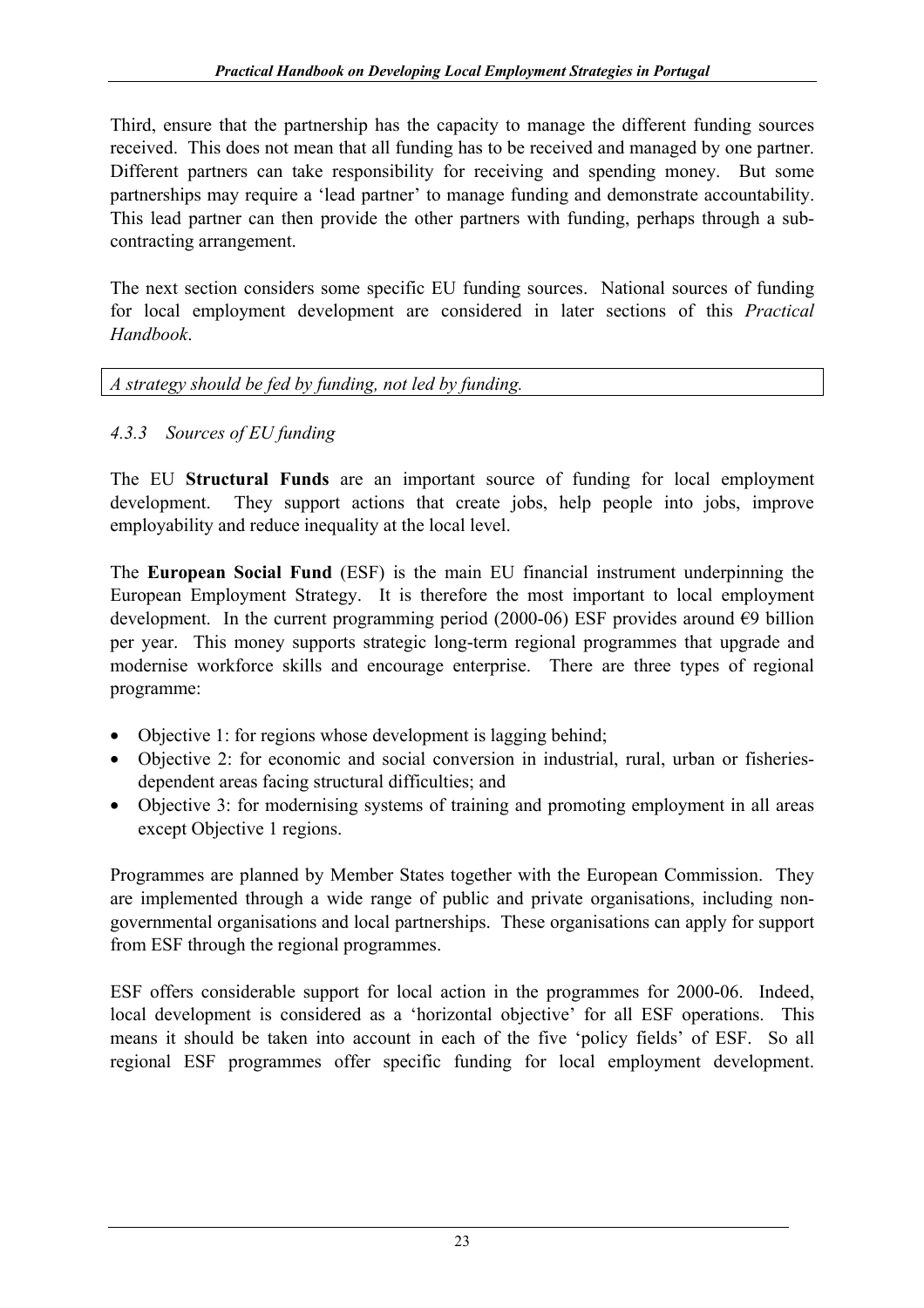Third, ensure that the partnership has the capacity to manage the different funding sources received. This does not mean that all funding has to be received and managed by one partner. Different partners can take responsibility for receiving and spending money. But some partnerships may require a 'lead partner' to manage funding and demonstrate accountability. This lead partner can then provide the other partners with funding, perhaps through a sub-contracting arrangement.

The next section considers some specific EU funding sources. National sources of funding for local employment development are considered in later sections of this *Practical Handbook*.

*A strategy should be fed by funding, not led by funding.*

### *4.3.3 Sources of EU funding*

The EU **Structural Funds** are an important source of funding for local employment development. They support actions that create jobs, help people into jobs, improve employability and reduce inequality at the local level.

The **European Social Fund** (ESF) is the main EU financial instrument underpinning the European Employment Strategy. It is therefore the most important to local employment development. In the current programming period (2000-06) ESF provides around €9 billion per year. This money supports strategic long-term regional programmes that upgrade and modernise workforce skills and encourage enterprise. There are three types of regional programme:

- Objective 1: for regions whose development is lagging behind;
- Objective 2: for economic and social conversion in industrial, rural, urban or fisheries-dependent areas facing structural difficulties; and
- Objective 3: for modernising systems of training and promoting employment in all areas except Objective 1 regions.

Programmes are planned by Member States together with the European Commission. They are implemented through a wide range of public and private organisations, including non-governmental organisations and local partnerships. These organisations can apply for support from ESF through the regional programmes.

ESF offers considerable support for local action in the programmes for 2000-06. Indeed, local development is considered as a 'horizontal objective' for all ESF operations. This means it should be taken into account in each of the five 'policy fields' of ESF. So all regional ESF programmes offer specific funding for local employment development.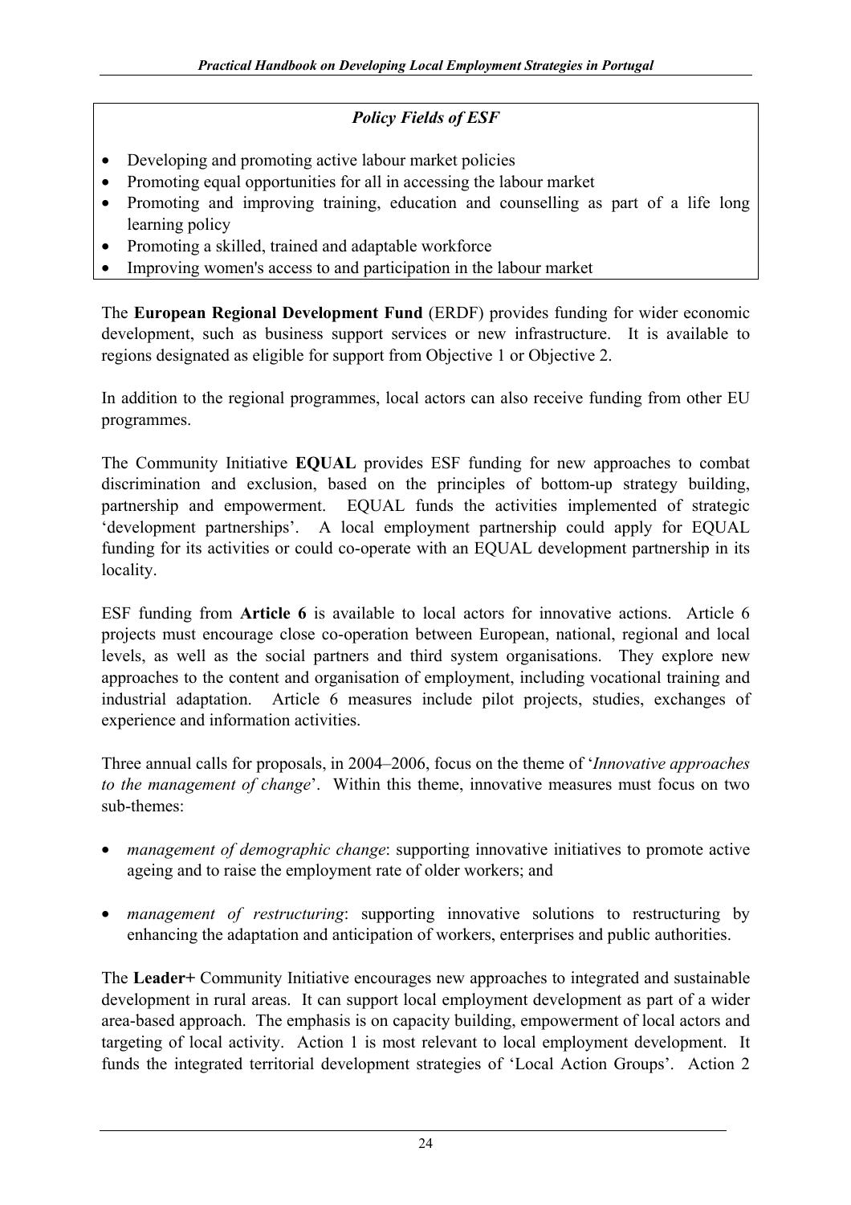***Policy Fields of ESF***

- Developing and promoting active labour market policies
- Promoting equal opportunities for all in accessing the labour market
- Promoting and improving training, education and counselling as part of a life long learning policy
- Promoting a skilled, trained and adaptable workforce
- Improving women's access to and participation in the labour market

The **European Regional Development Fund** (ERDF) provides funding for wider economic development, such as business support services or new infrastructure. It is available to regions designated as eligible for support from Objective 1 or Objective 2.

In addition to the regional programmes, local actors can also receive funding from other EU programmes.

The Community Initiative **EQUAL** provides ESF funding for new approaches to combat discrimination and exclusion, based on the principles of bottom-up strategy building, partnership and empowerment. EQUAL funds the activities implemented of strategic 'development partnerships'. A local employment partnership could apply for EQUAL funding for its activities or could co-operate with an EQUAL development partnership in its locality.

ESF funding from **Article 6** is available to local actors for innovative actions. Article 6 projects must encourage close co-operation between European, national, regional and local levels, as well as the social partners and third system organisations. They explore new approaches to the content and organisation of employment, including vocational training and industrial adaptation. Article 6 measures include pilot projects, studies, exchanges of experience and information activities.

Three annual calls for proposals, in 2004–2006, focus on the theme of '*Innovative approaches to the management of change*'. Within this theme, innovative measures must focus on two sub-themes:

- *management of demographic change*: supporting innovative initiatives to promote active ageing and to raise the employment rate of older workers; and

- *management of restructuring*: supporting innovative solutions to restructuring by enhancing the adaptation and anticipation of workers, enterprises and public authorities.

The **Leader+** Community Initiative encourages new approaches to integrated and sustainable development in rural areas. It can support local employment development as part of a wider area-based approach. The emphasis is on capacity building, empowerment of local actors and targeting of local activity. Action 1 is most relevant to local employment development. It funds the integrated territorial development strategies of 'Local Action Groups'. Action 2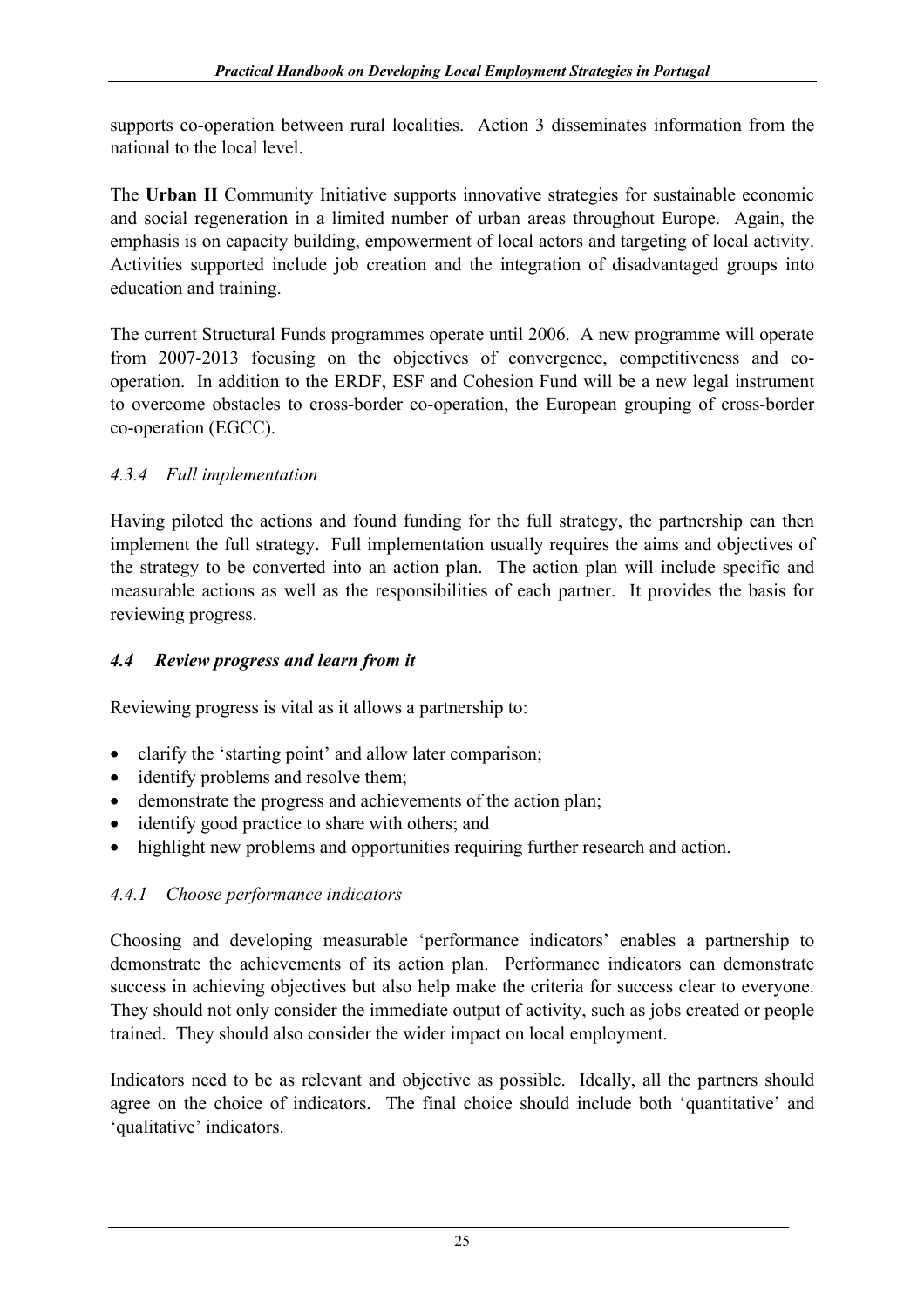supports co-operation between rural localities. Action 3 disseminates information from the national to the local level.

The **Urban II** Community Initiative supports innovative strategies for sustainable economic and social regeneration in a limited number of urban areas throughout Europe. Again, the emphasis is on capacity building, empowerment of local actors and targeting of local activity. Activities supported include job creation and the integration of disadvantaged groups into education and training.

The current Structural Funds programmes operate until 2006. A new programme will operate from 2007-2013 focusing on the objectives of convergence, competitiveness and co-operation. In addition to the ERDF, ESF and Cohesion Fund will be a new legal instrument to overcome obstacles to cross-border co-operation, the European grouping of cross-border co-operation (EGCC).

#### *4.3.4 Full implementation*

Having piloted the actions and found funding for the full strategy, the partnership can then implement the full strategy. Full implementation usually requires the aims and objectives of the strategy to be converted into an action plan. The action plan will include specific and measurable actions as well as the responsibilities of each partner. It provides the basis for reviewing progress.

### *4.4 Review progress and learn from it*

Reviewing progress is vital as it allows a partnership to:

- clarify the 'starting point' and allow later comparison;
- identify problems and resolve them;
- demonstrate the progress and achievements of the action plan;
- identify good practice to share with others; and
- highlight new problems and opportunities requiring further research and action.

#### *4.4.1 Choose performance indicators*

Choosing and developing measurable 'performance indicators' enables a partnership to demonstrate the achievements of its action plan. Performance indicators can demonstrate success in achieving objectives but also help make the criteria for success clear to everyone. They should not only consider the immediate output of activity, such as jobs created or people trained. They should also consider the wider impact on local employment.

Indicators need to be as relevant and objective as possible. Ideally, all the partners should agree on the choice of indicators. The final choice should include both 'quantitative' and 'qualitative' indicators.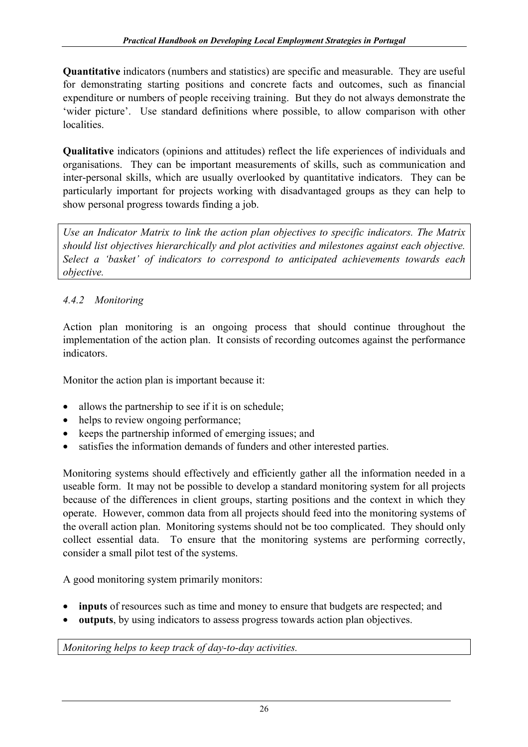**Quantitative** indicators (numbers and statistics) are specific and measurable. They are useful for demonstrating starting positions and concrete facts and outcomes, such as financial expenditure or numbers of people receiving training. But they do not always demonstrate the 'wider picture'. Use standard definitions where possible, to allow comparison with other localities.

**Qualitative** indicators (opinions and attitudes) reflect the life experiences of individuals and organisations. They can be important measurements of skills, such as communication and inter-personal skills, which are usually overlooked by quantitative indicators. They can be particularly important for projects working with disadvantaged groups as they can help to show personal progress towards finding a job.

*Use an Indicator Matrix to link the action plan objectives to specific indicators. The Matrix should list objectives hierarchically and plot activities and milestones against each objective. Select a 'basket' of indicators to correspond to anticipated achievements towards each objective.*

#### *4.4.2 Monitoring*

Action plan monitoring is an ongoing process that should continue throughout the implementation of the action plan. It consists of recording outcomes against the performance indicators.

Monitor the action plan is important because it:

- allows the partnership to see if it is on schedule;
- helps to review ongoing performance;
- keeps the partnership informed of emerging issues; and
- satisfies the information demands of funders and other interested parties.

Monitoring systems should effectively and efficiently gather all the information needed in a useable form. It may not be possible to develop a standard monitoring system for all projects because of the differences in client groups, starting positions and the context in which they operate. However, common data from all projects should feed into the monitoring systems of the overall action plan. Monitoring systems should not be too complicated. They should only collect essential data. To ensure that the monitoring systems are performing correctly, consider a small pilot test of the systems.

A good monitoring system primarily monitors:

- **inputs** of resources such as time and money to ensure that budgets are respected; and
- **outputs**, by using indicators to assess progress towards action plan objectives.

*Monitoring helps to keep track of day-to-day activities.*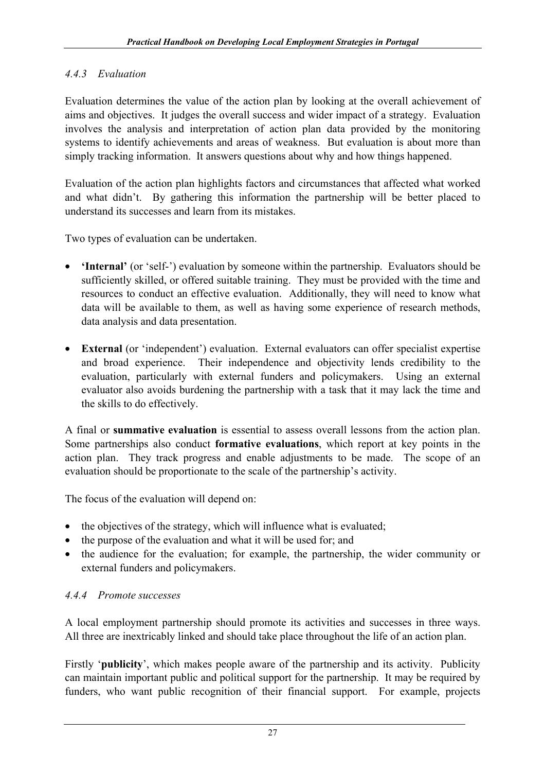#### *4.4.3 Evaluation*

Evaluation determines the value of the action plan by looking at the overall achievement of aims and objectives. It judges the overall success and wider impact of a strategy. Evaluation involves the analysis and interpretation of action plan data provided by the monitoring systems to identify achievements and areas of weakness. But evaluation is about more than simply tracking information. It answers questions about why and how things happened.

Evaluation of the action plan highlights factors and circumstances that affected what worked and what didn't. By gathering this information the partnership will be better placed to understand its successes and learn from its mistakes.

Two types of evaluation can be undertaken.

- **'Internal'** (or 'self-') evaluation by someone within the partnership. Evaluators should be sufficiently skilled, or offered suitable training. They must be provided with the time and resources to conduct an effective evaluation. Additionally, they will need to know what data will be available to them, as well as having some experience of research methods, data analysis and data presentation.
- **External** (or 'independent') evaluation. External evaluators can offer specialist expertise and broad experience. Their independence and objectivity lends credibility to the evaluation, particularly with external funders and policymakers. Using an external evaluator also avoids burdening the partnership with a task that it may lack the time and the skills to do effectively.

A final or **summative evaluation** is essential to assess overall lessons from the action plan. Some partnerships also conduct **formative evaluations**, which report at key points in the action plan. They track progress and enable adjustments to be made. The scope of an evaluation should be proportionate to the scale of the partnership's activity.

The focus of the evaluation will depend on:

- the objectives of the strategy, which will influence what is evaluated;
- the purpose of the evaluation and what it will be used for; and
- the audience for the evaluation; for example, the partnership, the wider community or external funders and policymakers.

#### *4.4.4 Promote successes*

A local employment partnership should promote its activities and successes in three ways. All three are inextricably linked and should take place throughout the life of an action plan.

Firstly '**publicity**', which makes people aware of the partnership and its activity. Publicity can maintain important public and political support for the partnership. It may be required by funders, who want public recognition of their financial support. For example, projects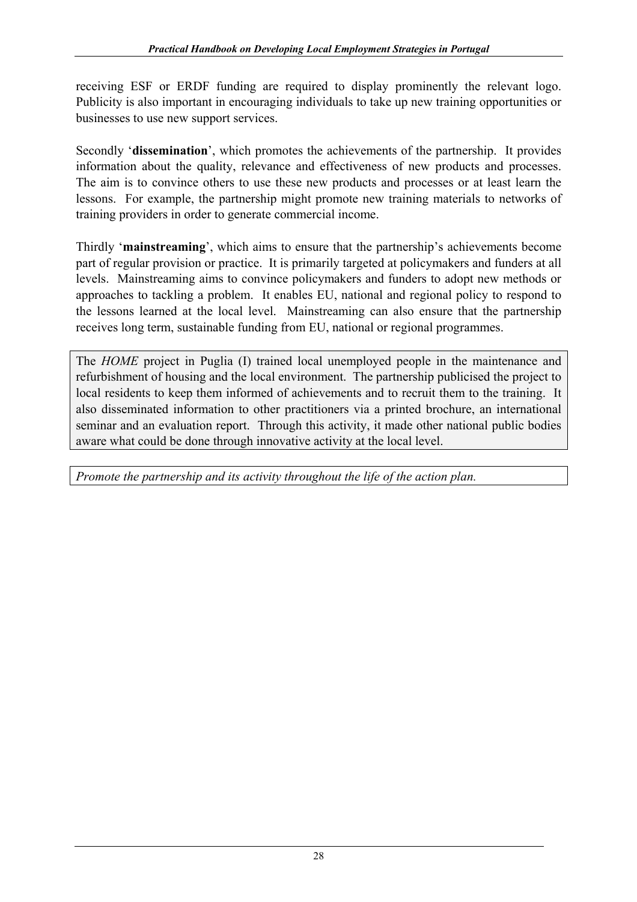receiving ESF or ERDF funding are required to display prominently the relevant logo. Publicity is also important in encouraging individuals to take up new training opportunities or businesses to use new support services.

Secondly '**dissemination**', which promotes the achievements of the partnership. It provides information about the quality, relevance and effectiveness of new products and processes. The aim is to convince others to use these new products and processes or at least learn the lessons. For example, the partnership might promote new training materials to networks of training providers in order to generate commercial income.

Thirdly '**mainstreaming**', which aims to ensure that the partnership's achievements become part of regular provision or practice. It is primarily targeted at policymakers and funders at all levels. Mainstreaming aims to convince policymakers and funders to adopt new methods or approaches to tackling a problem. It enables EU, national and regional policy to respond to the lessons learned at the local level. Mainstreaming can also ensure that the partnership receives long term, sustainable funding from EU, national or regional programmes.

> The *HOME* project in Puglia (I) trained local unemployed people in the maintenance and refurbishment of housing and the local environment. The partnership publicised the project to local residents to keep them informed of achievements and to recruit them to the training. It also disseminated information to other practitioners via a printed brochure, an international seminar and an evaluation report. Through this activity, it made other national public bodies aware what could be done through innovative activity at the local level.

> *Promote the partnership and its activity throughout the life of the action plan.*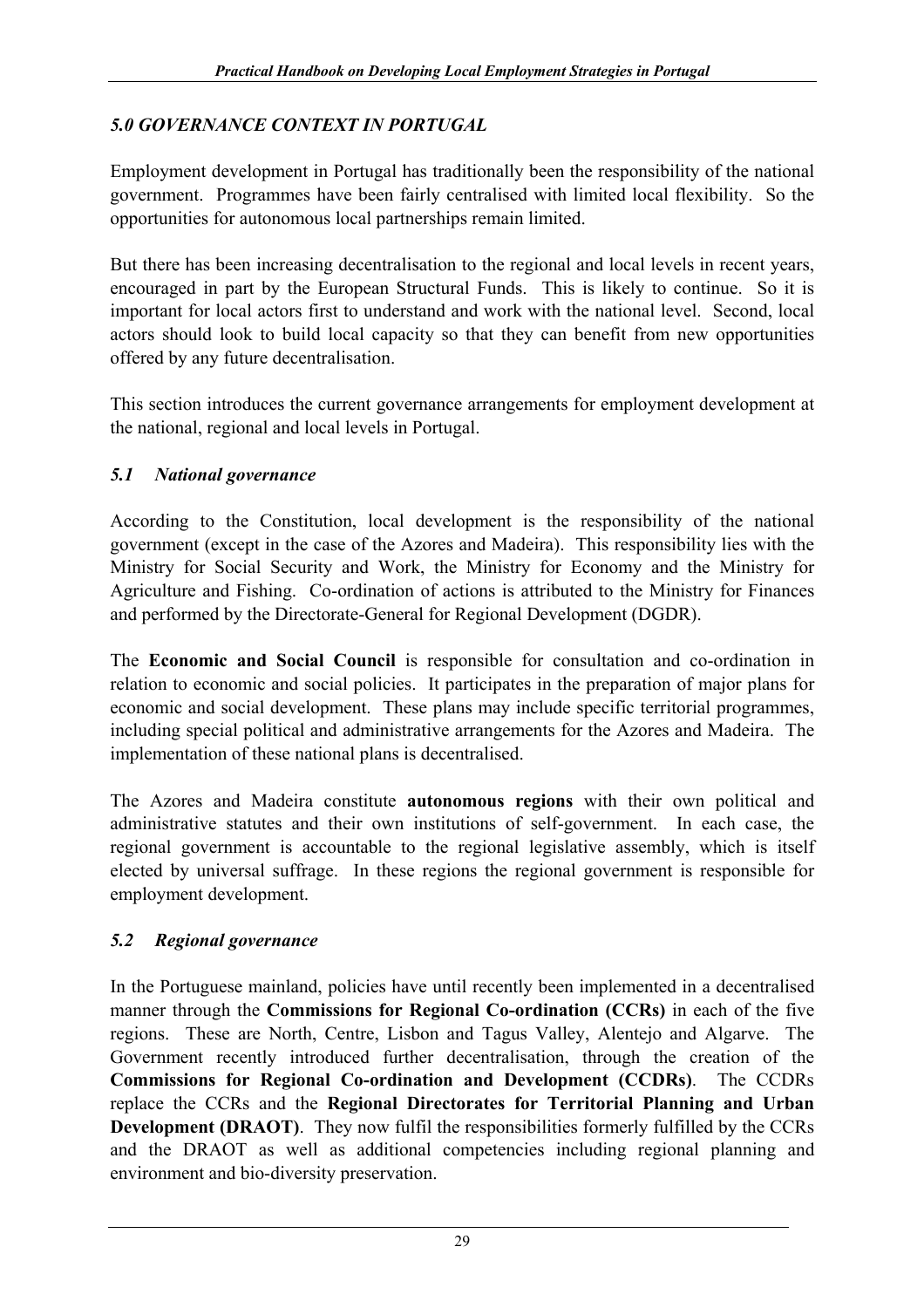## *5.0 GOVERNANCE CONTEXT IN PORTUGAL*

Employment development in Portugal has traditionally been the responsibility of the national government. Programmes have been fairly centralised with limited local flexibility. So the opportunities for autonomous local partnerships remain limited.

But there has been increasing decentralisation to the regional and local levels in recent years, encouraged in part by the European Structural Funds. This is likely to continue. So it is important for local actors first to understand and work with the national level. Second, local actors should look to build local capacity so that they can benefit from new opportunities offered by any future decentralisation.

This section introduces the current governance arrangements for employment development at the national, regional and local levels in Portugal.

### *5.1 National governance*

According to the Constitution, local development is the responsibility of the national government (except in the case of the Azores and Madeira). This responsibility lies with the Ministry for Social Security and Work, the Ministry for Economy and the Ministry for Agriculture and Fishing. Co-ordination of actions is attributed to the Ministry for Finances and performed by the Directorate-General for Regional Development (DGDR).

The **Economic and Social Council** is responsible for consultation and co-ordination in relation to economic and social policies. It participates in the preparation of major plans for economic and social development. These plans may include specific territorial programmes, including special political and administrative arrangements for the Azores and Madeira. The implementation of these national plans is decentralised.

The Azores and Madeira constitute **autonomous regions** with their own political and administrative statutes and their own institutions of self-government. In each case, the regional government is accountable to the regional legislative assembly, which is itself elected by universal suffrage. In these regions the regional government is responsible for employment development.

### *5.2 Regional governance*

In the Portuguese mainland, policies have until recently been implemented in a decentralised manner through the **Commissions for Regional Co-ordination (CCRs)** in each of the five regions. These are North, Centre, Lisbon and Tagus Valley, Alentejo and Algarve. The Government recently introduced further decentralisation, through the creation of the **Commissions for Regional Co-ordination and Development (CCDRs)**. The CCDRs replace the CCRs and the **Regional Directorates for Territorial Planning and Urban Development (DRAOT)**. They now fulfil the responsibilities formerly fulfilled by the CCRs and the DRAOT as well as additional competencies including regional planning and environment and bio-diversity preservation.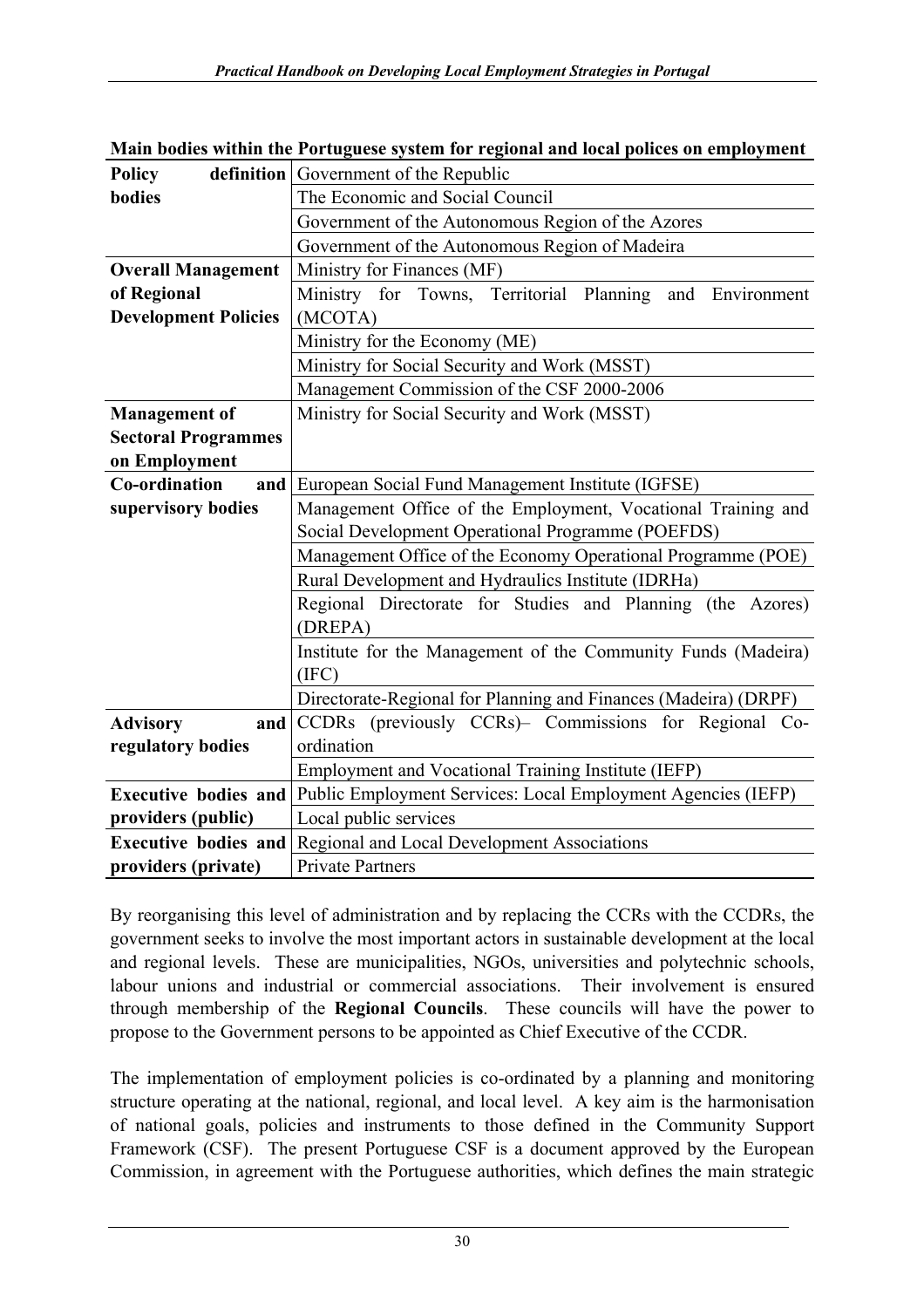**Main bodies within the Portuguese system for regional and local polices on employment**

| | |
|---|---|
| **Policy definition bodies** | Government of the Republic |
| | The Economic and Social Council |
| | Government of the Autonomous Region of the Azores |
| | Government of the Autonomous Region of Madeira |
| **Overall Management of Regional Development Policies** | Ministry for Finances (MF) |
| | Ministry for Towns, Territorial Planning and Environment (MCOTA) |
| | Ministry for the Economy (ME) |
| | Ministry for Social Security and Work (MSST) |
| | Management Commission of the CSF 2000-2006 |
| **Management of Sectoral Programmes on Employment** | Ministry for Social Security and Work (MSST) |
| **Co-ordination and supervisory bodies** | European Social Fund Management Institute (IGFSE) |
| | Management Office of the Employment, Vocational Training and Social Development Operational Programme (POEFDS) |
| | Management Office of the Economy Operational Programme (POE) |
| | Rural Development and Hydraulics Institute (IDRHa) |
| | Regional Directorate for Studies and Planning (the Azores) (DREPA) |
| | Institute for the Management of the Community Funds (Madeira) (IFC) |
| | Directorate-Regional for Planning and Finances (Madeira) (DRPF) |
| **Advisory and regulatory bodies** | CCDRs (previously CCRs)– Commissions for Regional Co-ordination |
| | Employment and Vocational Training Institute (IEFP) |
| **Executive bodies and providers (public)** | Public Employment Services: Local Employment Agencies (IEFP) |
| | Local public services |
| **Executive bodies and providers (private)** | Regional and Local Development Associations |
| | Private Partners |

By reorganising this level of administration and by replacing the CCRs with the CCDRs, the government seeks to involve the most important actors in sustainable development at the local and regional levels. These are municipalities, NGOs, universities and polytechnic schools, labour unions and industrial or commercial associations. Their involvement is ensured through membership of the **Regional Councils**. These councils will have the power to propose to the Government persons to be appointed as Chief Executive of the CCDR.

The implementation of employment policies is co-ordinated by a planning and monitoring structure operating at the national, regional, and local level. A key aim is the harmonisation of national goals, policies and instruments to those defined in the Community Support Framework (CSF). The present Portuguese CSF is a document approved by the European Commission, in agreement with the Portuguese authorities, which defines the main strategic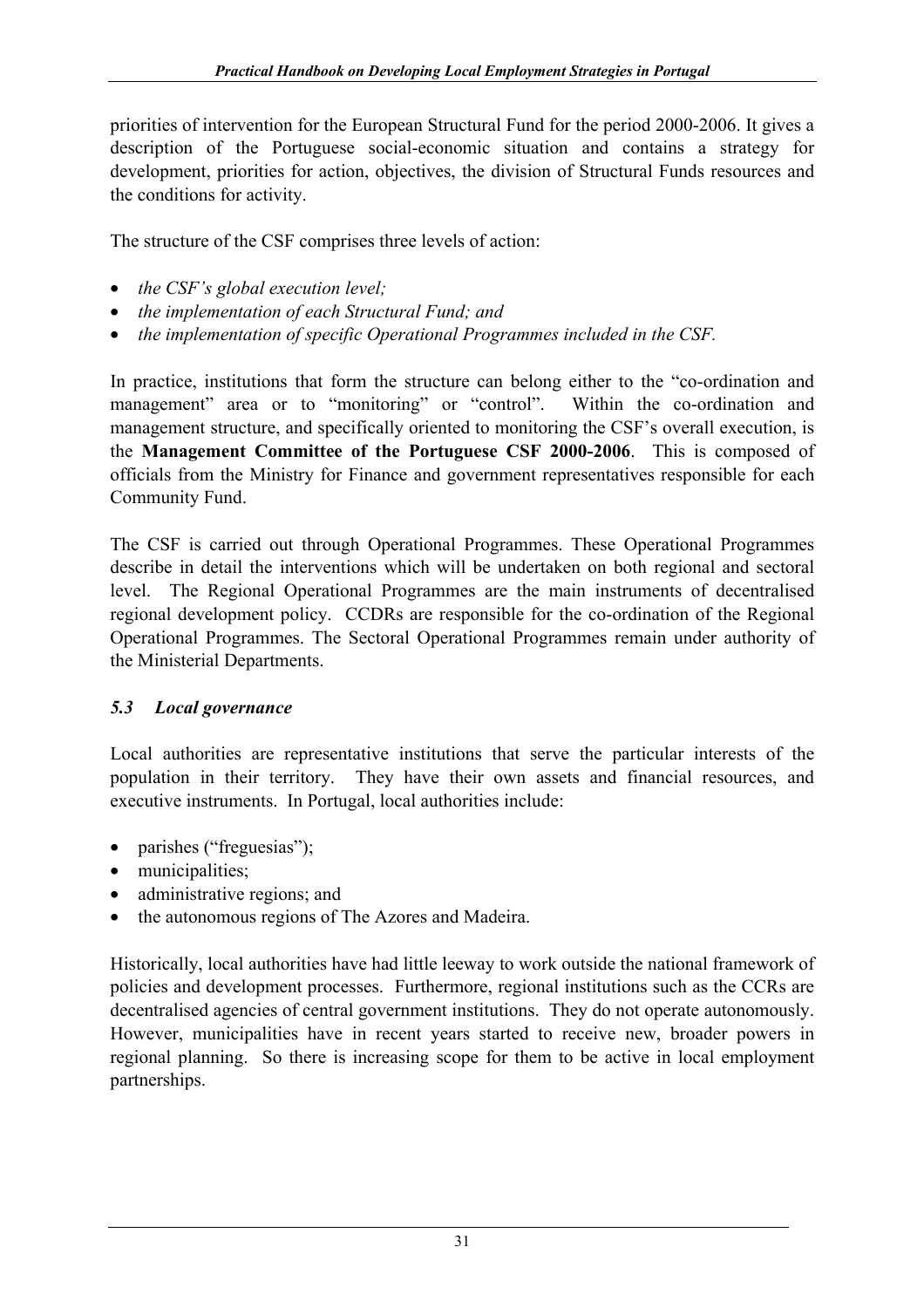priorities of intervention for the European Structural Fund for the period 2000-2006. It gives a description of the Portuguese social-economic situation and contains a strategy for development, priorities for action, objectives, the division of Structural Funds resources and the conditions for activity.

The structure of the CSF comprises three levels of action:

- *the CSF's global execution level;*
- *the implementation of each Structural Fund; and*
- *the implementation of specific Operational Programmes included in the CSF.*

In practice, institutions that form the structure can belong either to the "co-ordination and management" area or to "monitoring" or "control". Within the co-ordination and management structure, and specifically oriented to monitoring the CSF's overall execution, is the **Management Committee of the Portuguese CSF 2000-2006**. This is composed of officials from the Ministry for Finance and government representatives responsible for each Community Fund.

The CSF is carried out through Operational Programmes. These Operational Programmes describe in detail the interventions which will be undertaken on both regional and sectoral level. The Regional Operational Programmes are the main instruments of decentralised regional development policy. CCDRs are responsible for the co-ordination of the Regional Operational Programmes. The Sectoral Operational Programmes remain under authority of the Ministerial Departments.

### *5.3 Local governance*

Local authorities are representative institutions that serve the particular interests of the population in their territory. They have their own assets and financial resources, and executive instruments. In Portugal, local authorities include:

- parishes ("freguesias");
- municipalities;
- administrative regions; and
- the autonomous regions of The Azores and Madeira.

Historically, local authorities have had little leeway to work outside the national framework of policies and development processes. Furthermore, regional institutions such as the CCRs are decentralised agencies of central government institutions. They do not operate autonomously. However, municipalities have in recent years started to receive new, broader powers in regional planning. So there is increasing scope for them to be active in local employment partnerships.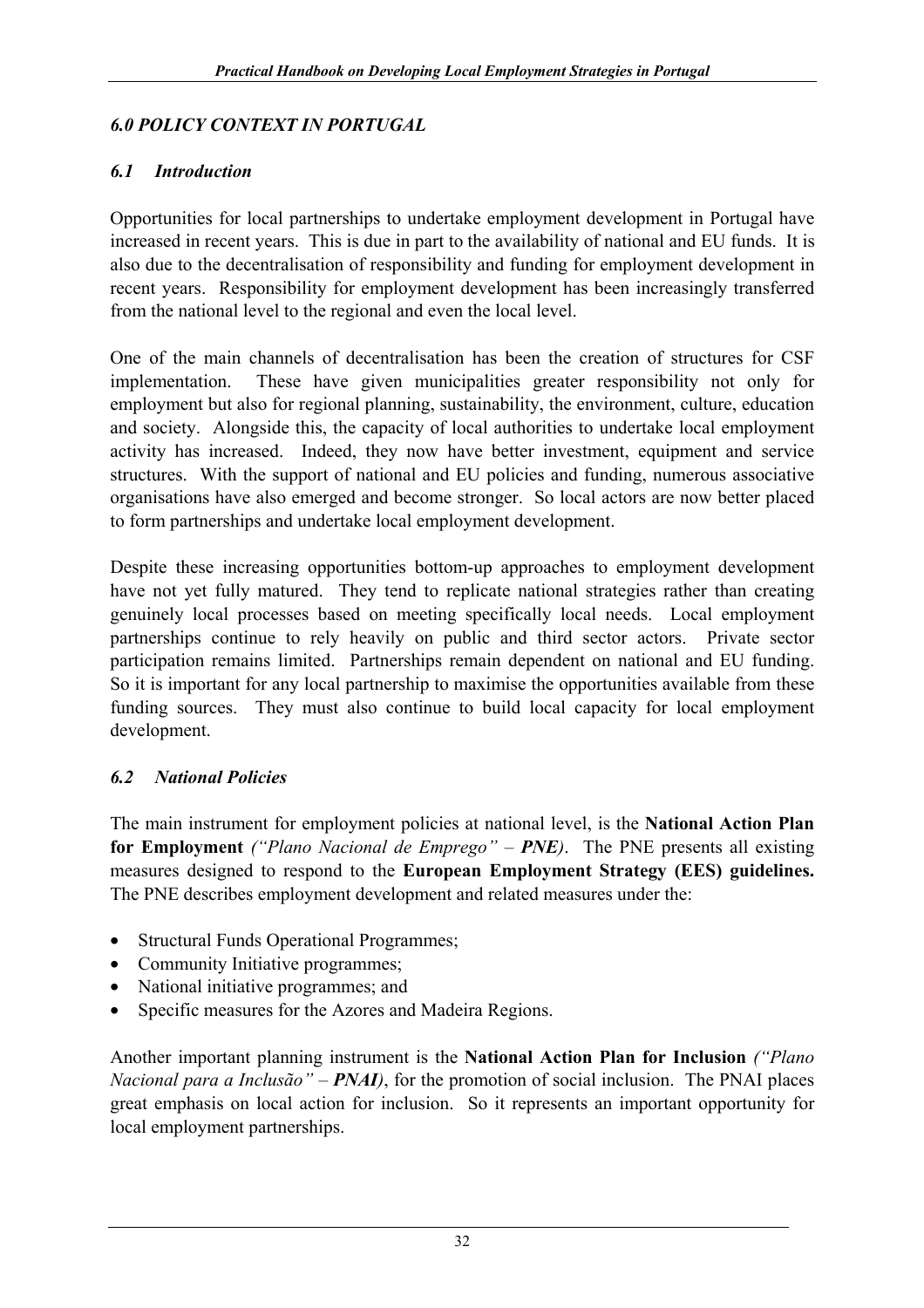## *6.0 POLICY CONTEXT IN PORTUGAL*

### *6.1 Introduction*

Opportunities for local partnerships to undertake employment development in Portugal have increased in recent years. This is due in part to the availability of national and EU funds. It is also due to the decentralisation of responsibility and funding for employment development in recent years. Responsibility for employment development has been increasingly transferred from the national level to the regional and even the local level.

One of the main channels of decentralisation has been the creation of structures for CSF implementation. These have given municipalities greater responsibility not only for employment but also for regional planning, sustainability, the environment, culture, education and society. Alongside this, the capacity of local authorities to undertake local employment activity has increased. Indeed, they now have better investment, equipment and service structures. With the support of national and EU policies and funding, numerous associative organisations have also emerged and become stronger. So local actors are now better placed to form partnerships and undertake local employment development.

Despite these increasing opportunities bottom-up approaches to employment development have not yet fully matured. They tend to replicate national strategies rather than creating genuinely local processes based on meeting specifically local needs. Local employment partnerships continue to rely heavily on public and third sector actors. Private sector participation remains limited. Partnerships remain dependent on national and EU funding. So it is important for any local partnership to maximise the opportunities available from these funding sources. They must also continue to build local capacity for local employment development.

### *6.2 National Policies*

The main instrument for employment policies at national level, is the **National Action Plan for Employment** *("Plano Nacional de Emprego" –* ***PNE****)*. The PNE presents all existing measures designed to respond to the **European Employment Strategy (EES) guidelines.** The PNE describes employment development and related measures under the:

- Structural Funds Operational Programmes;
- Community Initiative programmes;
- National initiative programmes; and
- Specific measures for the Azores and Madeira Regions.

Another important planning instrument is the **National Action Plan for Inclusion** *("Plano Nacional para a Inclusão" –* ***PNAI)***, for the promotion of social inclusion. The PNAI places great emphasis on local action for inclusion. So it represents an important opportunity for local employment partnerships.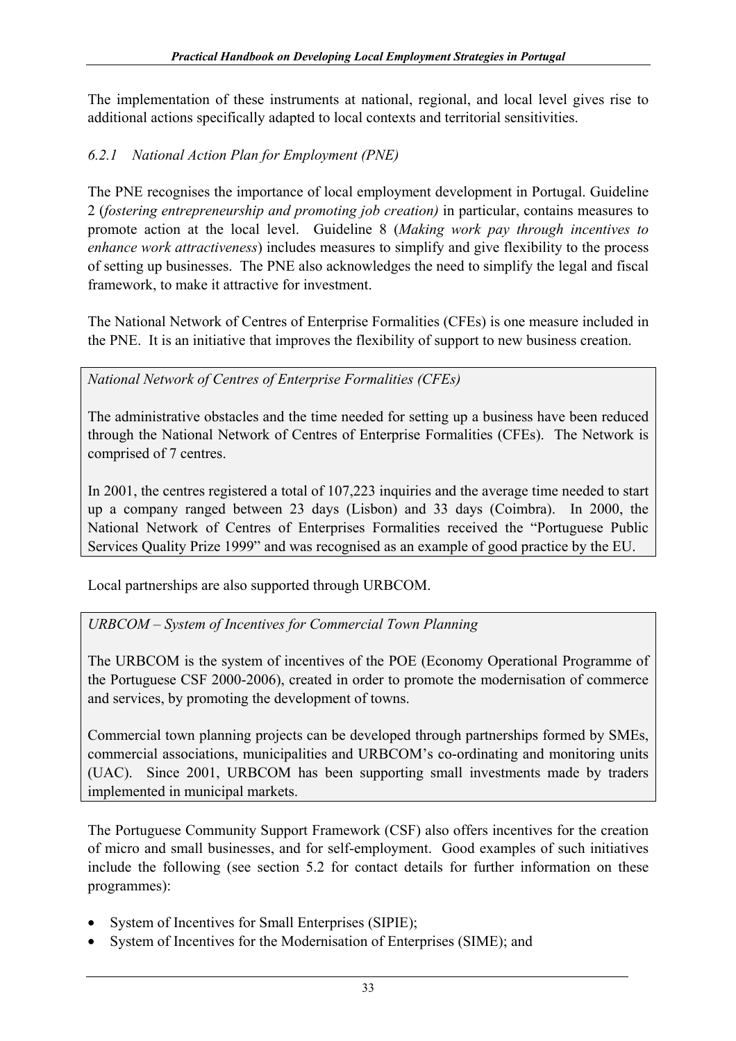The implementation of these instruments at national, regional, and local level gives rise to additional actions specifically adapted to local contexts and territorial sensitivities.

### 6.2.1 National Action Plan for Employment (PNE)

The PNE recognises the importance of local employment development in Portugal. Guideline 2 (*fostering entrepreneurship and promoting job creation)* in particular, contains measures to promote action at the local level. Guideline 8 (*Making work pay through incentives to enhance work attractiveness*) includes measures to simplify and give flexibility to the process of setting up businesses. The PNE also acknowledges the need to simplify the legal and fiscal framework, to make it attractive for investment.

The National Network of Centres of Enterprise Formalities (CFEs) is one measure included in the PNE. It is an initiative that improves the flexibility of support to new business creation.

> *National Network of Centres of Enterprise Formalities (CFEs)*
>
> The administrative obstacles and the time needed for setting up a business have been reduced through the National Network of Centres of Enterprise Formalities (CFEs). The Network is comprised of 7 centres.
>
> In 2001, the centres registered a total of 107,223 inquiries and the average time needed to start up a company ranged between 23 days (Lisbon) and 33 days (Coimbra). In 2000, the National Network of Centres of Enterprises Formalities received the "Portuguese Public Services Quality Prize 1999" and was recognised as an example of good practice by the EU.

Local partnerships are also supported through URBCOM.

> *URBCOM – System of Incentives for Commercial Town Planning*
>
> The URBCOM is the system of incentives of the POE (Economy Operational Programme of the Portuguese CSF 2000-2006), created in order to promote the modernisation of commerce and services, by promoting the development of towns.
>
> Commercial town planning projects can be developed through partnerships formed by SMEs, commercial associations, municipalities and URBCOM's co-ordinating and monitoring units (UAC). Since 2001, URBCOM has been supporting small investments made by traders implemented in municipal markets.

The Portuguese Community Support Framework (CSF) also offers incentives for the creation of micro and small businesses, and for self-employment. Good examples of such initiatives include the following (see section 5.2 for contact details for further information on these programmes):

- System of Incentives for Small Enterprises (SIPIE);
- System of Incentives for the Modernisation of Enterprises (SIME); and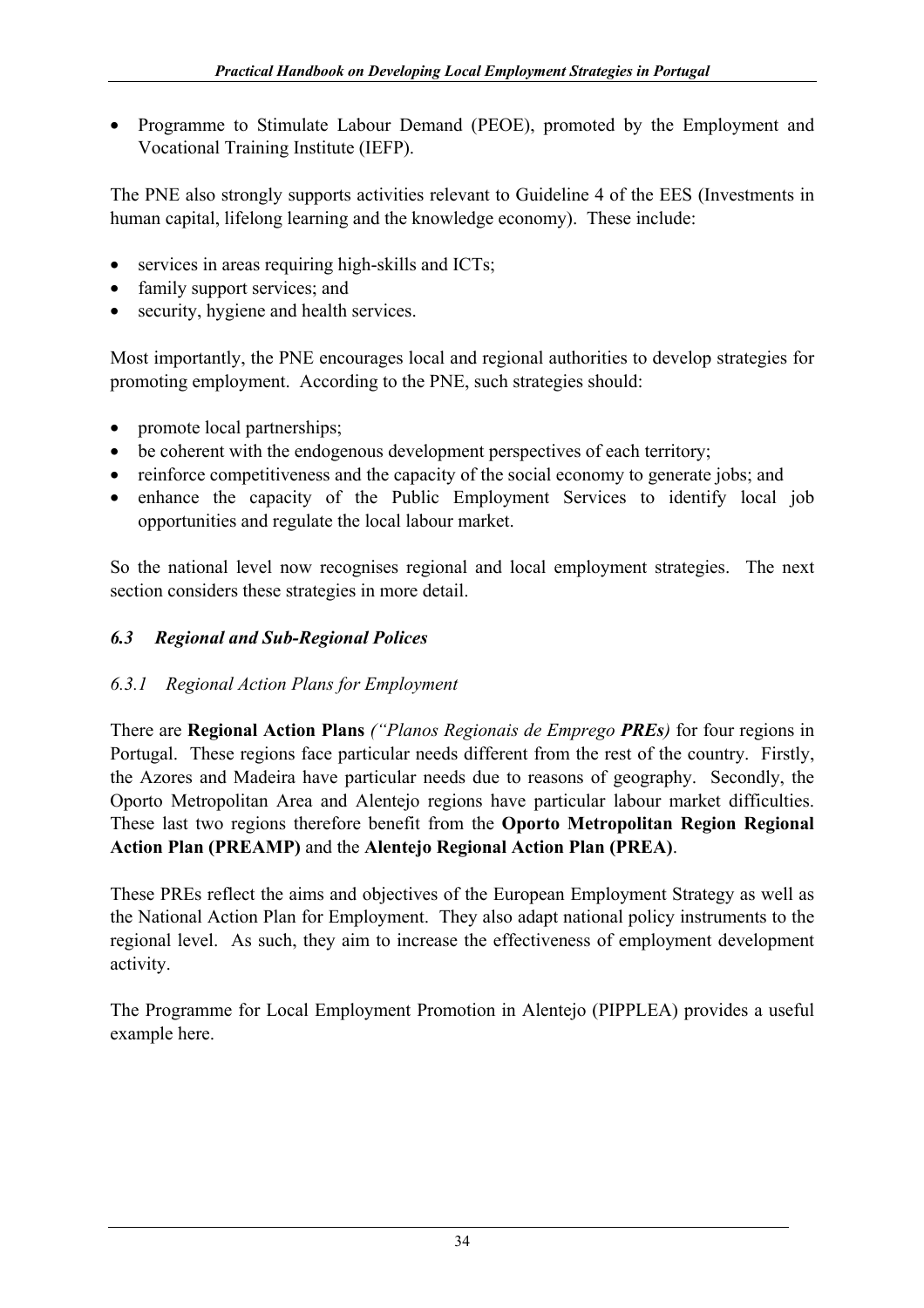- Programme to Stimulate Labour Demand (PEOE), promoted by the Employment and Vocational Training Institute (IEFP).

The PNE also strongly supports activities relevant to Guideline 4 of the EES (Investments in human capital, lifelong learning and the knowledge economy). These include:

- services in areas requiring high-skills and ICTs;
- family support services; and
- security, hygiene and health services.

Most importantly, the PNE encourages local and regional authorities to develop strategies for promoting employment. According to the PNE, such strategies should:

- promote local partnerships;
- be coherent with the endogenous development perspectives of each territory;
- reinforce competitiveness and the capacity of the social economy to generate jobs; and
- enhance the capacity of the Public Employment Services to identify local job opportunities and regulate the local labour market.

So the national level now recognises regional and local employment strategies. The next section considers these strategies in more detail.

### *6.3 Regional and Sub-Regional Polices*

#### *6.3.1 Regional Action Plans for Employment*

There are **Regional Action Plans** *("Planos Regionais de Emprego **PREs**)* for four regions in Portugal. These regions face particular needs different from the rest of the country. Firstly, the Azores and Madeira have particular needs due to reasons of geography. Secondly, the Oporto Metropolitan Area and Alentejo regions have particular labour market difficulties. These last two regions therefore benefit from the **Oporto Metropolitan Region Regional Action Plan (PREAMP)** and the **Alentejo Regional Action Plan (PREA)**.

These PREs reflect the aims and objectives of the European Employment Strategy as well as the National Action Plan for Employment. They also adapt national policy instruments to the regional level. As such, they aim to increase the effectiveness of employment development activity.

The Programme for Local Employment Promotion in Alentejo (PIPPLEA) provides a useful example here.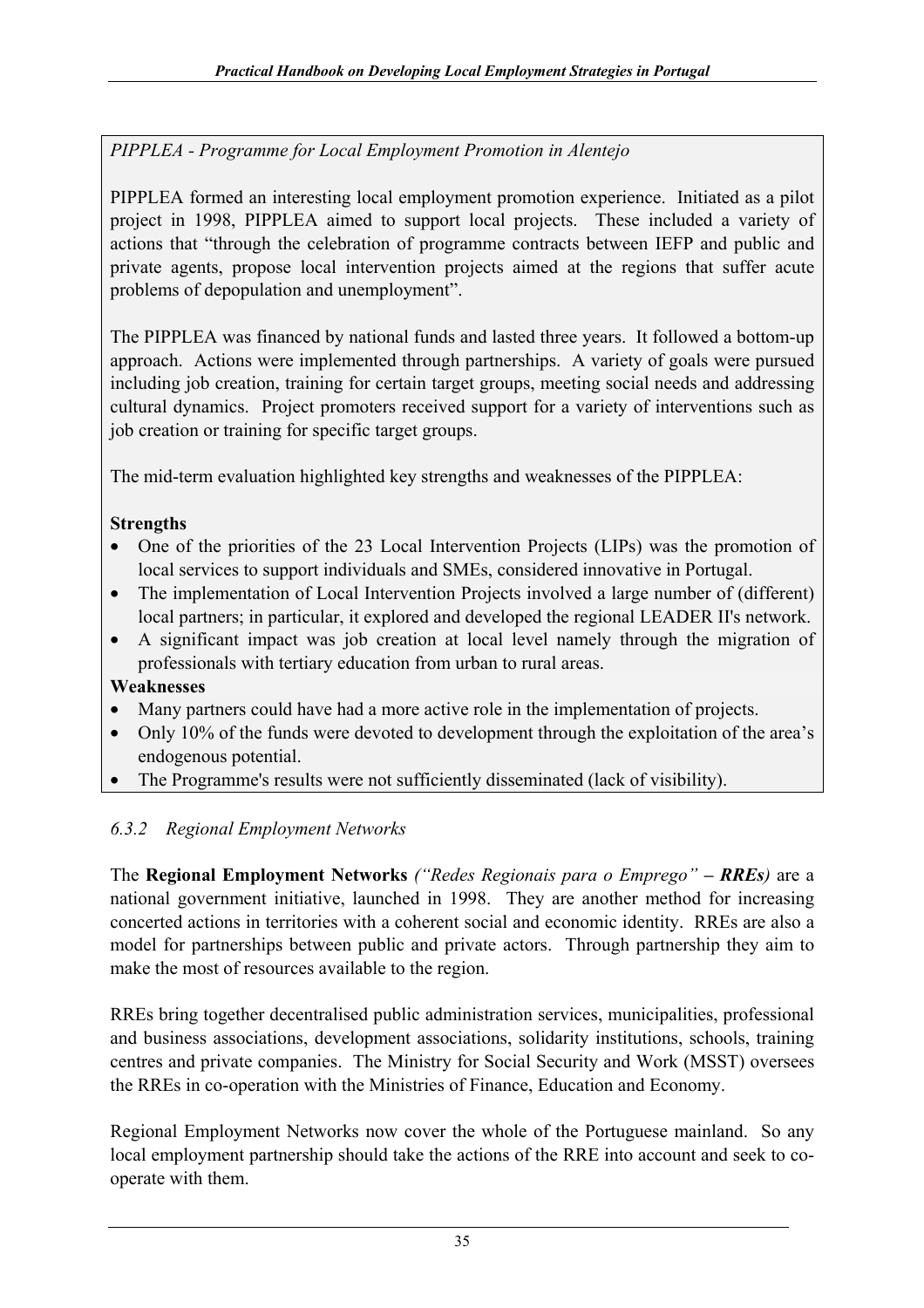*PIPPLEA - Programme for Local Employment Promotion in Alentejo*

PIPPLEA formed an interesting local employment promotion experience. Initiated as a pilot project in 1998, PIPPLEA aimed to support local projects. These included a variety of actions that "through the celebration of programme contracts between IEFP and public and private agents, propose local intervention projects aimed at the regions that suffer acute problems of depopulation and unemployment".

The PIPPLEA was financed by national funds and lasted three years. It followed a bottom-up approach. Actions were implemented through partnerships. A variety of goals were pursued including job creation, training for certain target groups, meeting social needs and addressing cultural dynamics. Project promoters received support for a variety of interventions such as job creation or training for specific target groups.

The mid-term evaluation highlighted key strengths and weaknesses of the PIPPLEA:

**Strengths**

- One of the priorities of the 23 Local Intervention Projects (LIPs) was the promotion of local services to support individuals and SMEs, considered innovative in Portugal.
- The implementation of Local Intervention Projects involved a large number of (different) local partners; in particular, it explored and developed the regional LEADER II's network.
- A significant impact was job creation at local level namely through the migration of professionals with tertiary education from urban to rural areas.

**Weaknesses**

- Many partners could have had a more active role in the implementation of projects.
- Only 10% of the funds were devoted to development through the exploitation of the area's endogenous potential.
- The Programme's results were not sufficiently disseminated (lack of visibility).

### *6.3.2 Regional Employment Networks*

The **Regional Employment Networks** *("Redes Regionais para o Emprego" – **RREs**)* are a national government initiative, launched in 1998. They are another method for increasing concerted actions in territories with a coherent social and economic identity. RREs are also a model for partnerships between public and private actors. Through partnership they aim to make the most of resources available to the region.

RREs bring together decentralised public administration services, municipalities, professional and business associations, development associations, solidarity institutions, schools, training centres and private companies. The Ministry for Social Security and Work (MSST) oversees the RREs in co-operation with the Ministries of Finance, Education and Economy.

Regional Employment Networks now cover the whole of the Portuguese mainland. So any local employment partnership should take the actions of the RRE into account and seek to co-operate with them.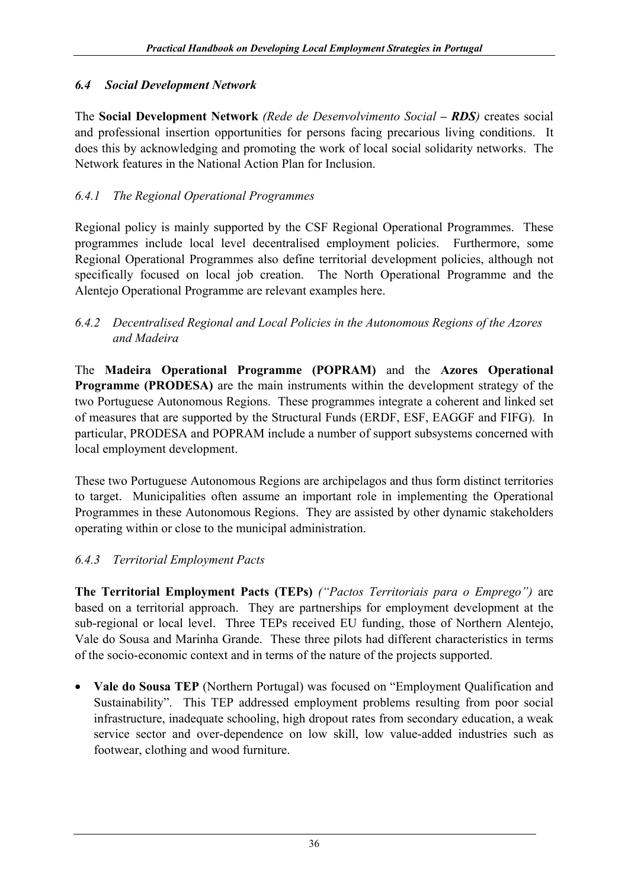### *6.4 Social Development Network*

The **Social Development Network** *(Rede de Desenvolvimento Social – **RDS**)* creates social and professional insertion opportunities for persons facing precarious living conditions. It does this by acknowledging and promoting the work of local social solidarity networks. The Network features in the National Action Plan for Inclusion.

#### *6.4.1 The Regional Operational Programmes*

Regional policy is mainly supported by the CSF Regional Operational Programmes. These programmes include local level decentralised employment policies. Furthermore, some Regional Operational Programmes also define territorial development policies, although not specifically focused on local job creation. The North Operational Programme and the Alentejo Operational Programme are relevant examples here.

#### *6.4.2 Decentralised Regional and Local Policies in the Autonomous Regions of the Azores and Madeira*

The **Madeira Operational Programme (POPRAM)** and the **Azores Operational Programme (PRODESA)** are the main instruments within the development strategy of the two Portuguese Autonomous Regions. These programmes integrate a coherent and linked set of measures that are supported by the Structural Funds (ERDF, ESF, EAGGF and FIFG). In particular, PRODESA and POPRAM include a number of support subsystems concerned with local employment development.

These two Portuguese Autonomous Regions are archipelagos and thus form distinct territories to target. Municipalities often assume an important role in implementing the Operational Programmes in these Autonomous Regions. They are assisted by other dynamic stakeholders operating within or close to the municipal administration.

#### *6.4.3 Territorial Employment Pacts*

**The Territorial Employment Pacts (TEPs)** *("Pactos Territoriais para o Emprego")* are based on a territorial approach. They are partnerships for employment development at the sub-regional or local level. Three TEPs received EU funding, those of Northern Alentejo, Vale do Sousa and Marinha Grande. These three pilots had different characteristics in terms of the socio-economic context and in terms of the nature of the projects supported.

- **Vale do Sousa TEP** (Northern Portugal) was focused on "Employment Qualification and Sustainability". This TEP addressed employment problems resulting from poor social infrastructure, inadequate schooling, high dropout rates from secondary education, a weak service sector and over-dependence on low skill, low value-added industries such as footwear, clothing and wood furniture.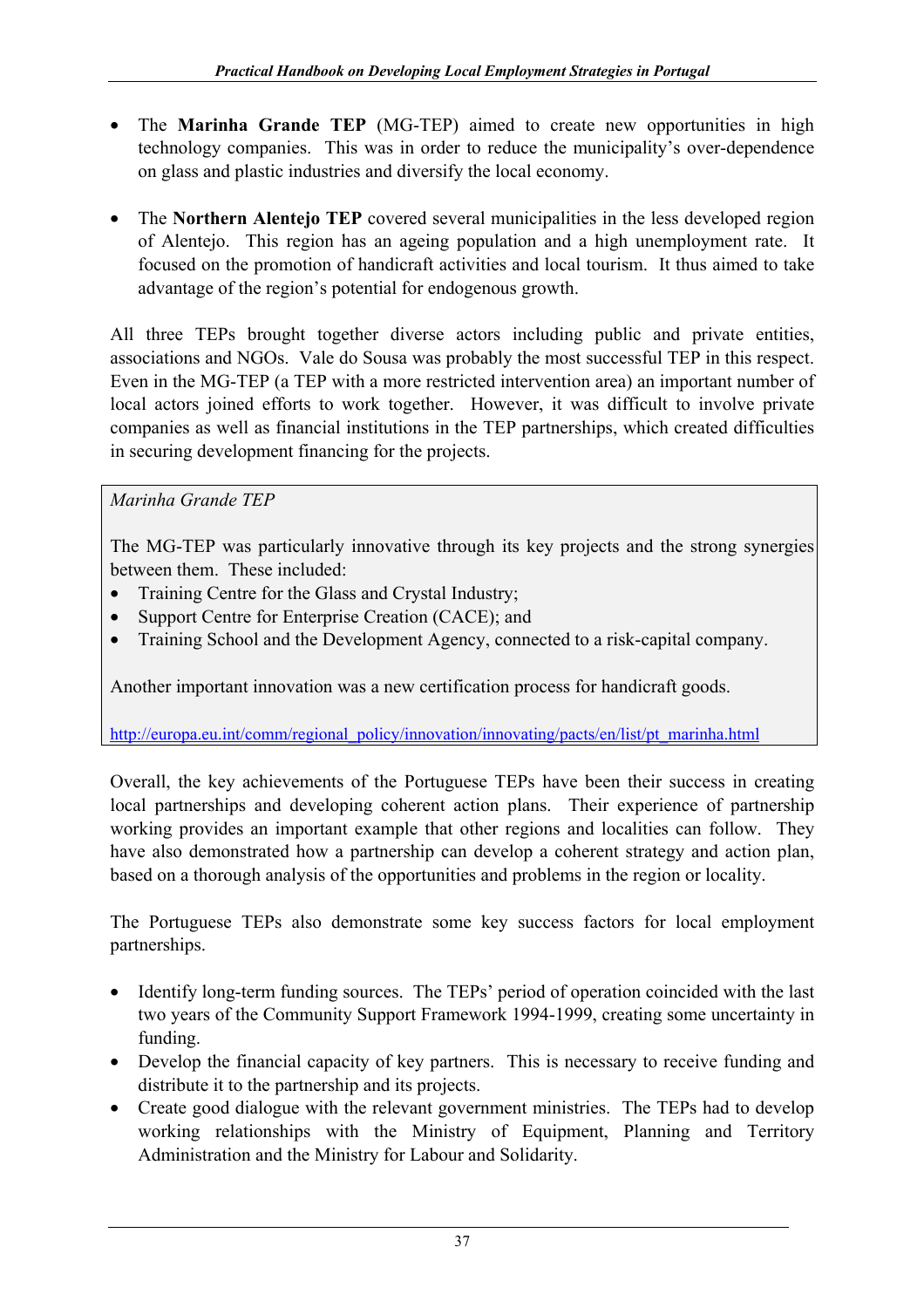- The **Marinha Grande TEP** (MG-TEP) aimed to create new opportunities in high technology companies. This was in order to reduce the municipality's over-dependence on glass and plastic industries and diversify the local economy.

- The **Northern Alentejo TEP** covered several municipalities in the less developed region of Alentejo. This region has an ageing population and a high unemployment rate. It focused on the promotion of handicraft activities and local tourism. It thus aimed to take advantage of the region's potential for endogenous growth.

All three TEPs brought together diverse actors including public and private entities, associations and NGOs. Vale do Sousa was probably the most successful TEP in this respect. Even in the MG-TEP (a TEP with a more restricted intervention area) an important number of local actors joined efforts to work together. However, it was difficult to involve private companies as well as financial institutions in the TEP partnerships, which created difficulties in securing development financing for the projects.

> *Marinha Grande TEP*
>
> The MG-TEP was particularly innovative through its key projects and the strong synergies between them. These included:
> - Training Centre for the Glass and Crystal Industry;
> - Support Centre for Enterprise Creation (CACE); and
> - Training School and the Development Agency, connected to a risk-capital company.
>
> Another important innovation was a new certification process for handicraft goods.
>
> http://europa.eu.int/comm/regional_policy/innovation/innovating/pacts/en/list/pt_marinha.html

Overall, the key achievements of the Portuguese TEPs have been their success in creating local partnerships and developing coherent action plans. Their experience of partnership working provides an important example that other regions and localities can follow. They have also demonstrated how a partnership can develop a coherent strategy and action plan, based on a thorough analysis of the opportunities and problems in the region or locality.

The Portuguese TEPs also demonstrate some key success factors for local employment partnerships.

- Identify long-term funding sources. The TEPs' period of operation coincided with the last two years of the Community Support Framework 1994-1999, creating some uncertainty in funding.
- Develop the financial capacity of key partners. This is necessary to receive funding and distribute it to the partnership and its projects.
- Create good dialogue with the relevant government ministries. The TEPs had to develop working relationships with the Ministry of Equipment, Planning and Territory Administration and the Ministry for Labour and Solidarity.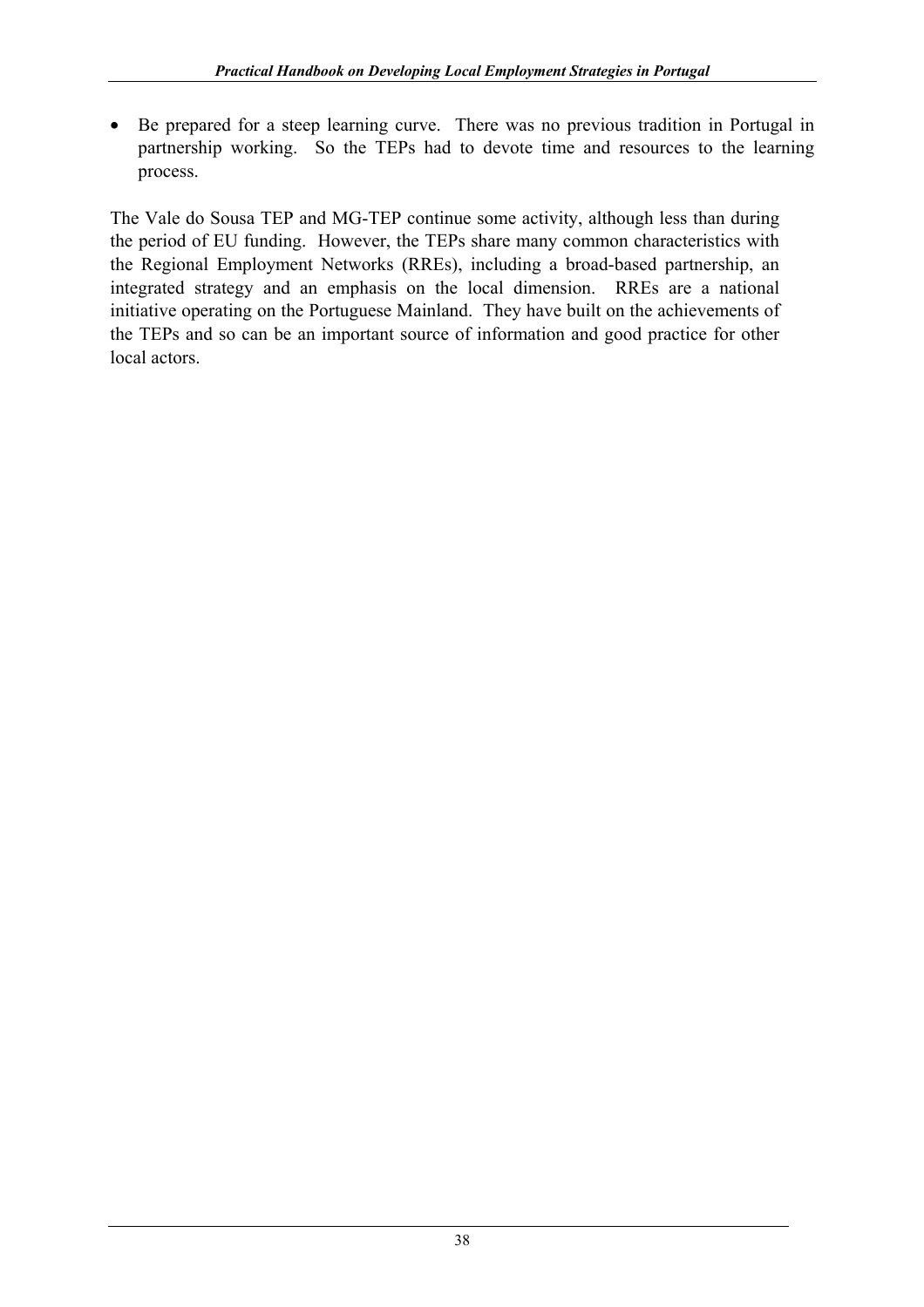- Be prepared for a steep learning curve. There was no previous tradition in Portugal in partnership working. So the TEPs had to devote time and resources to the learning process.

The Vale do Sousa TEP and MG-TEP continue some activity, although less than during the period of EU funding. However, the TEPs share many common characteristics with the Regional Employment Networks (RREs), including a broad-based partnership, an integrated strategy and an emphasis on the local dimension. RREs are a national initiative operating on the Portuguese Mainland. They have built on the achievements of the TEPs and so can be an important source of information and good practice for other local actors.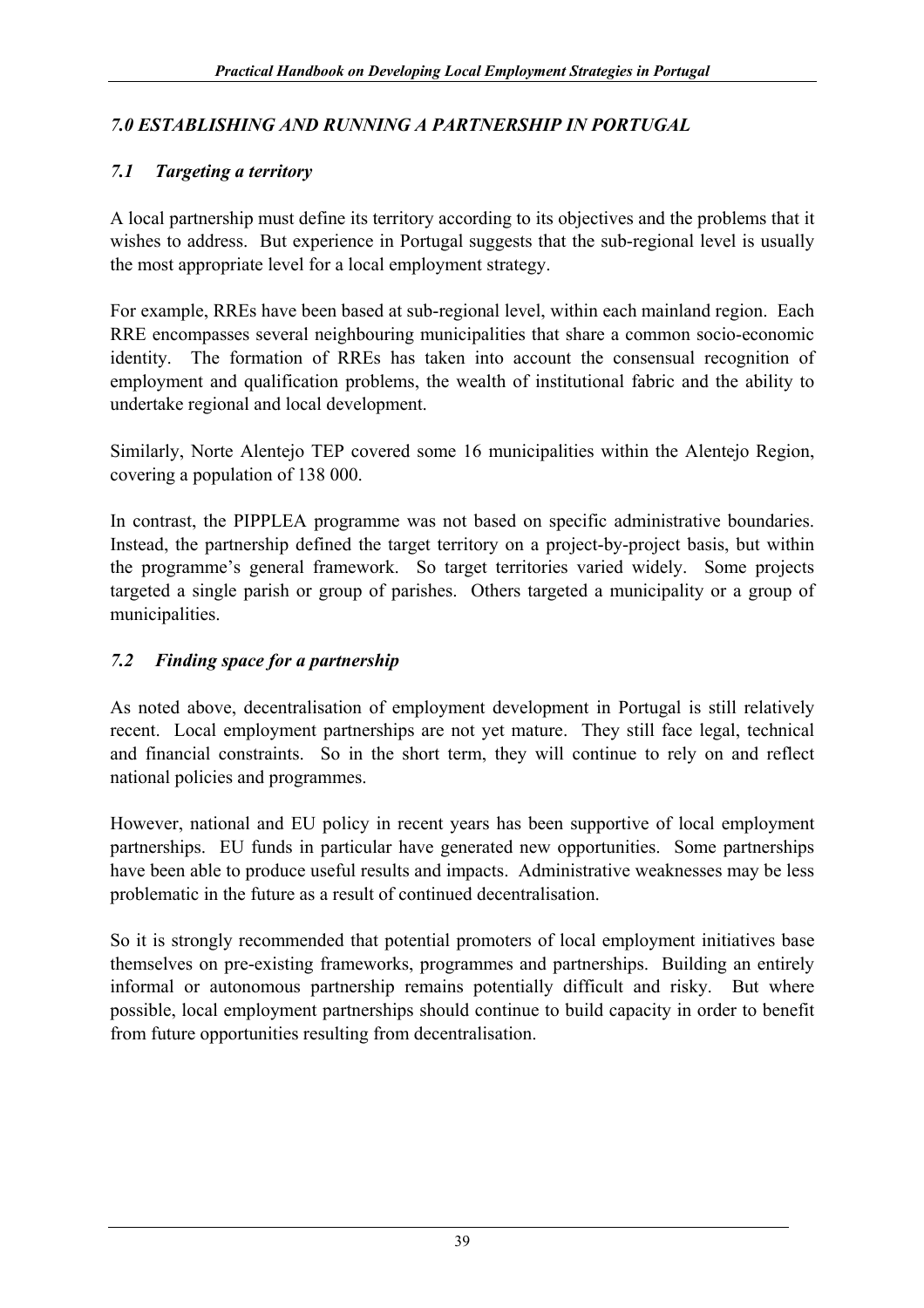## *7.0 ESTABLISHING AND RUNNING A PARTNERSHIP IN PORTUGAL*

### *7.1 Targeting a territory*

A local partnership must define its territory according to its objectives and the problems that it wishes to address. But experience in Portugal suggests that the sub-regional level is usually the most appropriate level for a local employment strategy.

For example, RREs have been based at sub-regional level, within each mainland region. Each RRE encompasses several neighbouring municipalities that share a common socio-economic identity. The formation of RREs has taken into account the consensual recognition of employment and qualification problems, the wealth of institutional fabric and the ability to undertake regional and local development.

Similarly, Norte Alentejo TEP covered some 16 municipalities within the Alentejo Region, covering a population of 138 000.

In contrast, the PIPPLEA programme was not based on specific administrative boundaries. Instead, the partnership defined the target territory on a project-by-project basis, but within the programme's general framework. So target territories varied widely. Some projects targeted a single parish or group of parishes. Others targeted a municipality or a group of municipalities.

### *7.2 Finding space for a partnership*

As noted above, decentralisation of employment development in Portugal is still relatively recent. Local employment partnerships are not yet mature. They still face legal, technical and financial constraints. So in the short term, they will continue to rely on and reflect national policies and programmes.

However, national and EU policy in recent years has been supportive of local employment partnerships. EU funds in particular have generated new opportunities. Some partnerships have been able to produce useful results and impacts. Administrative weaknesses may be less problematic in the future as a result of continued decentralisation.

So it is strongly recommended that potential promoters of local employment initiatives base themselves on pre-existing frameworks, programmes and partnerships. Building an entirely informal or autonomous partnership remains potentially difficult and risky. But where possible, local employment partnerships should continue to build capacity in order to benefit from future opportunities resulting from decentralisation.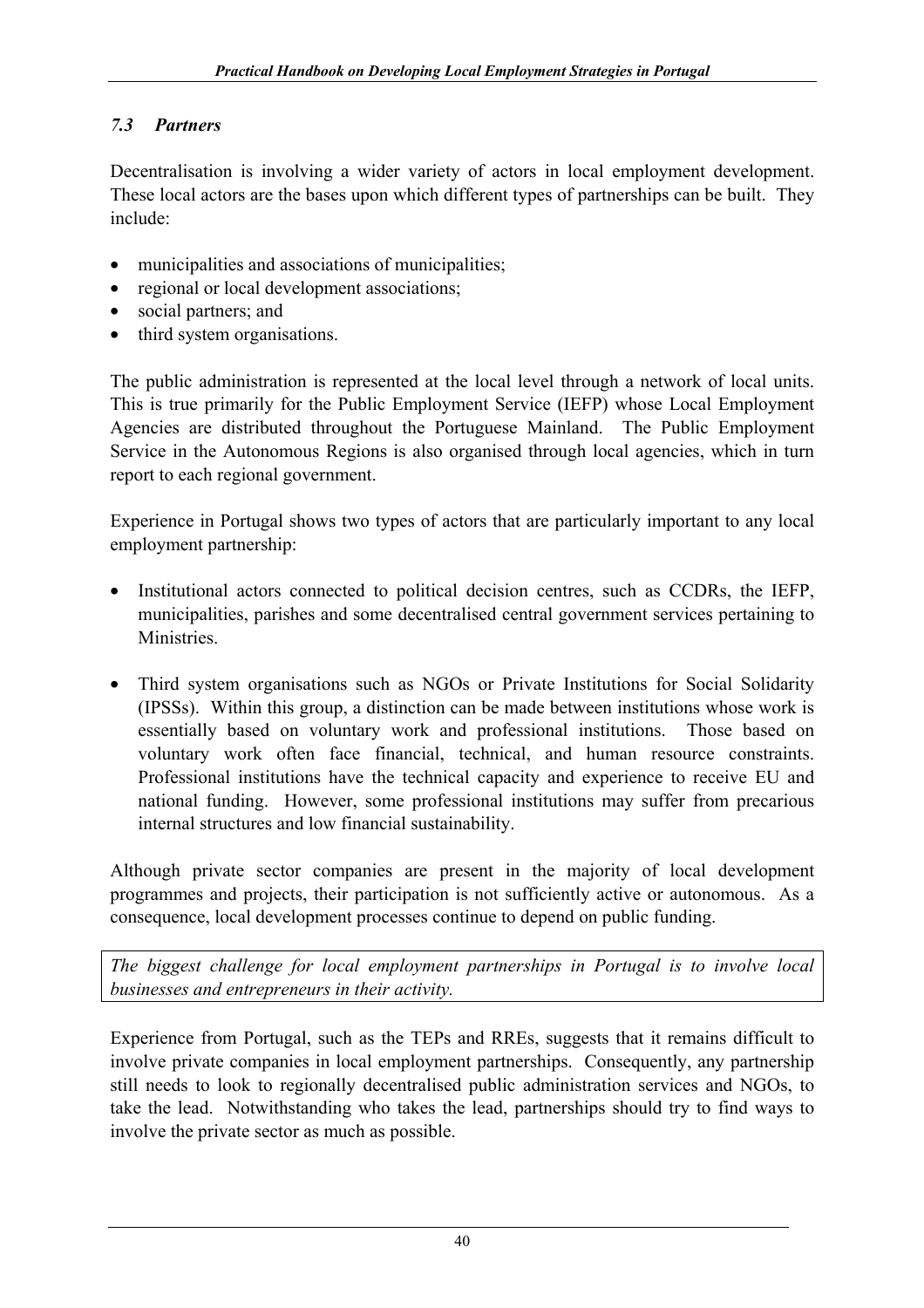### *7.3 Partners*

Decentralisation is involving a wider variety of actors in local employment development. These local actors are the bases upon which different types of partnerships can be built. They include:

- municipalities and associations of municipalities;
- regional or local development associations;
- social partners; and
- third system organisations.

The public administration is represented at the local level through a network of local units. This is true primarily for the Public Employment Service (IEFP) whose Local Employment Agencies are distributed throughout the Portuguese Mainland. The Public Employment Service in the Autonomous Regions is also organised through local agencies, which in turn report to each regional government.

Experience in Portugal shows two types of actors that are particularly important to any local employment partnership:

- Institutional actors connected to political decision centres, such as CCDRs, the IEFP, municipalities, parishes and some decentralised central government services pertaining to Ministries.
- Third system organisations such as NGOs or Private Institutions for Social Solidarity (IPSSs). Within this group, a distinction can be made between institutions whose work is essentially based on voluntary work and professional institutions. Those based on voluntary work often face financial, technical, and human resource constraints. Professional institutions have the technical capacity and experience to receive EU and national funding. However, some professional institutions may suffer from precarious internal structures and low financial sustainability.

Although private sector companies are present in the majority of local development programmes and projects, their participation is not sufficiently active or autonomous. As a consequence, local development processes continue to depend on public funding.

*The biggest challenge for local employment partnerships in Portugal is to involve local businesses and entrepreneurs in their activity.*

Experience from Portugal, such as the TEPs and RREs, suggests that it remains difficult to involve private companies in local employment partnerships. Consequently, any partnership still needs to look to regionally decentralised public administration services and NGOs, to take the lead. Notwithstanding who takes the lead, partnerships should try to find ways to involve the private sector as much as possible.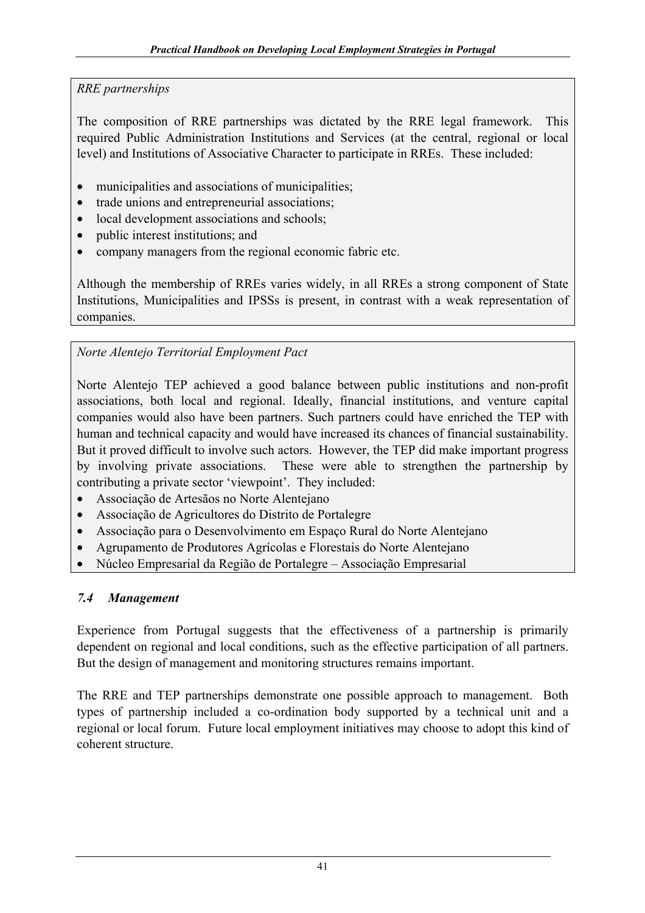*RRE partnerships*

The composition of RRE partnerships was dictated by the RRE legal framework. This required Public Administration Institutions and Services (at the central, regional or local level) and Institutions of Associative Character to participate in RREs. These included:

- municipalities and associations of municipalities;
- trade unions and entrepreneurial associations;
- local development associations and schools;
- public interest institutions; and
- company managers from the regional economic fabric etc.

Although the membership of RREs varies widely, in all RREs a strong component of State Institutions, Municipalities and IPSSs is present, in contrast with a weak representation of companies.

*Norte Alentejo Territorial Employment Pact*

Norte Alentejo TEP achieved a good balance between public institutions and non-profit associations, both local and regional. Ideally, financial institutions, and venture capital companies would also have been partners. Such partners could have enriched the TEP with human and technical capacity and would have increased its chances of financial sustainability. But it proved difficult to involve such actors. However, the TEP did make important progress by involving private associations. These were able to strengthen the partnership by contributing a private sector 'viewpoint'. They included:

- Associação de Artesãos no Norte Alentejano
- Associação de Agricultores do Distrito de Portalegre
- Associação para o Desenvolvimento em Espaço Rural do Norte Alentejano
- Agrupamento de Produtores Agrícolas e Florestais do Norte Alentejano
- Núcleo Empresarial da Região de Portalegre – Associação Empresarial

### *7.4 Management*

Experience from Portugal suggests that the effectiveness of a partnership is primarily dependent on regional and local conditions, such as the effective participation of all partners. But the design of management and monitoring structures remains important.

The RRE and TEP partnerships demonstrate one possible approach to management. Both types of partnership included a co-ordination body supported by a technical unit and a regional or local forum. Future local employment initiatives may choose to adopt this kind of coherent structure.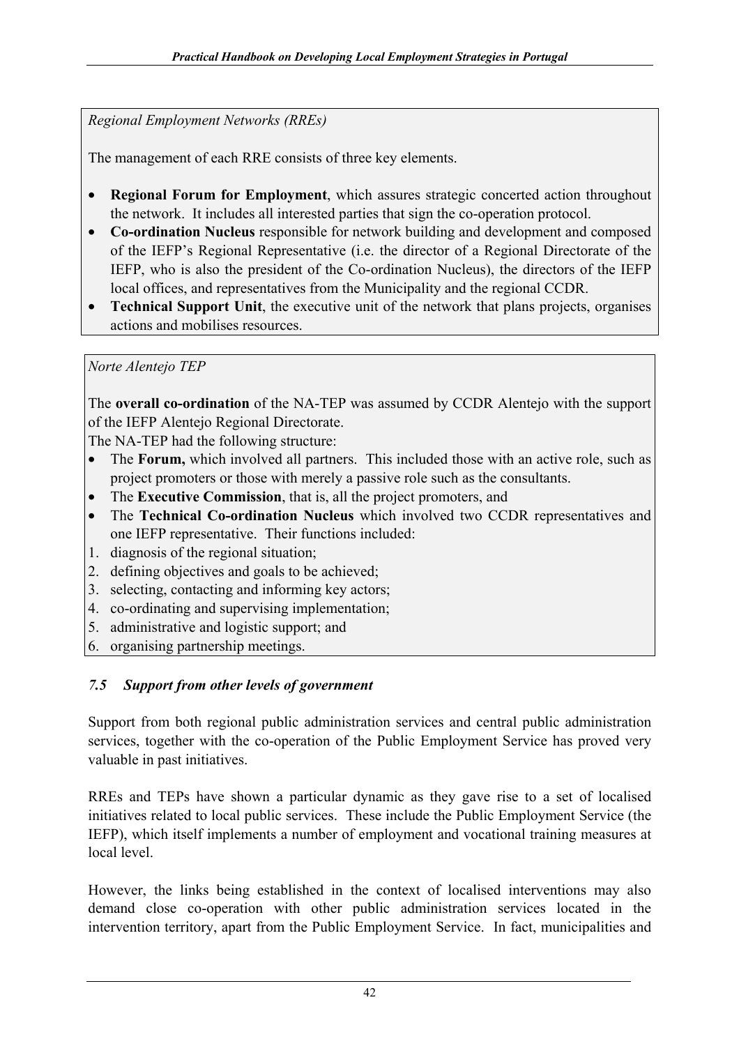*Regional Employment Networks (RREs)*

The management of each RRE consists of three key elements.

- **Regional Forum for Employment**, which assures strategic concerted action throughout the network. It includes all interested parties that sign the co-operation protocol.
- **Co-ordination Nucleus** responsible for network building and development and composed of the IEFP's Regional Representative (i.e. the director of a Regional Directorate of the IEFP, who is also the president of the Co-ordination Nucleus), the directors of the IEFP local offices, and representatives from the Municipality and the regional CCDR.
- **Technical Support Unit**, the executive unit of the network that plans projects, organises actions and mobilises resources.

*Norte Alentejo TEP*

The **overall co-ordination** of the NA-TEP was assumed by CCDR Alentejo with the support of the IEFP Alentejo Regional Directorate.

The NA-TEP had the following structure:

- The **Forum,** which involved all partners. This included those with an active role, such as project promoters or those with merely a passive role such as the consultants.
- The **Executive Commission**, that is, all the project promoters, and
- The **Technical Co-ordination Nucleus** which involved two CCDR representatives and one IEFP representative. Their functions included:

1. diagnosis of the regional situation;
2. defining objectives and goals to be achieved;
3. selecting, contacting and informing key actors;
4. co-ordinating and supervising implementation;
5. administrative and logistic support; and
6. organising partnership meetings.

### *7.5 Support from other levels of government*

Support from both regional public administration services and central public administration services, together with the co-operation of the Public Employment Service has proved very valuable in past initiatives.

RREs and TEPs have shown a particular dynamic as they gave rise to a set of localised initiatives related to local public services. These include the Public Employment Service (the IEFP), which itself implements a number of employment and vocational training measures at local level.

However, the links being established in the context of localised interventions may also demand close co-operation with other public administration services located in the intervention territory, apart from the Public Employment Service. In fact, municipalities and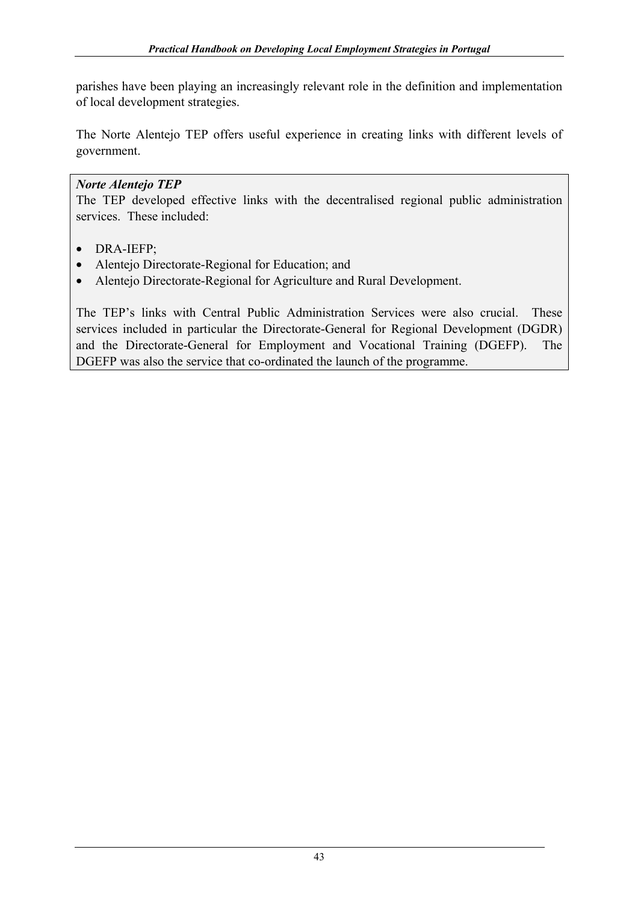parishes have been playing an increasingly relevant role in the definition and implementation of local development strategies.

The Norte Alentejo TEP offers useful experience in creating links with different levels of government.

***Norte Alentejo TEP***

The TEP developed effective links with the decentralised regional public administration services. These included:

- DRA-IEFP;
- Alentejo Directorate-Regional for Education; and
- Alentejo Directorate-Regional for Agriculture and Rural Development.

The TEP's links with Central Public Administration Services were also crucial. These services included in particular the Directorate-General for Regional Development (DGDR) and the Directorate-General for Employment and Vocational Training (DGEFP). The DGEFP was also the service that co-ordinated the launch of the programme.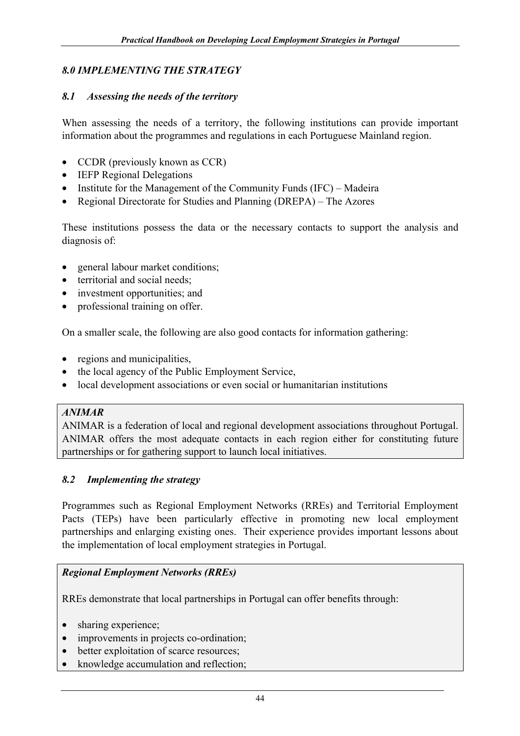## *8.0 IMPLEMENTING THE STRATEGY*

### *8.1 Assessing the needs of the territory*

When assessing the needs of a territory, the following institutions can provide important information about the programmes and regulations in each Portuguese Mainland region.

- CCDR (previously known as CCR)
- IEFP Regional Delegations
- Institute for the Management of the Community Funds (IFC) – Madeira
- Regional Directorate for Studies and Planning (DREPA) – The Azores

These institutions possess the data or the necessary contacts to support the analysis and diagnosis of:

- general labour market conditions;
- territorial and social needs;
- investment opportunities; and
- professional training on offer.

On a smaller scale, the following are also good contacts for information gathering:

- regions and municipalities,
- the local agency of the Public Employment Service,
- local development associations or even social or humanitarian institutions

> ***ANIMAR***
> ANIMAR is a federation of local and regional development associations throughout Portugal. ANIMAR offers the most adequate contacts in each region either for constituting future partnerships or for gathering support to launch local initiatives.

### *8.2 Implementing the strategy*

Programmes such as Regional Employment Networks (RREs) and Territorial Employment Pacts (TEPs) have been particularly effective in promoting new local employment partnerships and enlarging existing ones. Their experience provides important lessons about the implementation of local employment strategies in Portugal.

> ***Regional Employment Networks (RREs)***
>
> RREs demonstrate that local partnerships in Portugal can offer benefits through:
>
> - sharing experience;
> - improvements in projects co-ordination;
> - better exploitation of scarce resources;
> - knowledge accumulation and reflection;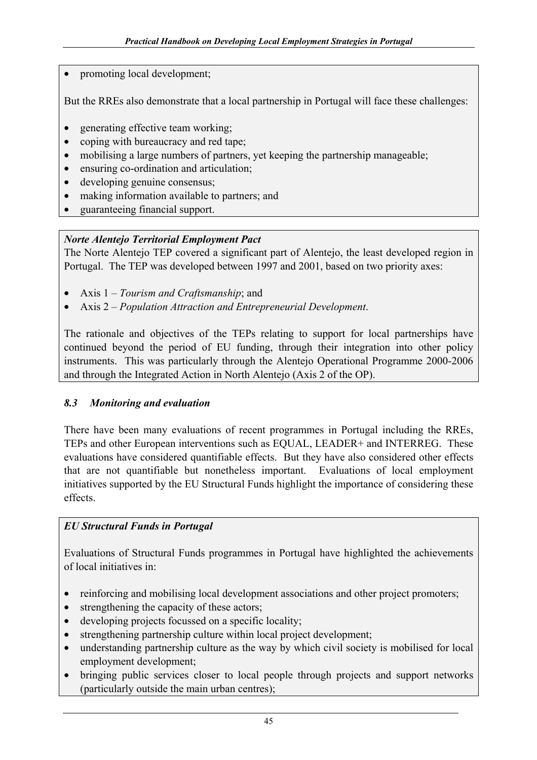- promoting local development;

But the RREs also demonstrate that a local partnership in Portugal will face these challenges:

- generating effective team working;
- coping with bureaucracy and red tape;
- mobilising a large numbers of partners, yet keeping the partnership manageable;
- ensuring co-ordination and articulation;
- developing genuine consensus;
- making information available to partners; and
- guaranteeing financial support.

***Norte Alentejo Territorial Employment Pact***

The Norte Alentejo TEP covered a significant part of Alentejo, the least developed region in Portugal. The TEP was developed between 1997 and 2001, based on two priority axes:

- Axis 1 – *Tourism and Craftsmanship*; and
- Axis 2 – *Population Attraction and Entrepreneurial Development*.

The rationale and objectives of the TEPs relating to support for local partnerships have continued beyond the period of EU funding, through their integration into other policy instruments. This was particularly through the Alentejo Operational Programme 2000-2006 and through the Integrated Action in North Alentejo (Axis 2 of the OP).

### *8.3 Monitoring and evaluation*

There have been many evaluations of recent programmes in Portugal including the RREs, TEPs and other European interventions such as EQUAL, LEADER+ and INTERREG. These evaluations have considered quantifiable effects. But they have also considered other effects that are not quantifiable but nonetheless important. Evaluations of local employment initiatives supported by the EU Structural Funds highlight the importance of considering these effects.

***EU Structural Funds in Portugal***

Evaluations of Structural Funds programmes in Portugal have highlighted the achievements of local initiatives in:

- reinforcing and mobilising local development associations and other project promoters;
- strengthening the capacity of these actors;
- developing projects focussed on a specific locality;
- strengthening partnership culture within local project development;
- understanding partnership culture as the way by which civil society is mobilised for local employment development;
- bringing public services closer to local people through projects and support networks (particularly outside the main urban centres);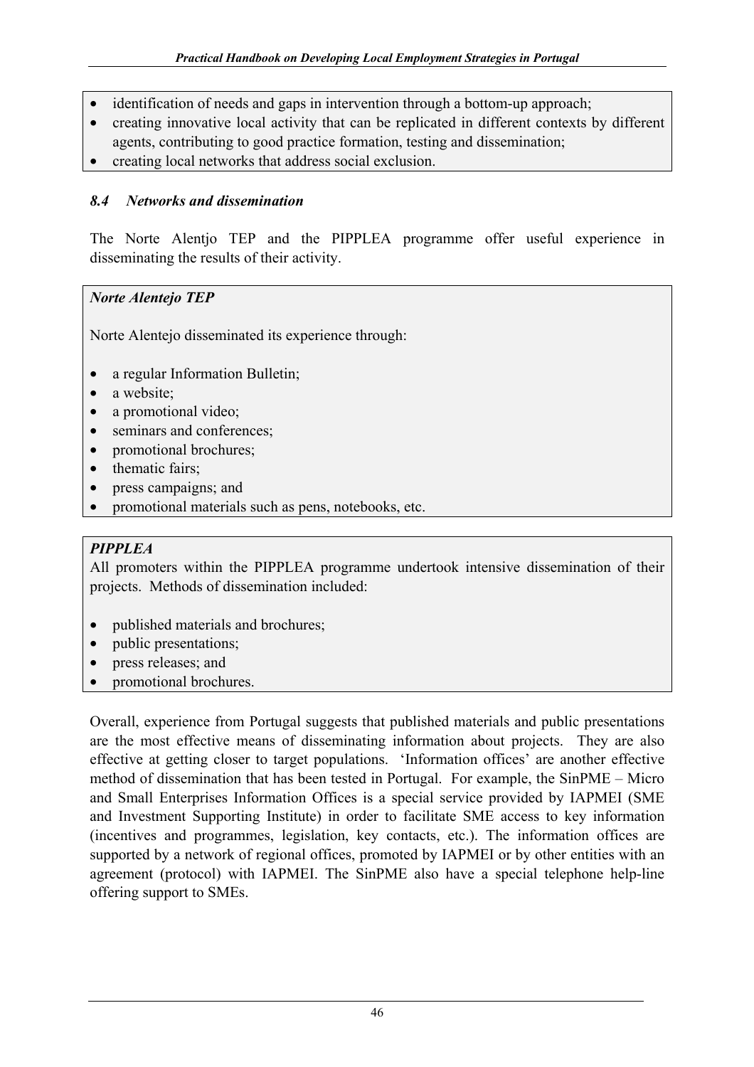- identification of needs and gaps in intervention through a bottom-up approach;
- creating innovative local activity that can be replicated in different contexts by different agents, contributing to good practice formation, testing and dissemination;
- creating local networks that address social exclusion.

### *8.4 Networks and dissemination*

The Norte Alentjo TEP and the PIPPLEA programme offer useful experience in disseminating the results of their activity.

***Norte Alentejo TEP***

Norte Alentejo disseminated its experience through:

- a regular Information Bulletin;
- a website;
- a promotional video;
- seminars and conferences;
- promotional brochures;
- thematic fairs;
- press campaigns; and
- promotional materials such as pens, notebooks, etc.

***PIPPLEA***

All promoters within the PIPPLEA programme undertook intensive dissemination of their projects. Methods of dissemination included:

- published materials and brochures;
- public presentations;
- press releases; and
- promotional brochures.

Overall, experience from Portugal suggests that published materials and public presentations are the most effective means of disseminating information about projects. They are also effective at getting closer to target populations. 'Information offices' are another effective method of dissemination that has been tested in Portugal. For example, the SinPME – Micro and Small Enterprises Information Offices is a special service provided by IAPMEI (SME and Investment Supporting Institute) in order to facilitate SME access to key information (incentives and programmes, legislation, key contacts, etc.). The information offices are supported by a network of regional offices, promoted by IAPMEI or by other entities with an agreement (protocol) with IAPMEI. The SinPME also have a special telephone help-line offering support to SMEs.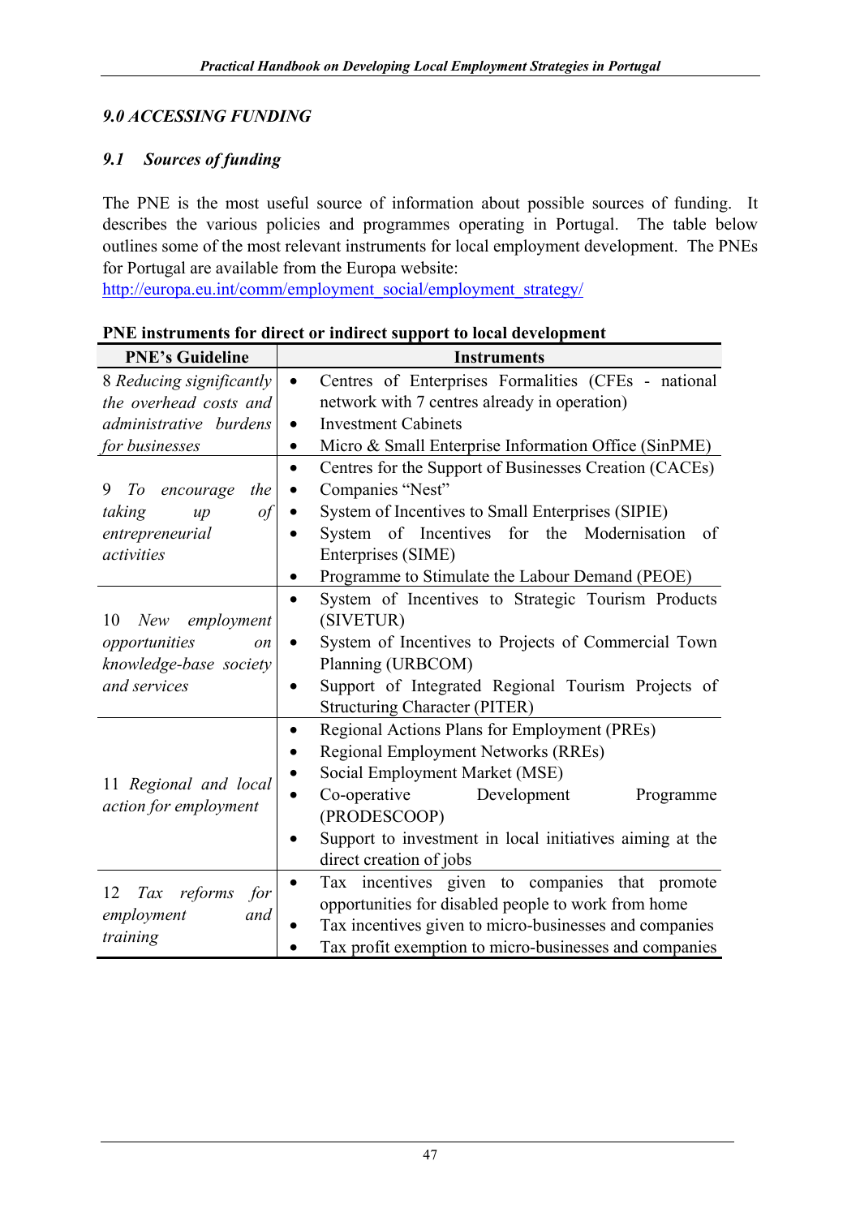## *9.0 ACCESSING FUNDING*

### *9.1 Sources of funding*

The PNE is the most useful source of information about possible sources of funding. It describes the various policies and programmes operating in Portugal. The table below outlines some of the most relevant instruments for local employment development. The PNEs for Portugal are available from the Europa website:
http://europa.eu.int/comm/employment_social/employment_strategy/

**PNE instruments for direct or indirect support to local development**

| PNE's Guideline | Instruments |
|---|---|
| 8 *Reducing significantly the overhead costs and administrative burdens for businesses* | • Centres of Enterprises Formalities (CFEs - national network with 7 centres already in operation)<br>• Investment Cabinets<br>• Micro & Small Enterprise Information Office (SinPME) |
| 9 *To encourage the taking up of entrepreneurial activities* | • Centres for the Support of Businesses Creation (CACEs)<br>• Companies "Nest"<br>• System of Incentives to Small Enterprises (SIPIE)<br>• System of Incentives for the Modernisation of Enterprises (SIME)<br>• Programme to Stimulate the Labour Demand (PEOE) |
| 10 *New employment opportunities on knowledge-base society and services* | • System of Incentives to Strategic Tourism Products (SIVETUR)<br>• System of Incentives to Projects of Commercial Town Planning (URBCOM)<br>• Support of Integrated Regional Tourism Projects of Structuring Character (PITER) |
| 11 *Regional and local action for employment* | • Regional Actions Plans for Employment (PREs)<br>• Regional Employment Networks (RREs)<br>• Social Employment Market (MSE)<br>• Co-operative Development Programme (PRODESCOOP)<br>• Support to investment in local initiatives aiming at the direct creation of jobs |
| 12 *Tax reforms for employment and training* | • Tax incentives given to companies that promote opportunities for disabled people to work from home<br>• Tax incentives given to micro-businesses and companies<br>• Tax profit exemption to micro-businesses and companies |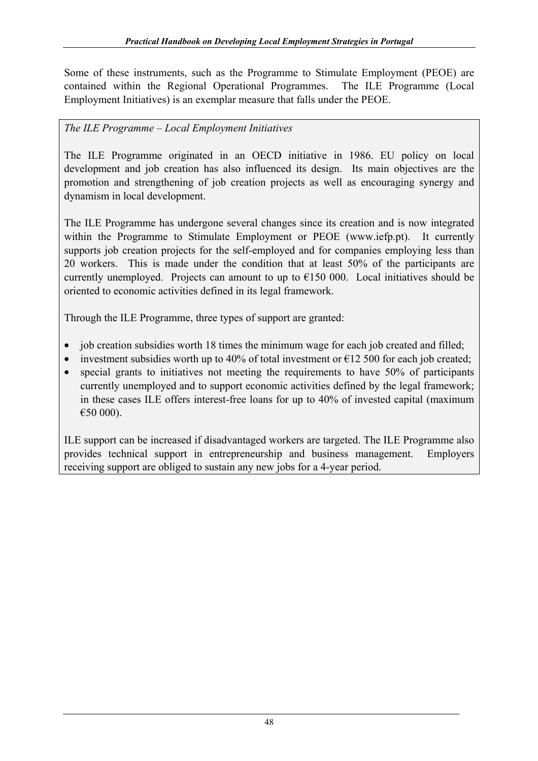Some of these instruments, such as the Programme to Stimulate Employment (PEOE) are contained within the Regional Operational Programmes. The ILE Programme (Local Employment Initiatives) is an exemplar measure that falls under the PEOE.

*The ILE Programme – Local Employment Initiatives*

The ILE Programme originated in an OECD initiative in 1986. EU policy on local development and job creation has also influenced its design. Its main objectives are the promotion and strengthening of job creation projects as well as encouraging synergy and dynamism in local development.

The ILE Programme has undergone several changes since its creation and is now integrated within the Programme to Stimulate Employment or PEOE (www.iefp.pt). It currently supports job creation projects for the self-employed and for companies employing less than 20 workers. This is made under the condition that at least 50% of the participants are currently unemployed. Projects can amount to up to €150 000. Local initiatives should be oriented to economic activities defined in its legal framework.

Through the ILE Programme, three types of support are granted:

- job creation subsidies worth 18 times the minimum wage for each job created and filled;
- investment subsidies worth up to 40% of total investment or €12 500 for each job created;
- special grants to initiatives not meeting the requirements to have 50% of participants currently unemployed and to support economic activities defined by the legal framework; in these cases ILE offers interest-free loans for up to 40% of invested capital (maximum €50 000).

ILE support can be increased if disadvantaged workers are targeted. The ILE Programme also provides technical support in entrepreneurship and business management. Employers receiving support are obliged to sustain any new jobs for a 4-year period.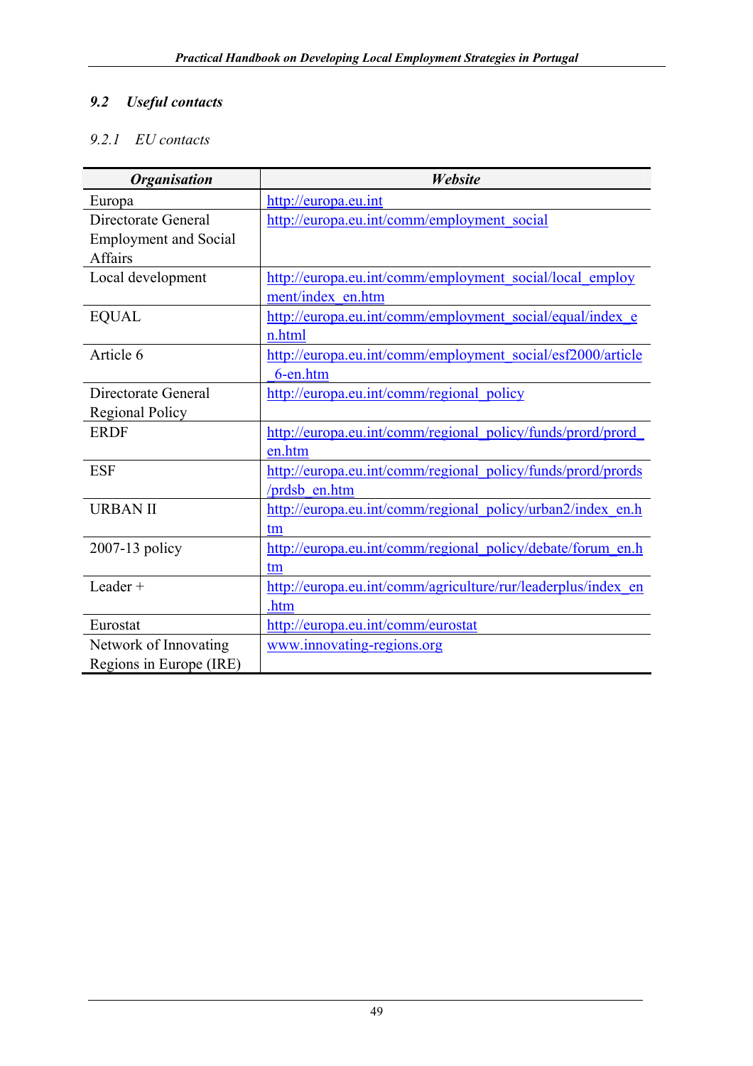## 9.2 *Useful contacts*

### *9.2.1 EU contacts*

| *Organisation* | *Website* |
|---|---|
| Europa | http://europa.eu.int |
| Directorate General Employment and Social Affairs | http://europa.eu.int/comm/employment_social |
| Local development | http://europa.eu.int/comm/employment_social/local_employment/index_en.htm |
| EQUAL | http://europa.eu.int/comm/employment_social/equal/index_en.html |
| Article 6 | http://europa.eu.int/comm/employment_social/esf2000/article_6-en.htm |
| Directorate General Regional Policy | http://europa.eu.int/comm/regional_policy |
| ERDF | http://europa.eu.int/comm/regional_policy/funds/prord/prord_en.htm |
| ESF | http://europa.eu.int/comm/regional_policy/funds/prord/prords/prdsb_en.htm |
| URBAN II | http://europa.eu.int/comm/regional_policy/urban2/index_en.htm |
| 2007-13 policy | http://europa.eu.int/comm/regional_policy/debate/forum_en.htm |
| Leader + | http://europa.eu.int/comm/agriculture/rur/leaderplus/index_en.htm |
| Eurostat | http://europa.eu.int/comm/eurostat |
| Network of Innovating Regions in Europe (IRE) | www.innovating-regions.org |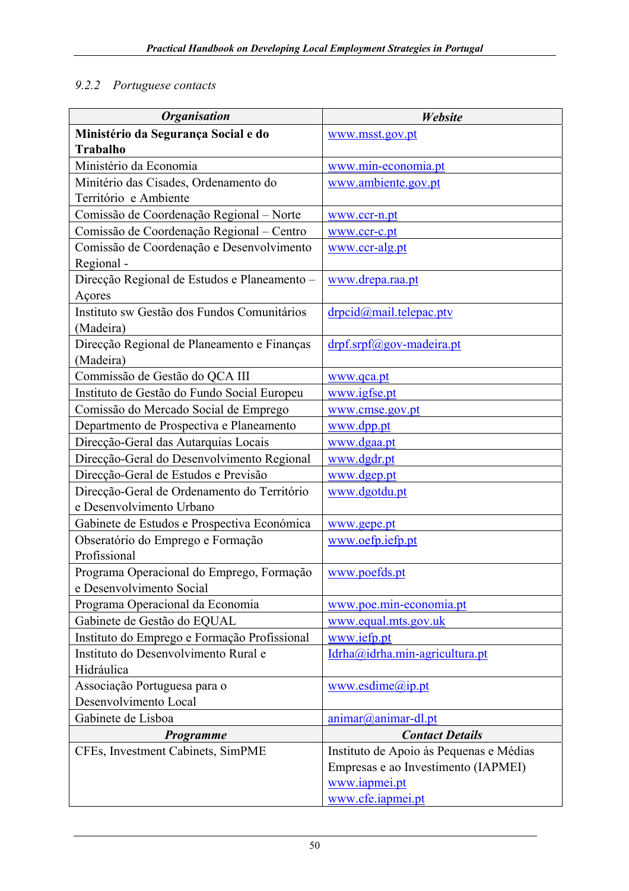### 9.2.2 Portuguese contacts

| *Organisation* | *Website* |
|---|---|
| **Ministério da Segurança Social e do Trabalho** | www.msst.gov.pt |
| Ministério da Economia | www.min-economia.pt |
| Minitério das Cisades, Ordenamento do Território e Ambiente | www.ambiente.gov.pt |
| Comissão de Coordenação Regional – Norte | www.ccr-n.pt |
| Comissão de Coordenação Regional – Centro | www.ccr-c.pt |
| Comissão de Coordenação e Desenvolvimento Regional - | www.ccr-alg.pt |
| Direcção Regional de Estudos e Planeamento – Açores | www.drepa.raa.pt |
| Instituto sw Gestão dos Fundos Comunitários (Madeira) | drpcid@mail.telepac.ptv |
| Direcção Regional de Planeamento e Finanças (Madeira) | drpf.srpf@gov-madeira.pt |
| Commissão de Gestão do QCA III | www.qca.pt |
| Instituto de Gestão do Fundo Social Europeu | www.igfse.pt |
| Comissão do Mercado Social de Emprego | www.cmse.gov.pt |
| Departmento de Prospectiva e Planeamento | www.dpp.pt |
| Direcção-Geral das Autarquias Locais | www.dgaa.pt |
| Direcção-Geral do Desenvolvimento Regional | www.dgdr.pt |
| Direcção-Geral de Estudos e Previsão | www.dgep.pt |
| Direcção-Geral de Ordenamento do Território e Desenvolvimento Urbano | www.dgotdu.pt |
| Gabinete de Estudos e Prospectiva Económica | www.gepe.pt |
| Obseratório do Emprego e Formação Profissional | www.oefp.iefp.pt |
| Programa Operacional do Emprego, Formação e Desenvolvimento Social | www.poefds.pt |
| Programa Operacional da Economia | www.poe.min-economia.pt |
| Gabinete de Gestão do EQUAL | www.equal.mts.gov.uk |
| Instituto do Emprego e Formação Profissional | www.iefp.pt |
| Instituto do Desenvolvimento Rural e Hidráulica | Idrha@idrha.min-agricultura.pt |
| Associação Portuguesa para o Desenvolvimento Local | www.esdime@ip.pt |
| Gabinete de Lisboa | animar@animar-dl.pt |
| ***Programme*** | ***Contact Details*** |
| CFEs, Investment Cabinets, SimPME | Instituto de Apoio às Pequenas e Médias Empresas e ao Investimento (IAPMEI) www.iapmei.pt www.cfe.iapmei.pt |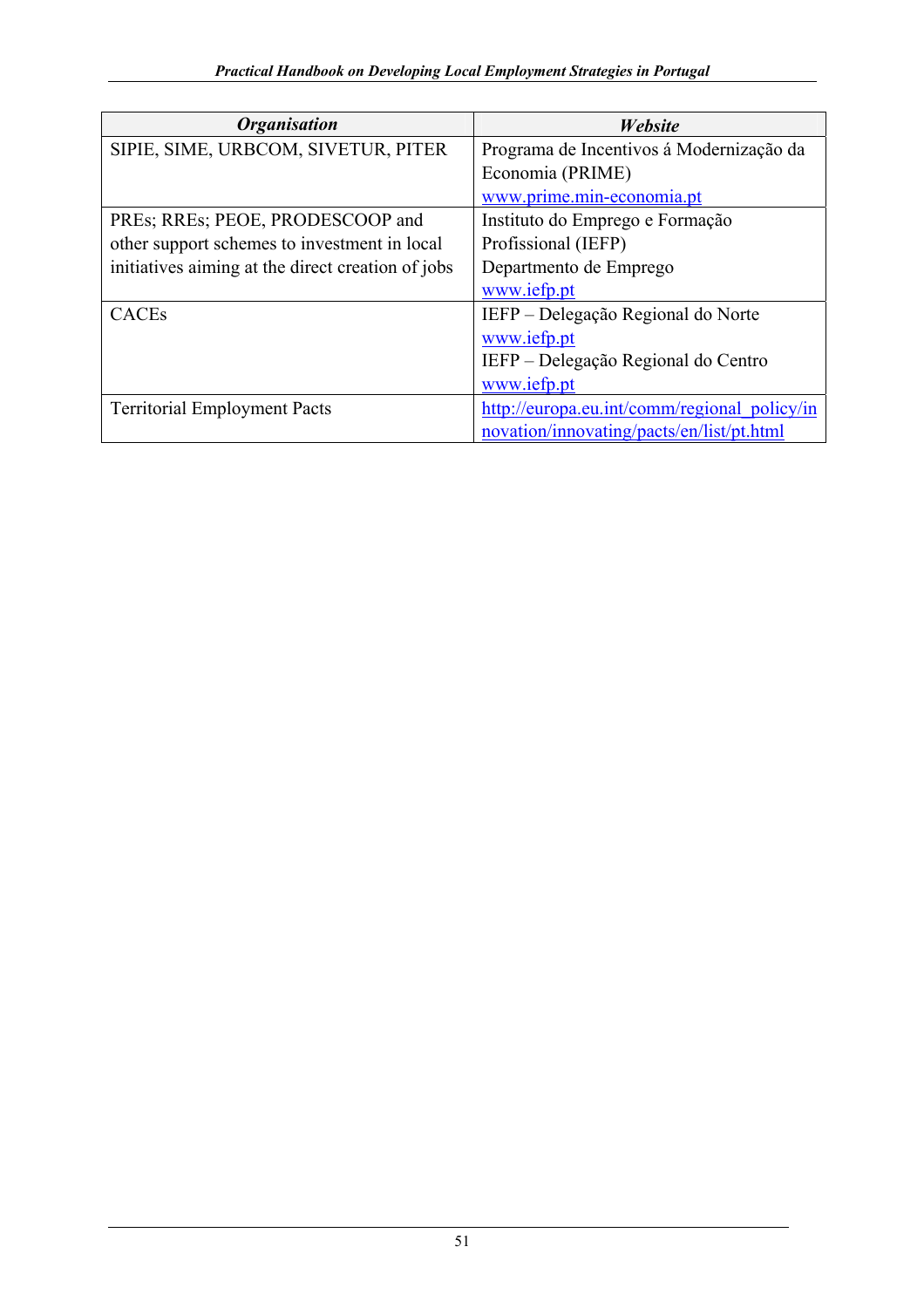| *Organisation* | *Website* |
|---|---|
| SIPIE, SIME, URBCOM, SIVETUR, PITER | Programa de Incentivos á Modernização da Economia (PRIME) www.prime.min-economia.pt |
| PREs; RREs; PEOE, PRODESCOOP and other support schemes to investment in local initiatives aiming at the direct creation of jobs | Instituto do Emprego e Formação Profissional (IEFP) Departmento de Emprego www.iefp.pt |
| CACEs | IEFP – Delegação Regional do Norte www.iefp.pt IEFP – Delegação Regional do Centro www.iefp.pt |
| Territorial Employment Pacts | http://europa.eu.int/comm/regional_policy/innovation/innovating/pacts/en/list/pt.html |